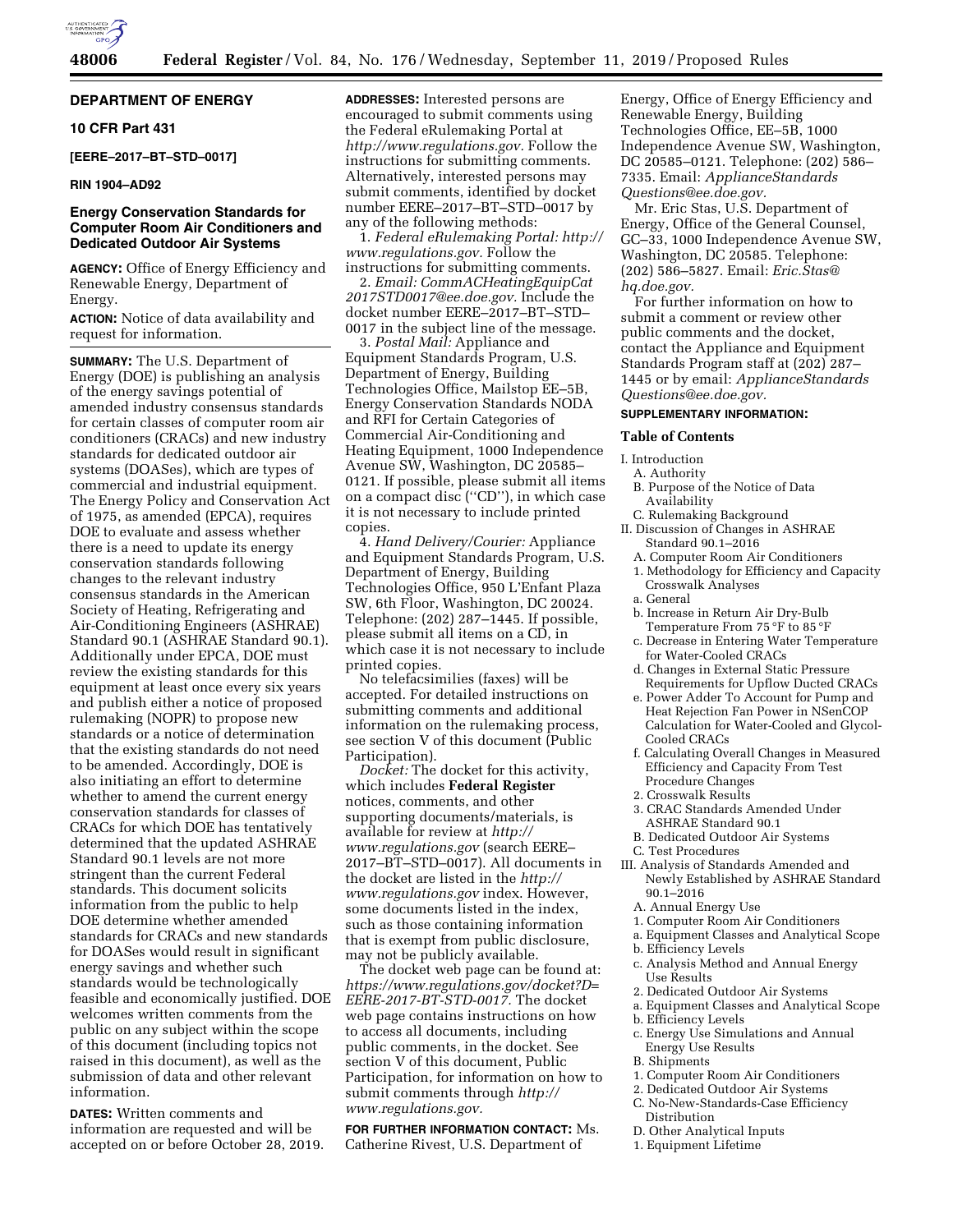**DEPARTMENT OF ENERGY**

**10 CFR Part 431**

**[EERE–2017–BT–STD–0017]**

**RIN 1904–AD92**

## Energy Conservation Standards for Computer Room Air Conditioners and Dedicated Outdoor Air Systems

**AGENCY:** Office of Energy Efficiency and Renewable Energy, Department of Energy.

**ACTION:** Notice of data availability and request for information.

**SUMMARY:** The U.S. Department of Energy (DOE) is publishing an analysis of the energy savings potential of amended industry consensus standards for certain classes of computer room air conditioners (CRACs) and new industry standards for dedicated outdoor air systems (DOASes), which are types of commercial and industrial equipment. The Energy Policy and Conservation Act of 1975, as amended (EPCA), requires DOE to evaluate and assess whether there is a need to update its energy conservation standards following changes to the relevant industry consensus standards in the American Society of Heating, Refrigerating and Air-Conditioning Engineers (ASHRAE) Standard 90.1 (ASHRAE Standard 90.1). Additionally under EPCA, DOE must review the existing standards for this equipment at least once every six years and publish either a notice of proposed rulemaking (NOPR) to propose new standards or a notice of determination that the existing standards do not need to be amended. Accordingly, DOE is also initiating an effort to determine whether to amend the current energy conservation standards for classes of CRACs for which DOE has tentatively determined that the updated ASHRAE Standard 90.1 levels are not more stringent than the current Federal standards. This document solicits information from the public to help DOE determine whether amended standards for CRACs and new standards for DOASes would result in significant energy savings and whether such standards would be technologically feasible and economically justified. DOE welcomes written comments from the public on any subject within the scope of this document (including topics not raised in this document), as well as the submission of data and other relevant information.

**DATES:** Written comments and information are requested and will be accepted on or before October 28, 2019.

**ADDRESSES:** Interested persons are encouraged to submit comments using the Federal eRulemaking Portal at *http://www.regulations.gov.* Follow the instructions for submitting comments. Alternatively, interested persons may submit comments, identified by docket number EERE–2017–BT–STD–0017 by any of the following methods:

1. *Federal eRulemaking Portal: http://www.regulations.gov.* Follow the instructions for submitting comments.
2. *Email: CommACHeatingEquipCat2017STD0017@ee.doe.gov.* Include the docket number EERE–2017–BT–STD–0017 in the subject line of the message.
3. *Postal Mail:* Appliance and Equipment Standards Program, U.S. Department of Energy, Building Technologies Office, Mailstop EE–5B, Energy Conservation Standards NODA and RFI for Certain Categories of Commercial Air-Conditioning and Heating Equipment, 1000 Independence Avenue SW, Washington, DC 20585–0121. If possible, please submit all items on a compact disc (''CD''), in which case it is not necessary to include printed copies.
4. *Hand Delivery/Courier:* Appliance and Equipment Standards Program, U.S. Department of Energy, Building Technologies Office, 950 L'Enfant Plaza SW, 6th Floor, Washington, DC 20024. Telephone: (202) 287–1445. If possible, please submit all items on a CD, in which case it is not necessary to include printed copies.

No telefacsimilies (faxes) will be accepted. For detailed instructions on submitting comments and additional information on the rulemaking process, see section V of this document (Public Participation).

*Docket:* The docket for this activity, which includes **Federal Register** notices, comments, and other supporting documents/materials, is available for review at *http://www.regulations.gov* (search EERE–2017–BT–STD–0017). All documents in the docket are listed in the *http://www.regulations.gov* index. However, some documents listed in the index, such as those containing information that is exempt from public disclosure, may not be publicly available.

The docket web page can be found at: *https://www.regulations.gov/docket?D=EERE-2017-BT-STD-0017.* The docket web page contains instructions on how to access all documents, including public comments, in the docket. See section V of this document, Public Participation, for information on how to submit comments through *http://www.regulations.gov.*

**FOR FURTHER INFORMATION CONTACT:** Ms. Catherine Rivest, U.S. Department of Energy, Office of Energy Efficiency and Renewable Energy, Building Technologies Office, EE–5B, 1000 Independence Avenue SW, Washington, DC 20585–0121. Telephone: (202) 586–7335. Email: *ApplianceStandardsQuestions@ee.doe.gov.*

Mr. Eric Stas, U.S. Department of Energy, Office of the General Counsel, GC–33, 1000 Independence Avenue SW, Washington, DC 20585. Telephone: (202) 586–5827. Email: *Eric.Stas@hq.doe.gov.*

For further information on how to submit a comment or review other public comments and the docket, contact the Appliance and Equipment Standards Program staff at (202) 287–1445 or by email: *ApplianceStandardsQuestions@ee.doe.gov.*

**SUPPLEMENTARY INFORMATION:**

**Table of Contents**

- I. Introduction
  - A. Authority
  - B. Purpose of the Notice of Data Availability
  - C. Rulemaking Background
- II. Discussion of Changes in ASHRAE Standard 90.1–2016
  - A. Computer Room Air Conditioners
    - 1. Methodology for Efficiency and Capacity Crosswalk Analyses
      - a. General
      - b. Increase in Return Air Dry-Bulb Temperature From 75 °F to 85 °F
      - c. Decrease in Entering Water Temperature for Water-Cooled CRACs
      - d. Changes in External Static Pressure Requirements for Upflow Ducted CRACs
      - e. Power Adder To Account for Pump and Heat Rejection Fan Power in NSenCOP Calculation for Water-Cooled and Glycol-Cooled CRACs
      - f. Calculating Overall Changes in Measured Efficiency and Capacity From Test Procedure Changes
    - 2. Crosswalk Results
    - 3. CRAC Standards Amended Under ASHRAE Standard 90.1
  - B. Dedicated Outdoor Air Systems
  - C. Test Procedures
- III. Analysis of Standards Amended and Newly Established by ASHRAE Standard 90.1–2016
  - A. Annual Energy Use
    - 1. Computer Room Air Conditioners
      - a. Equipment Classes and Analytical Scope
      - b. Efficiency Levels
      - c. Analysis Method and Annual Energy Use Results
    - 2. Dedicated Outdoor Air Systems
      - a. Equipment Classes and Analytical Scope
      - b. Efficiency Levels
      - c. Energy Use Simulations and Annual Energy Use Results
  - B. Shipments
    - 1. Computer Room Air Conditioners
    - 2. Dedicated Outdoor Air Systems
  - C. No-New-Standards-Case Efficiency Distribution
  - D. Other Analytical Inputs
    - 1. Equipment Lifetime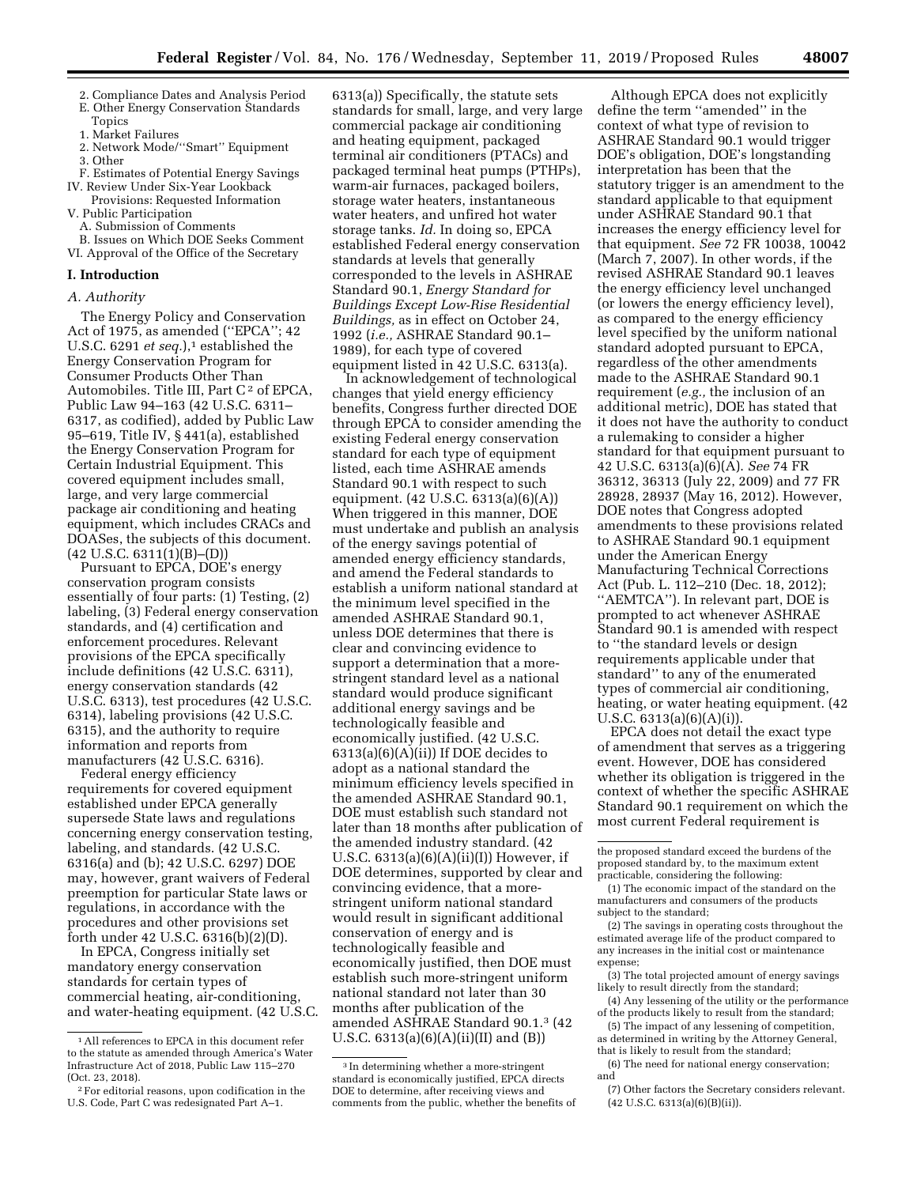2. Compliance Dates and Analysis Period

E. Other Energy Conservation Standards Topics

1. Market Failures

2. Network Mode/"Smart" Equipment

3. Other

F. Estimates of Potential Energy Savings

IV. Review Under Six-Year Lookback Provisions: Requested Information

V. Public Participation

A. Submission of Comments

B. Issues on Which DOE Seeks Comment

VI. Approval of the Office of the Secretary

## I. Introduction

### A. Authority

The Energy Policy and Conservation Act of 1975, as amended ("EPCA"; 42 U.S.C. 6291 *et seq.*),[1] established the Energy Conservation Program for Consumer Products Other Than Automobiles. Title III, Part C[2] of EPCA, Public Law 94–163 (42 U.S.C. 6311–6317, as codified), added by Public Law 95–619, Title IV, § 441(a), established the Energy Conservation Program for Certain Industrial Equipment. This covered equipment includes small, large, and very large commercial package air conditioning and heating equipment, which includes CRACs and DOASes, the subjects of this document. (42 U.S.C. 6311(1)(B)–(D))

Pursuant to EPCA, DOE's energy conservation program consists essentially of four parts: (1) Testing, (2) labeling, (3) Federal energy conservation standards, and (4) certification and enforcement procedures. Relevant provisions of the EPCA specifically include definitions (42 U.S.C. 6311), energy conservation standards (42 U.S.C. 6313), test procedures (42 U.S.C. 6314), labeling provisions (42 U.S.C. 6315), and the authority to require information and reports from manufacturers (42 U.S.C. 6316).

Federal energy efficiency requirements for covered equipment established under EPCA generally supersede State laws and regulations concerning energy conservation testing, labeling, and standards. (42 U.S.C. 6316(a) and (b); 42 U.S.C. 6297) DOE may, however, grant waivers of Federal preemption for particular State laws or regulations, in accordance with the procedures and other provisions set forth under 42 U.S.C. 6316(b)(2)(D).

In EPCA, Congress initially set mandatory energy conservation standards for certain types of commercial heating, air-conditioning, and water-heating equipment. (42 U.S.C. 6313(a)) Specifically, the statute sets standards for small, large, and very large commercial package air conditioning and heating equipment, packaged terminal air conditioners (PTACs) and packaged terminal heat pumps (PTHPs), warm-air furnaces, packaged boilers, storage water heaters, instantaneous water heaters, and unfired hot water storage tanks. *Id.* In doing so, EPCA established Federal energy conservation standards at levels that generally corresponded to the levels in ASHRAE Standard 90.1, *Energy Standard for Buildings Except Low-Rise Residential Buildings,* as in effect on October 24, 1992 (*i.e.,* ASHRAE Standard 90.1–1989), for each type of covered equipment listed in 42 U.S.C. 6313(a).

In acknowledgement of technological changes that yield energy efficiency benefits, Congress further directed DOE through EPCA to consider amending the existing Federal energy conservation standard for each type of equipment listed, each time ASHRAE amends Standard 90.1 with respect to such equipment. (42 U.S.C. 6313(a)(6)(A)) When triggered in this manner, DOE must undertake and publish an analysis of the energy savings potential of amended energy efficiency standards, and amend the Federal standards to establish a uniform national standard at the minimum level specified in the amended ASHRAE Standard 90.1, unless DOE determines that there is clear and convincing evidence to support a determination that a more-stringent standard level as a national standard would produce significant additional energy savings and be technologically feasible and economically justified. (42 U.S.C. 6313(a)(6)(A)(ii)) If DOE decides to adopt as a national standard the minimum efficiency levels specified in the amended ASHRAE Standard 90.1, DOE must establish such standard not later than 18 months after publication of the amended industry standard. (42 U.S.C. 6313(a)(6)(A)(ii)(I)) However, if DOE determines, supported by clear and convincing evidence, that a more-stringent uniform national standard would result in significant additional conservation of energy and is technologically feasible and economically justified, then DOE must establish such more-stringent uniform national standard not later than 30 months after publication of the amended ASHRAE Standard 90.1.[3] (42 U.S.C. 6313(a)(6)(A)(ii)(II) and (B))

Although EPCA does not explicitly define the term "amended" in the context of what type of revision to ASHRAE Standard 90.1 would trigger DOE's obligation, DOE's longstanding interpretation has been that the statutory trigger is an amendment to the standard applicable to that equipment under ASHRAE Standard 90.1 that increases the energy efficiency level for that equipment. *See* 72 FR 10038, 10042 (March 7, 2007). In other words, if the revised ASHRAE Standard 90.1 leaves the energy efficiency level unchanged (or lowers the energy efficiency level), as compared to the energy efficiency level specified by the uniform national standard adopted pursuant to EPCA, regardless of the other amendments made to the ASHRAE Standard 90.1 requirement (*e.g.,* the inclusion of an additional metric), DOE has stated that it does not have the authority to conduct a rulemaking to consider a higher standard for that equipment pursuant to 42 U.S.C. 6313(a)(6)(A). *See* 74 FR 36312, 36313 (July 22, 2009) and 77 FR 28928, 28937 (May 16, 2012). However, DOE notes that Congress adopted amendments to these provisions related to ASHRAE Standard 90.1 equipment under the American Energy Manufacturing Technical Corrections Act (Pub. L. 112–210 (Dec. 18, 2012); "AEMTCA"). In relevant part, DOE is prompted to act whenever ASHRAE Standard 90.1 is amended with respect to "the standard levels or design requirements applicable under that standard" to any of the enumerated types of commercial air conditioning, heating, or water heating equipment. (42 U.S.C. 6313(a)(6)(A)(i)).

EPCA does not detail the exact type of amendment that serves as a triggering event. However, DOE has considered whether its obligation is triggered in the context of whether the specific ASHRAE Standard 90.1 requirement on which the most current Federal requirement is

---

[1] All references to EPCA in this document refer to the statute as amended through America's Water Infrastructure Act of 2018, Public Law 115–270 (Oct. 23, 2018).

[2] For editorial reasons, upon codification in the U.S. Code, Part C was redesignated Part A–1.

[3] In determining whether a more-stringent standard is economically justified, EPCA directs DOE to determine, after receiving views and comments from the public, whether the benefits of the proposed standard exceed the burdens of the proposed standard by, to the maximum extent practicable, considering the following:

(1) The economic impact of the standard on the manufacturers and consumers of the products subject to the standard;

(2) The savings in operating costs throughout the estimated average life of the product compared to any increases in the initial cost or maintenance expense;

(3) The total projected amount of energy savings likely to result directly from the standard;

(4) Any lessening of the utility or the performance of the products likely to result from the standard;

(5) The impact of any lessening of competition, as determined in writing by the Attorney General, that is likely to result from the standard;

(6) The need for national energy conservation; and

(7) Other factors the Secretary considers relevant. (42 U.S.C. 6313(a)(6)(B)(ii)).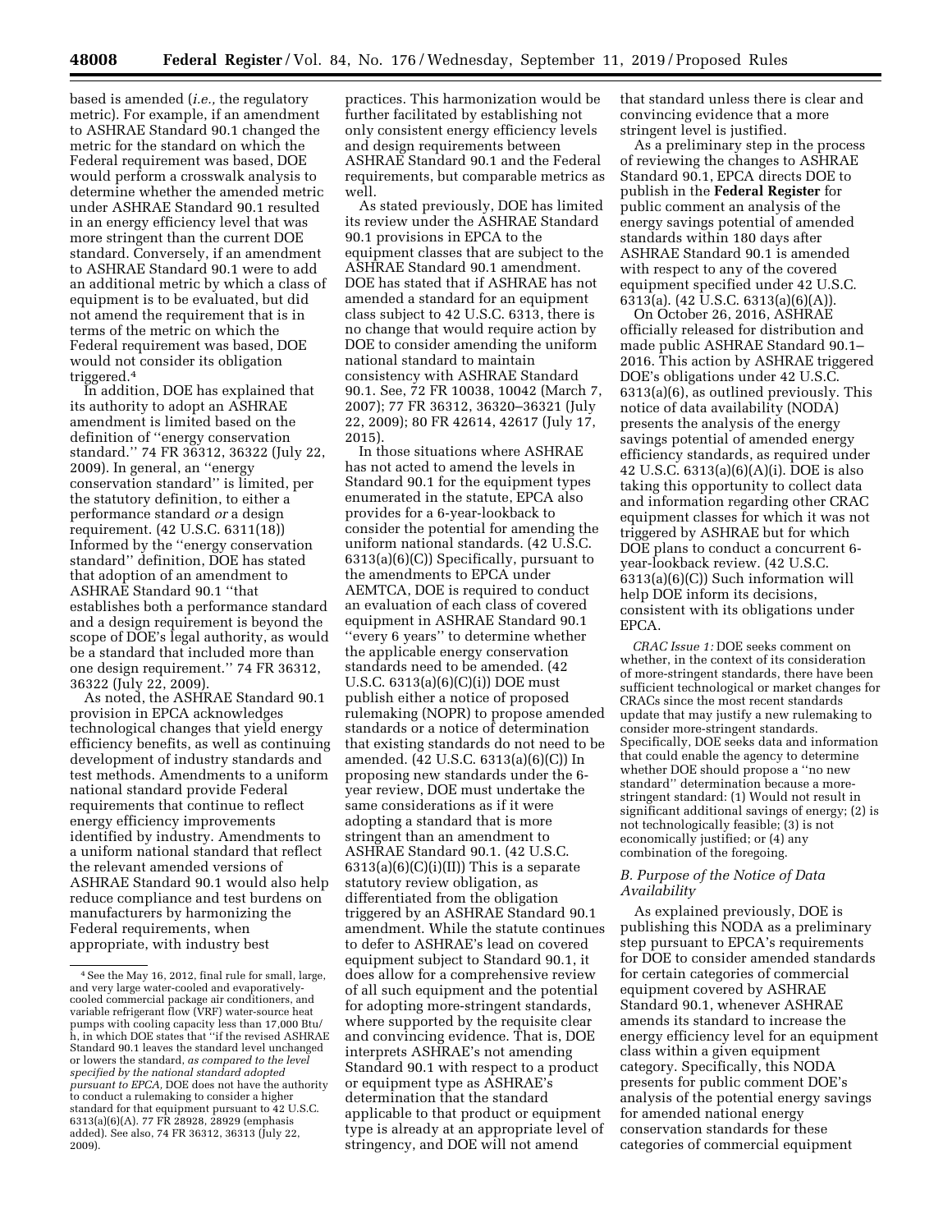based is amended (*i.e.,* the regulatory metric). For example, if an amendment to ASHRAE Standard 90.1 changed the metric for the standard on which the Federal requirement was based, DOE would perform a crosswalk analysis to determine whether the amended metric under ASHRAE Standard 90.1 resulted in an energy efficiency level that was more stringent than the current DOE standard. Conversely, if an amendment to ASHRAE Standard 90.1 were to add an additional metric by which a class of equipment is to be evaluated, but did not amend the requirement that is in terms of the metric on which the Federal requirement was based, DOE would not consider its obligation triggered.[4]

In addition, DOE has explained that its authority to adopt an ASHRAE amendment is limited based on the definition of "energy conservation standard." 74 FR 36312, 36322 (July 22, 2009). In general, an "energy conservation standard" is limited, per the statutory definition, to either a performance standard *or* a design requirement. (42 U.S.C. 6311(18)) Informed by the "energy conservation standard" definition, DOE has stated that adoption of an amendment to ASHRAE Standard 90.1 "that establishes both a performance standard and a design requirement is beyond the scope of DOE's legal authority, as would be a standard that included more than one design requirement." 74 FR 36312, 36322 (July 22, 2009).

As noted, the ASHRAE Standard 90.1 provision in EPCA acknowledges technological changes that yield energy efficiency benefits, as well as continuing development of industry standards and test methods. Amendments to a uniform national standard provide Federal requirements that continue to reflect energy efficiency improvements identified by industry. Amendments to a uniform national standard that reflect the relevant amended versions of ASHRAE Standard 90.1 would also help reduce compliance and test burdens on manufacturers by harmonizing the Federal requirements, when appropriate, with industry best practices. This harmonization would be further facilitated by establishing not only consistent energy efficiency levels and design requirements between ASHRAE Standard 90.1 and the Federal requirements, but comparable metrics as well.

As stated previously, DOE has limited its review under the ASHRAE Standard 90.1 provisions in EPCA to the equipment classes that are subject to the ASHRAE Standard 90.1 amendment. DOE has stated that if ASHRAE has not amended a standard for an equipment class subject to 42 U.S.C. 6313, there is no change that would require action by DOE to consider amending the uniform national standard to maintain consistency with ASHRAE Standard 90.1. See, 72 FR 10038, 10042 (March 7, 2007); 77 FR 36312, 36320–36321 (July 22, 2009); 80 FR 42614, 42617 (July 17, 2015).

In those situations where ASHRAE has not acted to amend the levels in Standard 90.1 for the equipment types enumerated in the statute, EPCA also provides for a 6-year-lookback to consider the potential for amending the uniform national standards. (42 U.S.C. 6313(a)(6)(C)) Specifically, pursuant to the amendments to EPCA under AEMTCA, DOE is required to conduct an evaluation of each class of covered equipment in ASHRAE Standard 90.1 "every 6 years" to determine whether the applicable energy conservation standards need to be amended. (42 U.S.C. 6313(a)(6)(C)(i)) DOE must publish either a notice of proposed rulemaking (NOPR) to propose amended standards or a notice of determination that existing standards do not need to be amended. (42 U.S.C. 6313(a)(6)(C)) In proposing new standards under the 6-year review, DOE must undertake the same considerations as if it were adopting a standard that is more stringent than an amendment to ASHRAE Standard 90.1. (42 U.S.C. 6313(a)(6)(C)(i)(II)) This is a separate statutory review obligation, as differentiated from the obligation triggered by an ASHRAE Standard 90.1 amendment. While the statute continues to defer to ASHRAE's lead on covered equipment subject to Standard 90.1, it does allow for a comprehensive review of all such equipment and the potential for adopting more-stringent standards, where supported by the requisite clear and convincing evidence. That is, DOE interprets ASHRAE's not amending Standard 90.1 with respect to a product or equipment type as ASHRAE's determination that the standard applicable to that product or equipment type is already at an appropriate level of stringency, and DOE will not amend that standard unless there is clear and convincing evidence that a more stringent level is justified.

As a preliminary step in the process of reviewing the changes to ASHRAE Standard 90.1, EPCA directs DOE to publish in the **Federal Register** for public comment an analysis of the energy savings potential of amended standards within 180 days after ASHRAE Standard 90.1 is amended with respect to any of the covered equipment specified under 42 U.S.C. 6313(a). (42 U.S.C. 6313(a)(6)(A)).

On October 26, 2016, ASHRAE officially released for distribution and made public ASHRAE Standard 90.1–2016. This action by ASHRAE triggered DOE's obligations under 42 U.S.C. 6313(a)(6), as outlined previously. This notice of data availability (NODA) presents the analysis of the energy savings potential of amended energy efficiency standards, as required under 42 U.S.C. 6313(a)(6)(A)(i). DOE is also taking this opportunity to collect data and information regarding other CRAC equipment classes for which it was not triggered by ASHRAE but for which DOE plans to conduct a concurrent 6-year-lookback review. (42 U.S.C. 6313(a)(6)(C)) Such information will help DOE inform its decisions, consistent with its obligations under EPCA.

*CRAC Issue 1:* DOE seeks comment on whether, in the context of its consideration of more-stringent standards, there have been sufficient technological or market changes for CRACs since the most recent standards update that may justify a new rulemaking to consider more-stringent standards. Specifically, DOE seeks data and information that could enable the agency to determine whether DOE should propose a "no new standard" determination because a more-stringent standard: (1) Would not result in significant additional savings of energy; (2) is not technologically feasible; (3) is not economically justified; or (4) any combination of the foregoing.

### B. Purpose of the Notice of Data Availability

As explained previously, DOE is publishing this NODA as a preliminary step pursuant to EPCA's requirements for DOE to consider amended standards for certain categories of commercial equipment covered by ASHRAE Standard 90.1, whenever ASHRAE amends its standard to increase the energy efficiency level for an equipment class within a given equipment category. Specifically, this NODA presents for public comment DOE's analysis of the potential energy savings for amended national energy conservation standards for these categories of commercial equipment

[4] See the May 16, 2012, final rule for small, large, and very large water-cooled and evaporatively-cooled commercial package air conditioners, and variable refrigerant flow (VRF) water-source heat pumps with cooling capacity less than 17,000 Btu/h, in which DOE states that "if the revised ASHRAE Standard 90.1 leaves the standard level unchanged or lowers the standard, *as compared to the level specified by the national standard adopted pursuant to EPCA,* DOE does not have the authority to conduct a rulemaking to consider a higher standard for that equipment pursuant to 42 U.S.C. 6313(a)(6)(A). 77 FR 28928, 28929 (emphasis added). See also, 74 FR 36312, 36313 (July 22, 2009).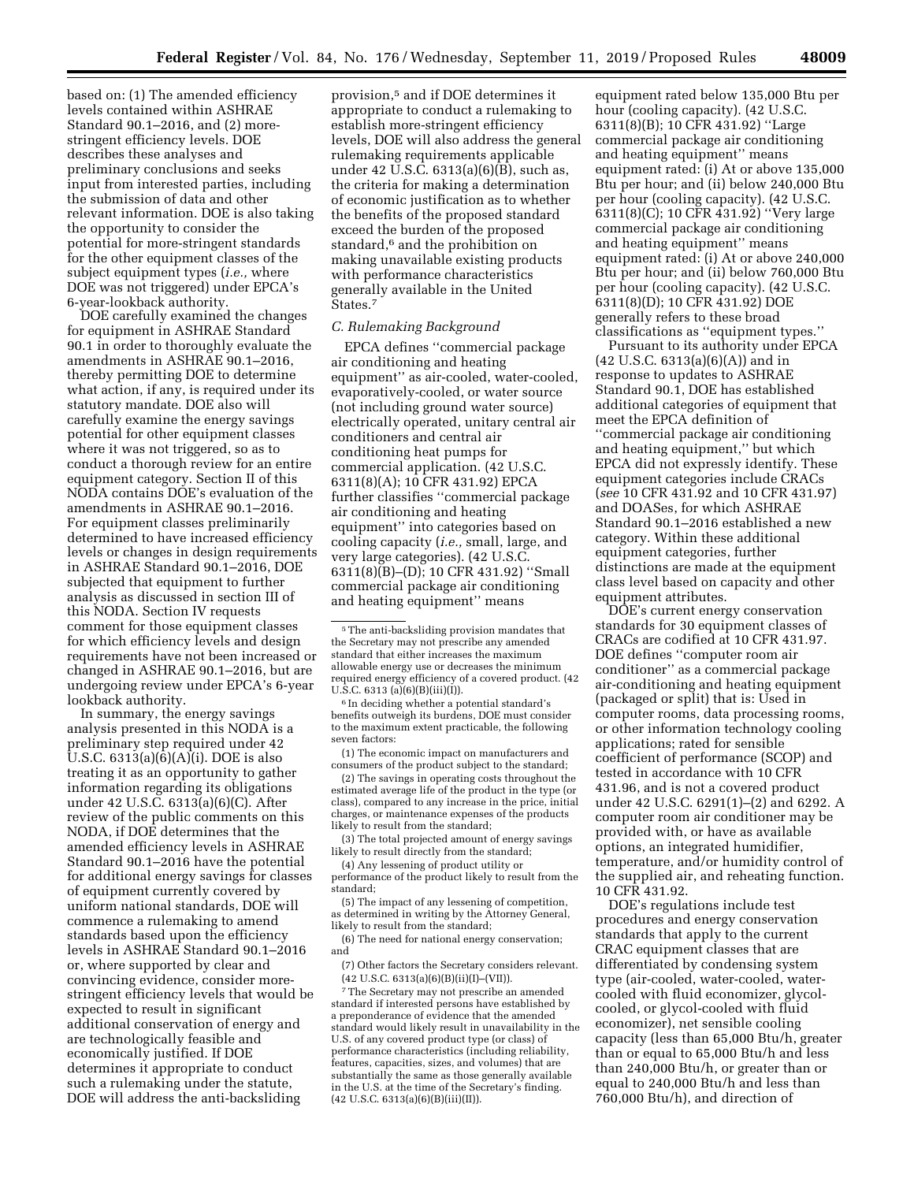based on: (1) The amended efficiency levels contained within ASHRAE Standard 90.1–2016, and (2) more-stringent efficiency levels. DOE describes these analyses and preliminary conclusions and seeks input from interested parties, including the submission of data and other relevant information. DOE is also taking the opportunity to consider the potential for more-stringent standards for the other equipment classes of the subject equipment types (*i.e.,* where DOE was not triggered) under EPCA's 6-year-lookback authority.

DOE carefully examined the changes for equipment in ASHRAE Standard 90.1 in order to thoroughly evaluate the amendments in ASHRAE 90.1–2016, thereby permitting DOE to determine what action, if any, is required under its statutory mandate. DOE also will carefully examine the energy savings potential for other equipment classes where it was not triggered, so as to conduct a thorough review for an entire equipment category. Section II of this NODA contains DOE's evaluation of the amendments in ASHRAE 90.1–2016. For equipment classes preliminarily determined to have increased efficiency levels or changes in design requirements in ASHRAE Standard 90.1–2016, DOE subjected that equipment to further analysis as discussed in section III of this NODA. Section IV requests comment for those equipment classes for which efficiency levels and design requirements have not been increased or changed in ASHRAE 90.1–2016, but are undergoing review under EPCA's 6-year lookback authority.

In summary, the energy savings analysis presented in this NODA is a preliminary step required under 42 U.S.C. 6313(a)(6)(A)(i). DOE is also treating it as an opportunity to gather information regarding its obligations under 42 U.S.C. 6313(a)(6)(C). After review of the public comments on this NODA, if DOE determines that the amended efficiency levels in ASHRAE Standard 90.1–2016 have the potential for additional energy savings for classes of equipment currently covered by uniform national standards, DOE will commence a rulemaking to amend standards based upon the efficiency levels in ASHRAE Standard 90.1–2016 or, where supported by clear and convincing evidence, consider more-stringent efficiency levels that would be expected to result in significant additional conservation of energy and are technologically feasible and economically justified. If DOE determines it appropriate to conduct such a rulemaking under the statute, DOE will address the anti-backsliding provision,[5] and if DOE determines it appropriate to conduct a rulemaking to establish more-stringent efficiency levels, DOE will also address the general rulemaking requirements applicable under 42 U.S.C. 6313(a)(6)(B), such as, the criteria for making a determination of economic justification as to whether the benefits of the proposed standard exceed the burden of the proposed standard,[6] and the prohibition on making unavailable existing products with performance characteristics generally available in the United States.[7]

### *C. Rulemaking Background*

EPCA defines ''commercial package air conditioning and heating equipment'' as air-cooled, water-cooled, evaporatively-cooled, or water source (not including ground water source) electrically operated, unitary central air conditioners and central air conditioning heat pumps for commercial application. (42 U.S.C. 6311(8)(A); 10 CFR 431.92) EPCA further classifies ''commercial package air conditioning and heating equipment'' into categories based on cooling capacity (*i.e.,* small, large, and very large categories). (42 U.S.C. 6311(8)(B)–(D); 10 CFR 431.92) ''Small commercial package air conditioning and heating equipment'' means equipment rated below 135,000 Btu per hour (cooling capacity). (42 U.S.C. 6311(8)(B); 10 CFR 431.92) ''Large commercial package air conditioning and heating equipment'' means equipment rated: (i) At or above 135,000 Btu per hour; and (ii) below 240,000 Btu per hour (cooling capacity). (42 U.S.C. 6311(8)(C); 10 CFR 431.92) ''Very large commercial package air conditioning and heating equipment'' means equipment rated: (i) At or above 240,000 Btu per hour; and (ii) below 760,000 Btu per hour (cooling capacity). (42 U.S.C. 6311(8)(D); 10 CFR 431.92) DOE generally refers to these broad classifications as ''equipment types.''

Pursuant to its authority under EPCA (42 U.S.C. 6313(a)(6)(A)) and in response to updates to ASHRAE Standard 90.1, DOE has established additional categories of equipment that meet the EPCA definition of ''commercial package air conditioning and heating equipment,'' but which EPCA did not expressly identify. These equipment categories include CRACs (*see* 10 CFR 431.92 and 10 CFR 431.97) and DOASes, for which ASHRAE Standard 90.1–2016 established a new category. Within these additional equipment categories, further distinctions are made at the equipment class level based on capacity and other equipment attributes.

DOE's current energy conservation standards for 30 equipment classes of CRACs are codified at 10 CFR 431.97. DOE defines ''computer room air conditioner'' as a commercial package air-conditioning and heating equipment (packaged or split) that is: Used in computer rooms, data processing rooms, or other information technology cooling applications; rated for sensible coefficient of performance (SCOP) and tested in accordance with 10 CFR 431.96, and is not a covered product under 42 U.S.C. 6291(1)–(2) and 6292. A computer room air conditioner may be provided with, or have as available options, an integrated humidifier, temperature, and/or humidity control of the supplied air, and reheating function. 10 CFR 431.92.

DOE's regulations include test procedures and energy conservation standards that apply to the current CRAC equipment classes that are differentiated by condensing system type (air-cooled, water-cooled, water-cooled with fluid economizer, glycol-cooled, or glycol-cooled with fluid economizer), net sensible cooling capacity (less than 65,000 Btu/h, greater than or equal to 65,000 Btu/h and less than 240,000 Btu/h, or greater than or equal to 240,000 Btu/h and less than 760,000 Btu/h), and direction of

---

[5] The anti-backsliding provision mandates that the Secretary may not prescribe any amended standard that either increases the maximum allowable energy use or decreases the minimum required energy efficiency of a covered product. (42 U.S.C. 6313 (a)(6)(B)(iii)(I)).

[6] In deciding whether a potential standard's benefits outweigh its burdens, DOE must consider to the maximum extent practicable, the following seven factors:

(1) The economic impact on manufacturers and consumers of the product subject to the standard;

(2) The savings in operating costs throughout the estimated average life of the product in the type (or class), compared to any increase in the price, initial charges, or maintenance expenses of the products likely to result from the standard;

(3) The total projected amount of energy savings likely to result directly from the standard;

(4) Any lessening of product utility or performance of the product likely to result from the standard;

(5) The impact of any lessening of competition, as determined in writing by the Attorney General, likely to result from the standard;

(6) The need for national energy conservation; and

(7) Other factors the Secretary considers relevant. (42 U.S.C. 6313(a)(6)(B)(ii)(I)–(VII)).

[7] The Secretary may not prescribe an amended standard if interested persons have established by a preponderance of evidence that the amended standard would likely result in unavailability in the U.S. of any covered product type (or class) of performance characteristics (including reliability, features, capacities, sizes, and volumes) that are substantially the same as those generally available in the U.S. at the time of the Secretary's finding. (42 U.S.C. 6313(a)(6)(B)(iii)(II)).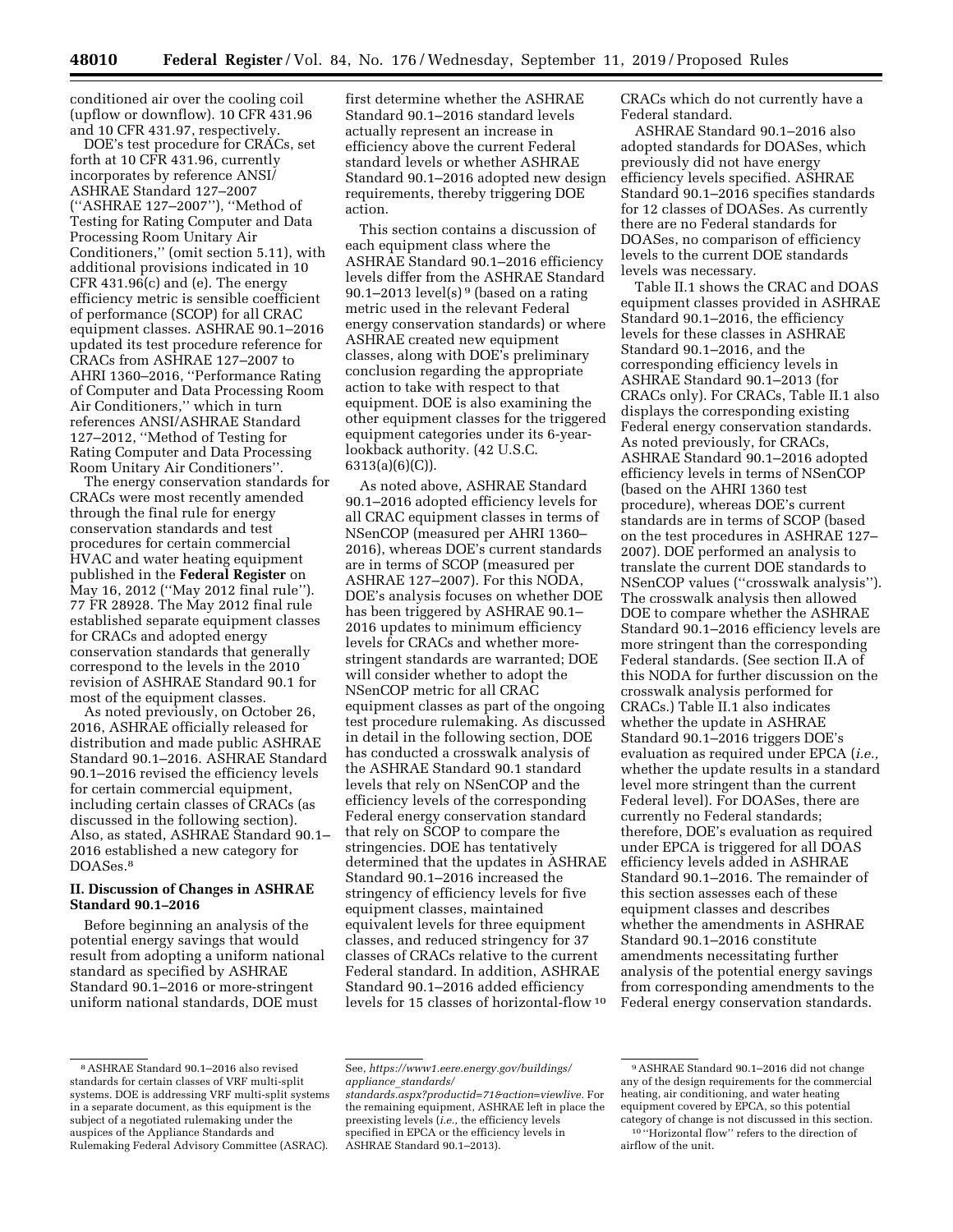conditioned air over the cooling coil (upflow or downflow). 10 CFR 431.96 and 10 CFR 431.97, respectively.

DOE's test procedure for CRACs, set forth at 10 CFR 431.96, currently incorporates by reference ANSI/ASHRAE Standard 127–2007 (''ASHRAE 127–2007''), ''Method of Testing for Rating Computer and Data Processing Room Unitary Air Conditioners,'' (omit section 5.11), with additional provisions indicated in 10 CFR 431.96(c) and (e). The energy efficiency metric is sensible coefficient of performance (SCOP) for all CRAC equipment classes. ASHRAE 90.1–2016 updated its test procedure reference for CRACs from ASHRAE 127–2007 to AHRI 1360–2016, ''Performance Rating of Computer and Data Processing Room Air Conditioners,'' which in turn references ANSI/ASHRAE Standard 127–2012, ''Method of Testing for Rating Computer and Data Processing Room Unitary Air Conditioners''.

The energy conservation standards for CRACs were most recently amended through the final rule for energy conservation standards and test procedures for certain commercial HVAC and water heating equipment published in the **Federal Register** on May 16, 2012 (''May 2012 final rule''). 77 FR 28928. The May 2012 final rule established separate equipment classes for CRACs and adopted energy conservation standards that generally correspond to the levels in the 2010 revision of ASHRAE Standard 90.1 for most of the equipment classes.

As noted previously, on October 26, 2016, ASHRAE officially released for distribution and made public ASHRAE Standard 90.1–2016. ASHRAE Standard 90.1–2016 revised the efficiency levels for certain commercial equipment, including certain classes of CRACs (as discussed in the following section). Also, as stated, ASHRAE Standard 90.1–2016 established a new category for DOASes.[8]

## II. Discussion of Changes in ASHRAE Standard 90.1–2016

Before beginning an analysis of the potential energy savings that would result from adopting a uniform national standard as specified by ASHRAE Standard 90.1–2016 or more-stringent uniform national standards, DOE must first determine whether the ASHRAE Standard 90.1–2016 standard levels actually represent an increase in efficiency above the current Federal standard levels or whether ASHRAE Standard 90.1–2016 adopted new design requirements, thereby triggering DOE action.

This section contains a discussion of each equipment class where the ASHRAE Standard 90.1–2016 efficiency levels differ from the ASHRAE Standard 90.1–2013 level(s)[9] (based on a rating metric used in the relevant Federal energy conservation standards) or where ASHRAE created new equipment classes, along with DOE's preliminary conclusion regarding the appropriate action to take with respect to that equipment. DOE is also examining the other equipment classes for the triggered equipment categories under its 6-year-lookback authority. (42 U.S.C. 6313(a)(6)(C)).

As noted above, ASHRAE Standard 90.1–2016 adopted efficiency levels for all CRAC equipment classes in terms of NSenCOP (measured per AHRI 1360–2016), whereas DOE's current standards are in terms of SCOP (measured per ASHRAE 127–2007). For this NODA, DOE's analysis focuses on whether DOE has been triggered by ASHRAE 90.1–2016 updates to minimum efficiency levels for CRACs and whether more-stringent standards are warranted; DOE will consider whether to adopt the NSenCOP metric for all CRAC equipment classes as part of the ongoing test procedure rulemaking. As discussed in detail in the following section, DOE has conducted a crosswalk analysis of the ASHRAE Standard 90.1 standard levels that rely on NSenCOP and the efficiency levels of the corresponding Federal energy conservation standard that rely on SCOP to compare the stringencies. DOE has tentatively determined that the updates in ASHRAE Standard 90.1–2016 increased the stringency of efficiency levels for five equipment classes, maintained equivalent levels for three equipment classes, and reduced stringency for 37 classes of CRACs relative to the current Federal standard. In addition, ASHRAE Standard 90.1–2016 added efficiency levels for 15 classes of horizontal-flow[10] CRACs which do not currently have a Federal standard.

ASHRAE Standard 90.1–2016 also adopted standards for DOASes, which previously did not have energy efficiency levels specified. ASHRAE Standard 90.1–2016 specifies standards for 12 classes of DOASes. As currently there are no Federal standards for DOASes, no comparison of efficiency levels to the current DOE standards levels was necessary.

Table II.1 shows the CRAC and DOAS equipment classes provided in ASHRAE Standard 90.1–2016, the efficiency levels for these classes in ASHRAE Standard 90.1–2016, and the corresponding efficiency levels in ASHRAE Standard 90.1–2013 (for CRACs only). For CRACs, Table II.1 also displays the corresponding existing Federal energy conservation standards. As noted previously, for CRACs, ASHRAE Standard 90.1–2016 adopted efficiency levels in terms of NSenCOP (based on the AHRI 1360 test procedure), whereas DOE's current standards are in terms of SCOP (based on the test procedures in ASHRAE 127–2007). DOE performed an analysis to translate the current DOE standards to NSenCOP values (''crosswalk analysis''). The crosswalk analysis then allowed DOE to compare whether the ASHRAE Standard 90.1–2016 efficiency levels are more stringent than the corresponding Federal standards. (See section II.A of this NODA for further discussion on the crosswalk analysis performed for CRACs.) Table II.1 also indicates whether the update in ASHRAE Standard 90.1–2016 triggers DOE's evaluation as required under EPCA (*i.e.,* whether the update results in a standard level more stringent than the current Federal level). For DOASes, there are currently no Federal standards; therefore, DOE's evaluation as required under EPCA is triggered for all DOAS efficiency levels added in ASHRAE Standard 90.1–2016. The remainder of this section assesses each of these equipment classes and describes whether the amendments in ASHRAE Standard 90.1–2016 constitute amendments necessitating further analysis of the potential energy savings from corresponding amendments to the Federal energy conservation standards.

---

[8] ASHRAE Standard 90.1–2016 also revised standards for certain classes of VRF multi-split systems. DOE is addressing VRF multi-split systems in a separate document, as this equipment is the subject of a negotiated rulemaking under the auspices of the Appliance Standards and Rulemaking Federal Advisory Committee (ASRAC). See, *https://www1.eere.energy.gov/buildings/appliance_standards/standards.aspx?productid=71&action=viewlive.* For the remaining equipment, ASHRAE left in place the preexisting levels (*i.e.,* the efficiency levels specified in EPCA or the efficiency levels in ASHRAE Standard 90.1–2013).

[9] ASHRAE Standard 90.1–2016 did not change any of the design requirements for the commercial heating, air conditioning, and water heating equipment covered by EPCA, so this potential category of change is not discussed in this section.

[10] ''Horizontal flow'' refers to the direction of airflow of the unit.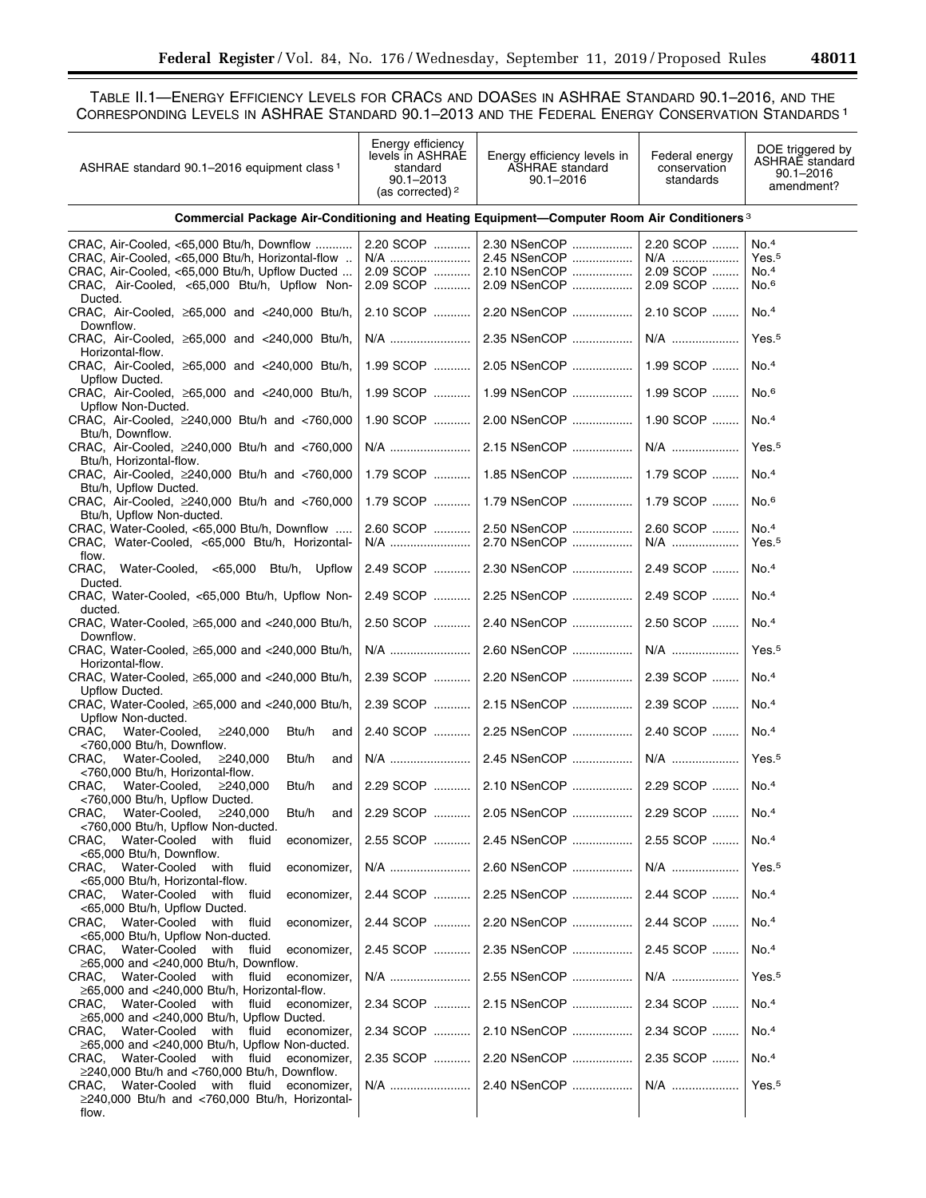TABLE II.1—ENERGY EFFICIENCY LEVELS FOR CRACS AND DOASES IN ASHRAE STANDARD 90.1–2016, AND THE CORRESPONDING LEVELS IN ASHRAE STANDARD 90.1–2013 AND THE FEDERAL ENERGY CONSERVATION STANDARDS [1]

| ASHRAE standard 90.1–2016 equipment class [1] | Energy efficiency levels in ASHRAE standard 90.1–2013 (as corrected) [2] | Energy efficiency levels in ASHRAE standard 90.1–2016 | Federal energy conservation standards | DOE triggered by ASHRAE standard 90.1–2016 amendment? |
|---|---|---|---|---|
| **Commercial Package Air-Conditioning and Heating Equipment—Computer Room Air Conditioners [3]** | | | | |
| CRAC, Air-Cooled, <65,000 Btu/h, Downflow | 2.20 SCOP | 2.30 NSenCOP | 2.20 SCOP | No.[4] |
| CRAC, Air-Cooled, <65,000 Btu/h, Horizontal-flow | N/A | 2.45 NSenCOP | N/A | Yes.[5] |
| CRAC, Air-Cooled, <65,000 Btu/h, Upflow Ducted | 2.09 SCOP | 2.10 NSenCOP | 2.09 SCOP | No.[4] |
| CRAC, Air-Cooled, <65,000 Btu/h, Upflow Non-Ducted. | 2.09 SCOP | 2.09 NSenCOP | 2.09 SCOP | No.[6] |
| CRAC, Air-Cooled, ≥65,000 and <240,000 Btu/h, Downflow. | 2.10 SCOP | 2.20 NSenCOP | 2.10 SCOP | No.[4] |
| CRAC, Air-Cooled, ≥65,000 and <240,000 Btu/h, Horizontal-flow. | N/A | 2.35 NSenCOP | N/A | Yes.[5] |
| CRAC, Air-Cooled, ≥65,000 and <240,000 Btu/h, Upflow Ducted. | 1.99 SCOP | 2.05 NSenCOP | 1.99 SCOP | No.[4] |
| CRAC, Air-Cooled, ≥65,000 and <240,000 Btu/h, Upflow Non-Ducted. | 1.99 SCOP | 1.99 NSenCOP | 1.99 SCOP | No.[6] |
| CRAC, Air-Cooled, ≥240,000 Btu/h and <760,000 Btu/h, Downflow. | 1.90 SCOP | 2.00 NSenCOP | 1.90 SCOP | No.[4] |
| CRAC, Air-Cooled, ≥240,000 Btu/h and <760,000 Btu/h, Horizontal-flow. | N/A | 2.15 NSenCOP | N/A | Yes.[5] |
| CRAC, Air-Cooled, ≥240,000 Btu/h and <760,000 Btu/h, Upflow Ducted. | 1.79 SCOP | 1.85 NSenCOP | 1.79 SCOP | No.[4] |
| CRAC, Air-Cooled, ≥240,000 Btu/h and <760,000 Btu/h, Upflow Non-ducted. | 1.79 SCOP | 1.79 NSenCOP | 1.79 SCOP | No.[6] |
| CRAC, Water-Cooled, <65,000 Btu/h, Downflow | 2.60 SCOP | 2.50 NSenCOP | 2.60 SCOP | No.[4] |
| CRAC, Water-Cooled, <65,000 Btu/h, Horizontal-flow. | N/A | 2.70 NSenCOP | N/A | Yes.[5] |
| CRAC, Water-Cooled, <65,000 Btu/h, Upflow Ducted. | 2.49 SCOP | 2.30 NSenCOP | 2.49 SCOP | No.[4] |
| CRAC, Water-Cooled, <65,000 Btu/h, Upflow Non-ducted. | 2.49 SCOP | 2.25 NSenCOP | 2.49 SCOP | No.[4] |
| CRAC, Water-Cooled, ≥65,000 and <240,000 Btu/h, Downflow. | 2.50 SCOP | 2.40 NSenCOP | 2.50 SCOP | No.[4] |
| CRAC, Water-Cooled, ≥65,000 and <240,000 Btu/h, Horizontal-flow. | N/A | 2.60 NSenCOP | N/A | Yes.[5] |
| CRAC, Water-Cooled, ≥65,000 and <240,000 Btu/h, Upflow Ducted. | 2.39 SCOP | 2.20 NSenCOP | 2.39 SCOP | No.[4] |
| CRAC, Water-Cooled, ≥65,000 and <240,000 Btu/h, Upflow Non-ducted. | 2.39 SCOP | 2.15 NSenCOP | 2.39 SCOP | No.[4] |
| CRAC, Water-Cooled, ≥240,000 Btu/h and <760,000 Btu/h, Downflow. | 2.40 SCOP | 2.25 NSenCOP | 2.40 SCOP | No.[4] |
| CRAC, Water-Cooled, ≥240,000 Btu/h and <760,000 Btu/h, Horizontal-flow. | N/A | 2.45 NSenCOP | N/A | Yes.[5] |
| CRAC, Water-Cooled, ≥240,000 Btu/h and <760,000 Btu/h, Upflow Ducted. | 2.29 SCOP | 2.10 NSenCOP | 2.29 SCOP | No.[4] |
| CRAC, Water-Cooled, ≥240,000 Btu/h and <760,000 Btu/h, Upflow Non-ducted. | 2.29 SCOP | 2.05 NSenCOP | 2.29 SCOP | No.[4] |
| CRAC, Water-Cooled with fluid economizer, <65,000 Btu/h, Downflow. | 2.55 SCOP | 2.45 NSenCOP | 2.55 SCOP | No.[4] |
| CRAC, Water-Cooled with fluid economizer, <65,000 Btu/h, Horizontal-flow. | N/A | 2.60 NSenCOP | N/A | Yes.[5] |
| CRAC, Water-Cooled with fluid economizer, <65,000 Btu/h, Upflow Ducted. | 2.44 SCOP | 2.25 NSenCOP | 2.44 SCOP | No.[4] |
| CRAC, Water-Cooled with fluid economizer, <65,000 Btu/h, Upflow Non-ducted. | 2.44 SCOP | 2.20 NSenCOP | 2.44 SCOP | No.[4] |
| CRAC, Water-Cooled with fluid economizer, ≥65,000 and <240,000 Btu/h, Downflow. | 2.45 SCOP | 2.35 NSenCOP | 2.45 SCOP | No.[4] |
| CRAC, Water-Cooled with fluid economizer, ≥65,000 and <240,000 Btu/h, Horizontal-flow. | N/A | 2.55 NSenCOP | N/A | Yes.[5] |
| CRAC, Water-Cooled with fluid economizer, ≥65,000 and <240,000 Btu/h, Upflow Ducted. | 2.34 SCOP | 2.15 NSenCOP | 2.34 SCOP | No.[4] |
| CRAC, Water-Cooled with fluid economizer, ≥65,000 and <240,000 Btu/h, Upflow Non-ducted. | 2.34 SCOP | 2.10 NSenCOP | 2.34 SCOP | No.[4] |
| CRAC, Water-Cooled with fluid economizer, ≥240,000 Btu/h and <760,000 Btu/h, Downflow. | 2.35 SCOP | 2.20 NSenCOP | 2.35 SCOP | No.[4] |
| CRAC, Water-Cooled with fluid economizer, ≥240,000 Btu/h and <760,000 Btu/h, Horizontal-flow. | N/A | 2.40 NSenCOP | N/A | Yes.[5] |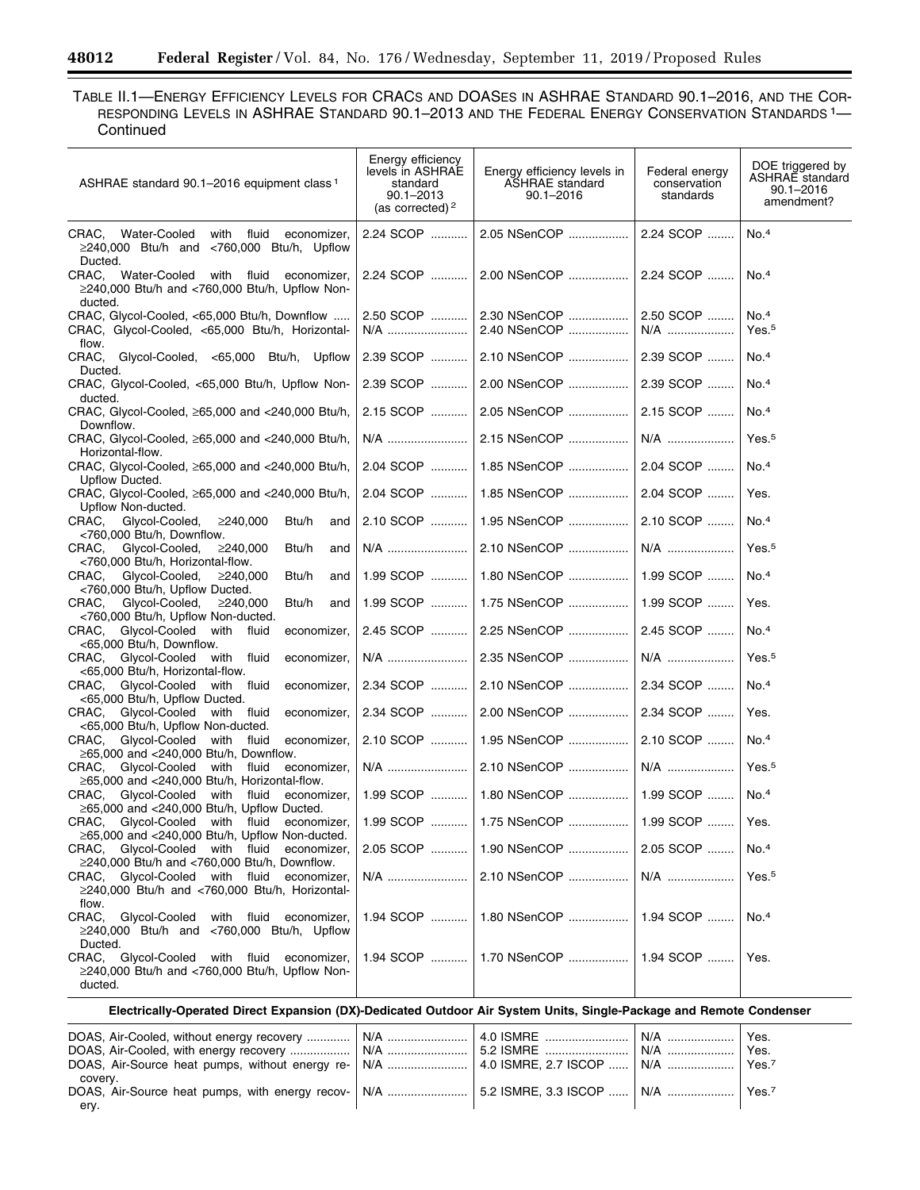TABLE II.1—ENERGY EFFICIENCY LEVELS FOR CRACS AND DOASES IN ASHRAE STANDARD 90.1–2016, AND THE CORRESPONDING LEVELS IN ASHRAE STANDARD 90.1–2013 AND THE FEDERAL ENERGY CONSERVATION STANDARDS [1]—Continued

| ASHRAE standard 90.1–2016 equipment class [1] | Energy efficiency levels in ASHRAE standard 90.1–2013 (as corrected) [2] | Energy efficiency levels in ASHRAE standard 90.1–2016 | Federal energy conservation standards | DOE triggered by ASHRAE standard 90.1–2016 amendment? |
|---|---|---|---|---|
| CRAC, Water-Cooled with fluid economizer, ≥240,000 Btu/h and <760,000 Btu/h, Upflow Ducted. | 2.24 SCOP | 2.05 NSenCOP | 2.24 SCOP | No.[4] |
| CRAC, Water-Cooled with fluid economizer, ≥240,000 Btu/h and <760,000 Btu/h, Upflow Non-ducted. | 2.24 SCOP | 2.00 NSenCOP | 2.24 SCOP | No.[4] |
| CRAC, Glycol-Cooled, <65,000 Btu/h, Downflow | 2.50 SCOP | 2.30 NSenCOP | 2.50 SCOP | No.[4] |
| CRAC, Glycol-Cooled, <65,000 Btu/h, Horizontal-flow. | N/A | 2.40 NSenCOP | N/A | Yes.[5] |
| CRAC, Glycol-Cooled, <65,000 Btu/h, Upflow Ducted. | 2.39 SCOP | 2.10 NSenCOP | 2.39 SCOP | No.[4] |
| CRAC, Glycol-Cooled, <65,000 Btu/h, Upflow Non-ducted. | 2.39 SCOP | 2.00 NSenCOP | 2.39 SCOP | No.[4] |
| CRAC, Glycol-Cooled, ≥65,000 and <240,000 Btu/h, Downflow. | 2.15 SCOP | 2.05 NSenCOP | 2.15 SCOP | No.[4] |
| CRAC, Glycol-Cooled, ≥65,000 and <240,000 Btu/h, Horizontal-flow. | N/A | 2.15 NSenCOP | N/A | Yes.[5] |
| CRAC, Glycol-Cooled, ≥65,000 and <240,000 Btu/h, Upflow Ducted. | 2.04 SCOP | 1.85 NSenCOP | 2.04 SCOP | No.[4] |
| CRAC, Glycol-Cooled, ≥65,000 and <240,000 Btu/h, Upflow Non-ducted. | 2.04 SCOP | 1.85 NSenCOP | 2.04 SCOP | Yes. |
| CRAC, Glycol-Cooled, ≥240,000 Btu/h and <760,000 Btu/h, Downflow. | 2.10 SCOP | 1.95 NSenCOP | 2.10 SCOP | No.[4] |
| CRAC, Glycol-Cooled, ≥240,000 Btu/h and <760,000 Btu/h, Horizontal-flow. | N/A | 2.10 NSenCOP | N/A | Yes.[5] |
| CRAC, Glycol-Cooled, ≥240,000 Btu/h and <760,000 Btu/h, Upflow Ducted. | 1.99 SCOP | 1.80 NSenCOP | 1.99 SCOP | No.[4] |
| CRAC, Glycol-Cooled, ≥240,000 Btu/h and <760,000 Btu/h, Upflow Non-ducted. | 1.99 SCOP | 1.75 NSenCOP | 1.99 SCOP | Yes. |
| CRAC, Glycol-Cooled with fluid economizer, <65,000 Btu/h, Downflow. | 2.45 SCOP | 2.25 NSenCOP | 2.45 SCOP | No.[4] |
| CRAC, Glycol-Cooled with fluid economizer, <65,000 Btu/h, Horizontal-flow. | N/A | 2.35 NSenCOP | N/A | Yes.[5] |
| CRAC, Glycol-Cooled with fluid economizer, <65,000 Btu/h, Upflow Ducted. | 2.34 SCOP | 2.10 NSenCOP | 2.34 SCOP | No.[4] |
| CRAC, Glycol-Cooled with fluid economizer, <65,000 Btu/h, Upflow Non-ducted. | 2.34 SCOP | 2.00 NSenCOP | 2.34 SCOP | Yes. |
| CRAC, Glycol-Cooled with fluid economizer, ≥65,000 and <240,000 Btu/h, Downflow. | 2.10 SCOP | 1.95 NSenCOP | 2.10 SCOP | No.[4] |
| CRAC, Glycol-Cooled with fluid economizer, ≥65,000 and <240,000 Btu/h, Horizontal-flow. | N/A | 2.10 NSenCOP | N/A | Yes.[5] |
| CRAC, Glycol-Cooled with fluid economizer, ≥65,000 and <240,000 Btu/h, Upflow Ducted. | 1.99 SCOP | 1.80 NSenCOP | 1.99 SCOP | No.[4] |
| CRAC, Glycol-Cooled with fluid economizer, ≥65,000 and <240,000 Btu/h, Upflow Non-ducted. | 1.99 SCOP | 1.75 NSenCOP | 1.99 SCOP | Yes. |
| CRAC, Glycol-Cooled with fluid economizer, ≥240,000 Btu/h and <760,000 Btu/h, Downflow. | 2.05 SCOP | 1.90 NSenCOP | 2.05 SCOP | No.[4] |
| CRAC, Glycol-Cooled with fluid economizer, ≥240,000 Btu/h and <760,000 Btu/h, Horizontal-flow. | N/A | 2.10 NSenCOP | N/A | Yes.[5] |
| CRAC, Glycol-Cooled with fluid economizer, ≥240,000 Btu/h and <760,000 Btu/h, Upflow Ducted. | 1.94 SCOP | 1.80 NSenCOP | 1.94 SCOP | No.[4] |
| CRAC, Glycol-Cooled with fluid economizer, ≥240,000 Btu/h and <760,000 Btu/h, Upflow Non-ducted. | 1.94 SCOP | 1.70 NSenCOP | 1.94 SCOP | Yes. |
| **Electrically-Operated Direct Expansion (DX)-Dedicated Outdoor Air System Units, Single-Package and Remote Condenser** | | | | |
| DOAS, Air-Cooled, without energy recovery | N/A | 4.0 ISMRE | N/A | Yes. |
| DOAS, Air-Cooled, with energy recovery | N/A | 5.2 ISMRE | N/A | Yes. |
| DOAS, Air-Source heat pumps, without energy recovery. | N/A | 4.0 ISMRE, 2.7 ISCOP | N/A | Yes.[7] |
| DOAS, Air-Source heat pumps, with energy recovery. | N/A | 5.2 ISMRE, 3.3 ISCOP | N/A | Yes.[7] |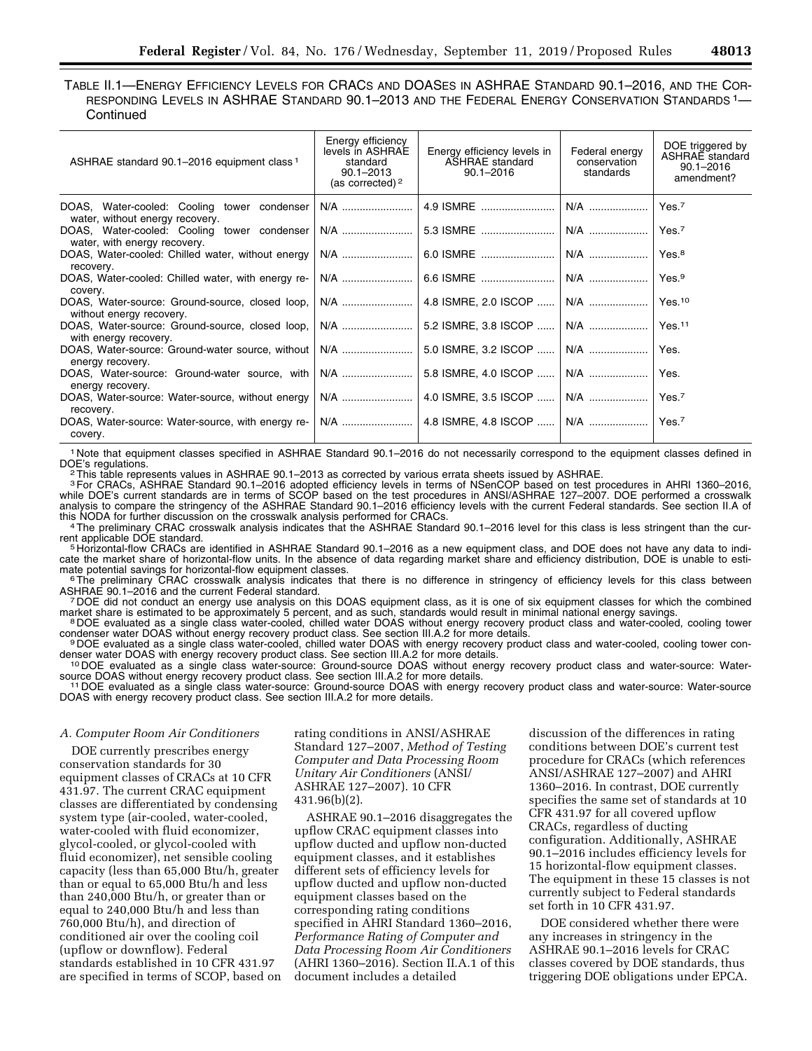TABLE II.1—ENERGY EFFICIENCY LEVELS FOR CRACS AND DOASES IN ASHRAE STANDARD 90.1–2016, AND THE CORRESPONDING LEVELS IN ASHRAE STANDARD 90.1–2013 AND THE FEDERAL ENERGY CONSERVATION STANDARDS [1]—Continued

| ASHRAE standard 90.1–2016 equipment class [1] | Energy efficiency levels in ASHRAE standard 90.1–2013 (as corrected) [2] | Energy efficiency levels in ASHRAE standard 90.1–2016 | Federal energy conservation standards | DOE triggered by ASHRAE standard 90.1–2016 amendment? |
|---|---|---|---|---|
| DOAS, Water-cooled: Cooling tower condenser water, without energy recovery. | N/A | 4.9 ISMRE | N/A | Yes.[7] |
| DOAS, Water-cooled: Cooling tower condenser water, with energy recovery. | N/A | 5.3 ISMRE | N/A | Yes.[7] |
| DOAS, Water-cooled: Chilled water, without energy recovery. | N/A | 6.0 ISMRE | N/A | Yes.[8] |
| DOAS, Water-cooled: Chilled water, with energy recovery. | N/A | 6.6 ISMRE | N/A | Yes.[9] |
| DOAS, Water-source: Ground-source, closed loop, without energy recovery. | N/A | 4.8 ISMRE, 2.0 ISCOP | N/A | Yes.[10] |
| DOAS, Water-source: Ground-source, closed loop, with energy recovery. | N/A | 5.2 ISMRE, 3.8 ISCOP | N/A | Yes.[11] |
| DOAS, Water-source: Ground-water source, without energy recovery. | N/A | 5.0 ISMRE, 3.2 ISCOP | N/A | Yes. |
| DOAS, Water-source: Ground-water source, with energy recovery. | N/A | 5.8 ISMRE, 4.0 ISCOP | N/A | Yes. |
| DOAS, Water-source: Water-source, without energy recovery. | N/A | 4.0 ISMRE, 3.5 ISCOP | N/A | Yes.[7] |
| DOAS, Water-source: Water-source, with energy recovery. | N/A | 4.8 ISMRE, 4.8 ISCOP | N/A | Yes.[7] |

[1] Note that equipment classes specified in ASHRAE Standard 90.1–2016 do not necessarily correspond to the equipment classes defined in DOE's regulations.

[2] This table represents values in ASHRAE 90.1–2013 as corrected by various errata sheets issued by ASHRAE.

[3] For CRACs, ASHRAE Standard 90.1–2016 adopted efficiency levels in terms of NSenCOP based on test procedures in AHRI 1360–2016, while DOE's current standards are in terms of SCOP based on the test procedures in ANSI/ASHRAE 127–2007. DOE performed a crosswalk analysis to compare the stringency of the ASHRAE Standard 90.1–2016 efficiency levels with the current Federal standards. See section II.A of this NODA for further discussion on the crosswalk analysis performed for CRACs.

[4] The preliminary CRAC crosswalk analysis indicates that the ASHRAE Standard 90.1–2016 level for this class is less stringent than the current applicable DOE standard.

[5] Horizontal-flow CRACs are identified in ASHRAE Standard 90.1–2016 as a new equipment class, and DOE does not have any data to indicate the market share of horizontal-flow units. In the absence of data regarding market share and efficiency distribution, DOE is unable to estimate potential savings for horizontal-flow equipment classes.

[6] The preliminary CRAC crosswalk analysis indicates that there is no difference in stringency of efficiency levels for this class between ASHRAE 90.1–2016 and the current Federal standard.

[7] DOE did not conduct an energy use analysis on this DOAS equipment class, as it is one of six equipment classes for which the combined market share is estimated to be approximately 5 percent, and as such, standards would result in minimal national energy savings.

[8] DOE evaluated as a single class water-cooled, chilled water DOAS without energy recovery product class and water-cooled, cooling tower condenser water DOAS without energy recovery product class. See section III.A.2 for more details.

[9] DOE evaluated as a single class water-cooled, chilled water DOAS with energy recovery product class and water-cooled, cooling tower condenser water DOAS with energy recovery product class. See section III.A.2 for more details.

[10] DOE evaluated as a single class water-source: Ground-source DOAS without energy recovery product class and water-source: Water-source DOAS without energy recovery product class. See section III.A.2 for more details.

[11] DOE evaluated as a single class water-source: Ground-source DOAS with energy recovery product class and water-source: Water-source DOAS with energy recovery product class. See section III.A.2 for more details.

### A. Computer Room Air Conditioners

DOE currently prescribes energy conservation standards for 30 equipment classes of CRACs at 10 CFR 431.97. The current CRAC equipment classes are differentiated by condensing system type (air-cooled, water-cooled, water-cooled with fluid economizer, glycol-cooled, or glycol-cooled with fluid economizer), net sensible cooling capacity (less than 65,000 Btu/h, greater than or equal to 65,000 Btu/h and less than 240,000 Btu/h, or greater than or equal to 240,000 Btu/h and less than 760,000 Btu/h), and direction of conditioned air over the cooling coil (upflow or downflow). Federal standards established in 10 CFR 431.97 are specified in terms of SCOP, based on rating conditions in ANSI/ASHRAE Standard 127–2007, *Method of Testing Computer and Data Processing Room Unitary Air Conditioners* (ANSI/ASHRAE 127–2007). 10 CFR 431.96(b)(2).

ASHRAE 90.1–2016 disaggregates the upflow CRAC equipment classes into upflow ducted and upflow non-ducted equipment classes, and it establishes different sets of efficiency levels for upflow ducted and upflow non-ducted equipment classes based on the corresponding rating conditions specified in AHRI Standard 1360–2016, *Performance Rating of Computer and Data Processing Room Air Conditioners* (AHRI 1360–2016). Section II.A.1 of this document includes a detailed discussion of the differences in rating conditions between DOE's current test procedure for CRACs (which references ANSI/ASHRAE 127–2007) and AHRI 1360–2016. In contrast, DOE currently specifies the same set of standards at 10 CFR 431.97 for all covered upflow CRACs, regardless of ducting configuration. Additionally, ASHRAE 90.1–2016 includes efficiency levels for 15 horizontal-flow equipment classes. The equipment in these 15 classes is not currently subject to Federal standards set forth in 10 CFR 431.97.

DOE considered whether there were any increases in stringency in the ASHRAE 90.1–2016 levels for CRAC classes covered by DOE standards, thus triggering DOE obligations under EPCA.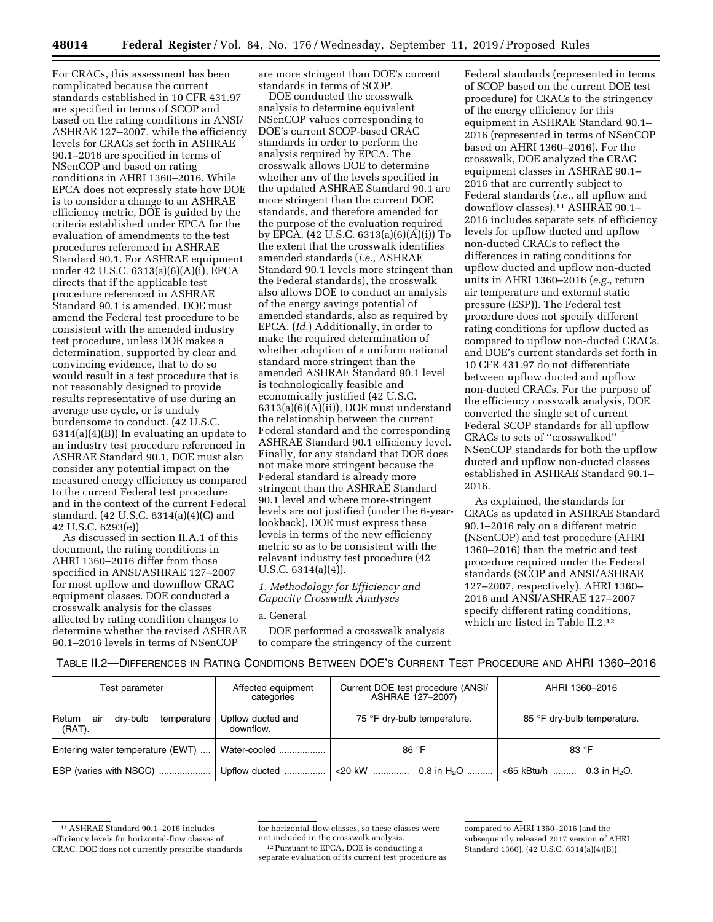For CRACs, this assessment has been complicated because the current standards established in 10 CFR 431.97 are specified in terms of SCOP and based on the rating conditions in ANSI/ASHRAE 127–2007, while the efficiency levels for CRACs set forth in ASHRAE 90.1–2016 are specified in terms of NSenCOP and based on rating conditions in AHRI 1360–2016. While EPCA does not expressly state how DOE is to consider a change to an ASHRAE efficiency metric, DOE is guided by the criteria established under EPCA for the evaluation of amendments to the test procedures referenced in ASHRAE Standard 90.1. For ASHRAE equipment under 42 U.S.C. 6313(a)(6)(A)(i), EPCA directs that if the applicable test procedure referenced in ASHRAE Standard 90.1 is amended, DOE must amend the Federal test procedure to be consistent with the amended industry test procedure, unless DOE makes a determination, supported by clear and convincing evidence, that to do so would result in a test procedure that is not reasonably designed to provide results representative of use during an average use cycle, or is unduly burdensome to conduct. (42 U.S.C. 6314(a)(4)(B)) In evaluating an update to an industry test procedure referenced in ASHRAE Standard 90.1, DOE must also consider any potential impact on the measured energy efficiency as compared to the current Federal test procedure and in the context of the current Federal standard. (42 U.S.C. 6314(a)(4)(C) and 42 U.S.C. 6293(e))

As discussed in section II.A.1 of this document, the rating conditions in AHRI 1360–2016 differ from those specified in ANSI/ASHRAE 127–2007 for most upflow and downflow CRAC equipment classes. DOE conducted a crosswalk analysis for the classes affected by rating condition changes to determine whether the revised ASHRAE 90.1–2016 levels in terms of NSenCOP are more stringent than DOE's current standards in terms of SCOP.

DOE conducted the crosswalk analysis to determine equivalent NSenCOP values corresponding to DOE's current SCOP-based CRAC standards in order to perform the analysis required by EPCA. The crosswalk allows DOE to determine whether any of the levels specified in the updated ASHRAE Standard 90.1 are more stringent than the current DOE standards, and therefore amended for the purpose of the evaluation required by EPCA. (42 U.S.C. 6313(a)(6)(A)(i)) To the extent that the crosswalk identifies amended standards (*i.e.,* ASHRAE Standard 90.1 levels more stringent than the Federal standards), the crosswalk also allows DOE to conduct an analysis of the energy savings potential of amended standards, also as required by EPCA. (*Id.*) Additionally, in order to make the required determination of whether adoption of a uniform national standard more stringent than the amended ASHRAE Standard 90.1 level is technologically feasible and economically justified (42 U.S.C. 6313(a)(6)(A)(ii)), DOE must understand the relationship between the current Federal standard and the corresponding ASHRAE Standard 90.1 efficiency level. Finally, for any standard that DOE does not make more stringent because the Federal standard is already more stringent than the ASHRAE Standard 90.1 level and where more-stringent levels are not justified (under the 6-year-lookback), DOE must express these levels in terms of the new efficiency metric so as to be consistent with the relevant industry test procedure (42 U.S.C. 6314(a)(4)).

### 1. Methodology for Efficiency and Capacity Crosswalk Analyses

#### a. General

DOE performed a crosswalk analysis to compare the stringency of the current Federal standards (represented in terms of SCOP based on the current DOE test procedure) for CRACs to the stringency of the energy efficiency for this equipment in ASHRAE Standard 90.1–2016 (represented in terms of NSenCOP based on AHRI 1360–2016). For the crosswalk, DOE analyzed the CRAC equipment classes in ASHRAE 90.1–2016 that are currently subject to Federal standards (*i.e.,* all upflow and downflow classes).[11] ASHRAE 90.1–2016 includes separate sets of efficiency levels for upflow ducted and upflow non-ducted CRACs to reflect the differences in rating conditions for upflow ducted and upflow non-ducted units in AHRI 1360–2016 (*e.g.,* return air temperature and external static pressure (ESP)). The Federal test procedure does not specify different rating conditions for upflow ducted as compared to upflow non-ducted CRACs, and DOE's current standards set forth in 10 CFR 431.97 do not differentiate between upflow ducted and upflow non-ducted CRACs. For the purpose of the efficiency crosswalk analysis, DOE converted the single set of current Federal SCOP standards for all upflow CRACs to sets of ''crosswalked'' NSenCOP standards for both the upflow ducted and upflow non-ducted classes established in ASHRAE Standard 90.1–2016.

As explained, the standards for CRACs as updated in ASHRAE Standard 90.1–2016 rely on a different metric (NSenCOP) and test procedure (AHRI 1360–2016) than the metric and test procedure required under the Federal standards (SCOP and ANSI/ASHRAE 127–2007, respectively). AHRI 1360–2016 and ANSI/ASHRAE 127–2007 specify different rating conditions, which are listed in Table II.2.[12]

TABLE II.2—DIFFERENCES IN RATING CONDITIONS BETWEEN DOE'S CURRENT TEST PROCEDURE AND AHRI 1360–2016

| Test parameter | Affected equipment categories | Current DOE test procedure (ANSI/ASHRAE 127–2007) | | AHRI 1360–2016 | |
|---|---|---|---|---|---|
| Return air dry-bulb temperature (RAT). | Upflow ducted and downflow. | 75 °F dry-bulb temperature. | | 85 °F dry-bulb temperature. | |
| Entering water temperature (EWT) | Water-cooled | 86 °F | | 83 °F | |
| ESP (varies with NSCC) | Upflow ducted | <20 kW | 0.8 in $H_2O$ | <65 kBtu/h | 0.3 in $H_2O$. |

[11] ASHRAE Standard 90.1–2016 includes efficiency levels for horizontal-flow classes of CRAC. DOE does not currently prescribe standards for horizontal-flow classes, so these classes were not included in the crosswalk analysis.

[12] Pursuant to EPCA, DOE is conducting a separate evaluation of its current test procedure as compared to AHRI 1360–2016 (and the subsequently released 2017 version of AHRI Standard 1360). (42 U.S.C. 6314(a)(4)(B)).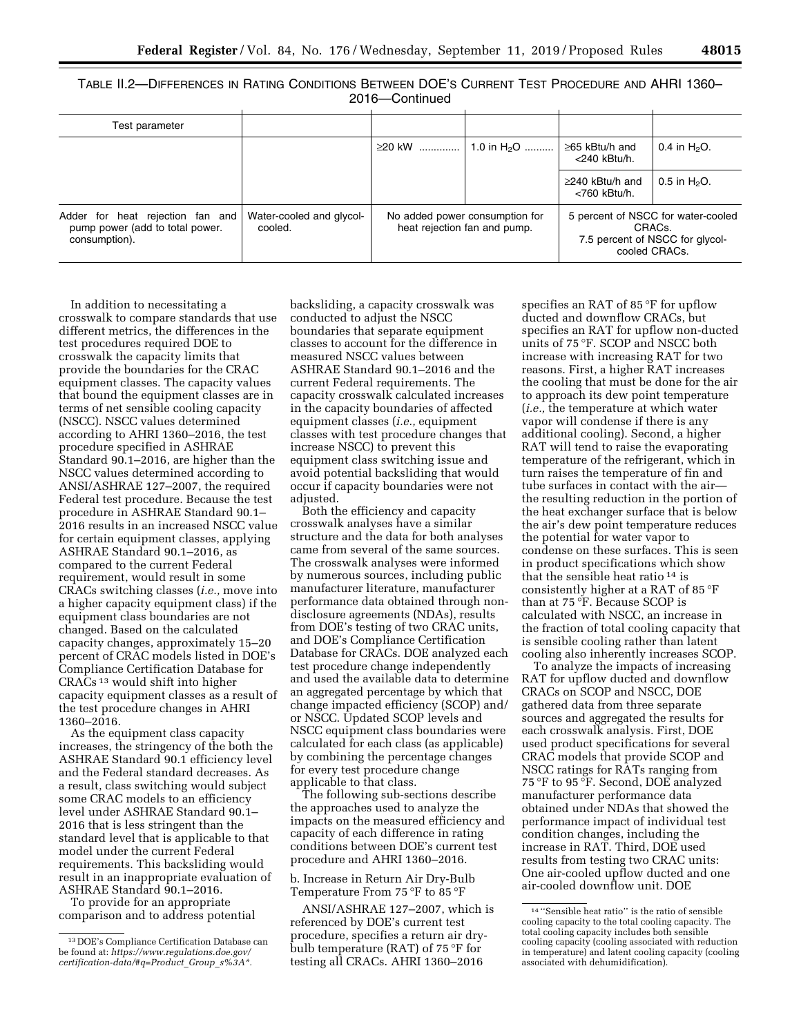TABLE II.2—DIFFERENCES IN RATING CONDITIONS BETWEEN DOE'S CURRENT TEST PROCEDURE AND AHRI 1360–2016—Continued

| Test parameter | | | | | |
|---|---|---|---|---|---|
| | | ≥20 kW ............. | 1.0 in $H_2O$ .......... | ≥65 kBtu/h and <240 kBtu/h. | 0.4 in $H_2O$. |
| | | | | ≥240 kBtu/h and <760 kBtu/h. | 0.5 in $H_2O$. |
| Adder for heat rejection fan and pump power (add to total power. consumption). | Water-cooled and glycol-cooled. | No added power consumption for heat rejection fan and pump. | | 5 percent of NSCC for water-cooled CRACs. 7.5 percent of NSCC for glycol-cooled CRACs. | |

In addition to necessitating a crosswalk to compare standards that use different metrics, the differences in the test procedures required DOE to crosswalk the capacity limits that provide the boundaries for the CRAC equipment classes. The capacity values that bound the equipment classes are in terms of net sensible cooling capacity (NSCC). NSCC values determined according to AHRI 1360–2016, the test procedure specified in ASHRAE Standard 90.1–2016, are higher than the NSCC values determined according to ANSI/ASHRAE 127–2007, the required Federal test procedure. Because the test procedure in ASHRAE Standard 90.1–2016 results in an increased NSCC value for certain equipment classes, applying ASHRAE Standard 90.1–2016, as compared to the current Federal requirement, would result in some CRACs switching classes (*i.e.,* move into a higher capacity equipment class) if the equipment class boundaries are not changed. Based on the calculated capacity changes, approximately 15–20 percent of CRAC models listed in DOE's Compliance Certification Database for CRACs [13] would shift into higher capacity equipment classes as a result of the test procedure changes in AHRI 1360–2016.

As the equipment class capacity increases, the stringency of the both the ASHRAE Standard 90.1 efficiency level and the Federal standard decreases. As a result, class switching would subject some CRAC models to an efficiency level under ASHRAE Standard 90.1–2016 that is less stringent than the standard level that is applicable to that model under the current Federal requirements. This backsliding would result in an inappropriate evaluation of ASHRAE Standard 90.1–2016.

To provide for an appropriate comparison and to address potential backsliding, a capacity crosswalk was conducted to adjust the NSCC boundaries that separate equipment classes to account for the difference in measured NSCC values between ASHRAE Standard 90.1–2016 and the current Federal requirements. The capacity crosswalk calculated increases in the capacity boundaries of affected equipment classes (*i.e.,* equipment classes with test procedure changes that increase NSCC) to prevent this equipment class switching issue and avoid potential backsliding that would occur if capacity boundaries were not adjusted.

Both the efficiency and capacity crosswalk analyses have a similar structure and the data for both analyses came from several of the same sources. The crosswalk analyses were informed by numerous sources, including public manufacturer literature, manufacturer performance data obtained through non-disclosure agreements (NDAs), results from DOE's testing of two CRAC units, and DOE's Compliance Certification Database for CRACs. DOE analyzed each test procedure change independently and used the available data to determine an aggregated percentage by which that change impacted efficiency (SCOP) and/or NSCC. Updated SCOP levels and NSCC equipment class boundaries were calculated for each class (as applicable) by combining the percentage changes for every test procedure change applicable to that class.

The following sub-sections describe the approaches used to analyze the impacts on the measured efficiency and capacity of each difference in rating conditions between DOE's current test procedure and AHRI 1360–2016.

b. Increase in Return Air Dry-Bulb Temperature From 75 °F to 85 °F

ANSI/ASHRAE 127–2007, which is referenced by DOE's current test procedure, specifies a return air dry-bulb temperature (RAT) of 75 °F for testing all CRACs. AHRI 1360–2016 specifies an RAT of 85 °F for upflow ducted and downflow CRACs, but specifies an RAT for upflow non-ducted units of 75 °F. SCOP and NSCC both increase with increasing RAT for two reasons. First, a higher RAT increases the cooling that must be done for the air to approach its dew point temperature (*i.e.,* the temperature at which water vapor will condense if there is any additional cooling). Second, a higher RAT will tend to raise the evaporating temperature of the refrigerant, which in turn raises the temperature of fin and tube surfaces in contact with the air—the resulting reduction in the portion of the heat exchanger surface that is below the air's dew point temperature reduces the potential for water vapor to condense on these surfaces. This is seen in product specifications which show that the sensible heat ratio [14] is consistently higher at a RAT of 85 °F than at 75 °F. Because SCOP is calculated with NSCC, an increase in the fraction of total cooling capacity that is sensible cooling rather than latent cooling also inherently increases SCOP.

To analyze the impacts of increasing RAT for upflow ducted and downflow CRACs on SCOP and NSCC, DOE gathered data from three separate sources and aggregated the results for each crosswalk analysis. First, DOE used product specifications for several CRAC models that provide SCOP and NSCC ratings for RATs ranging from 75 °F to 95 °F. Second, DOE analyzed manufacturer performance data obtained under NDAs that showed the performance impact of individual test condition changes, including the increase in RAT. Third, DOE used results from testing two CRAC units: One air-cooled upflow ducted and one air-cooled downflow unit. DOE

[13] DOE's Compliance Certification Database can be found at: *https://www.regulations.doe.gov/certification-data/#q=Product_Group_s%3A\*.*

[14] "Sensible heat ratio" is the ratio of sensible cooling capacity to the total cooling capacity. The total cooling capacity includes both sensible cooling capacity (cooling associated with reduction in temperature) and latent cooling capacity (cooling associated with dehumidification).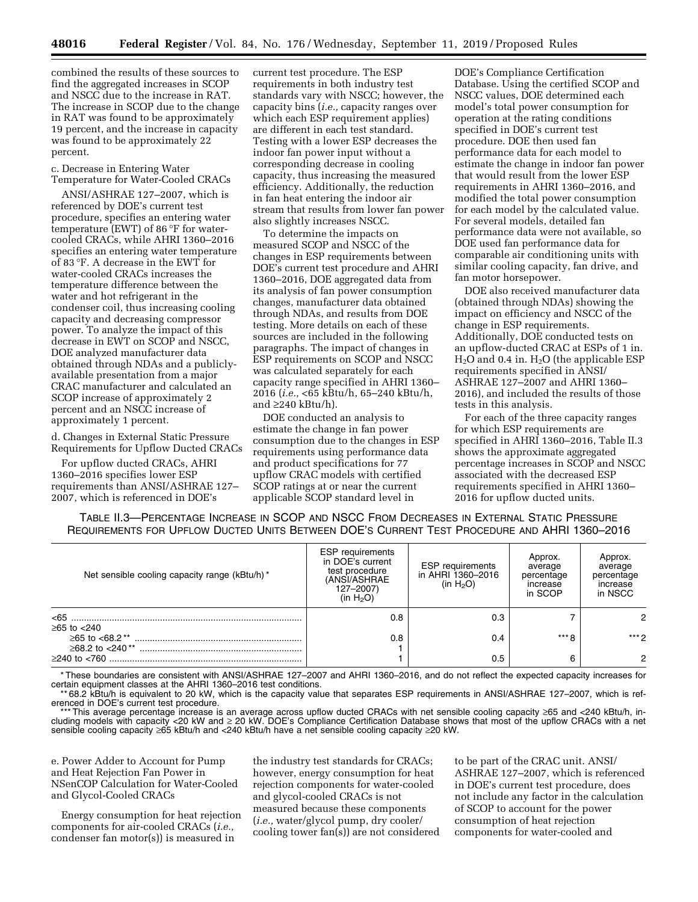combined the results of these sources to find the aggregated increases in SCOP and NSCC due to the increase in RAT. The increase in SCOP due to the change in RAT was found to be approximately 19 percent, and the increase in capacity was found to be approximately 22 percent.

c. Decrease in Entering Water Temperature for Water-Cooled CRACs

ANSI/ASHRAE 127–2007, which is referenced by DOE's current test procedure, specifies an entering water temperature (EWT) of 86 °F for water-cooled CRACs, while AHRI 1360–2016 specifies an entering water temperature of 83 °F. A decrease in the EWT for water-cooled CRACs increases the temperature difference between the water and hot refrigerant in the condenser coil, thus increasing cooling capacity and decreasing compressor power. To analyze the impact of this decrease in EWT on SCOP and NSCC, DOE analyzed manufacturer data obtained through NDAs and a publicly-available presentation from a major CRAC manufacturer and calculated an SCOP increase of approximately 2 percent and an NSCC increase of approximately 1 percent.

d. Changes in External Static Pressure Requirements for Upflow Ducted CRACs

For upflow ducted CRACs, AHRI 1360–2016 specifies lower ESP requirements than ANSI/ASHRAE 127–2007, which is referenced in DOE's current test procedure. The ESP requirements in both industry test standards vary with NSCC; however, the capacity bins (*i.e.,* capacity ranges over which each ESP requirement applies) are different in each test standard. Testing with a lower ESP decreases the indoor fan power input without a corresponding decrease in cooling capacity, thus increasing the measured efficiency. Additionally, the reduction in fan heat entering the indoor air stream that results from lower fan power also slightly increases NSCC.

To determine the impacts on measured SCOP and NSCC of the changes in ESP requirements between DOE's current test procedure and AHRI 1360–2016, DOE aggregated data from its analysis of fan power consumption changes, manufacturer data obtained through NDAs, and results from DOE testing. More details on each of these sources are included in the following paragraphs. The impact of changes in ESP requirements on SCOP and NSCC was calculated separately for each capacity range specified in AHRI 1360–2016 (*i.e.,* <65 kBtu/h, 65–240 kBtu/h, and ≥240 kBtu/h).

DOE conducted an analysis to estimate the change in fan power consumption due to the changes in ESP requirements using performance data and product specifications for 77 upflow CRAC models with certified SCOP ratings at or near the current applicable SCOP standard level in DOE's Compliance Certification Database. Using the certified SCOP and NSCC values, DOE determined each model's total power consumption for operation at the rating conditions specified in DOE's current test procedure. DOE then used fan performance data for each model to estimate the change in indoor fan power that would result from the lower ESP requirements in AHRI 1360–2016, and modified the total power consumption for each model by the calculated value. For several models, detailed fan performance data were not available, so DOE used fan performance data for comparable air conditioning units with similar cooling capacity, fan drive, and fan motor horsepower.

DOE also received manufacturer data (obtained through NDAs) showing the impact on efficiency and NSCC of the change in ESP requirements. Additionally, DOE conducted tests on an upflow-ducted CRAC at ESPs of 1 in. $H_2O$ and 0.4 in. $H_2O$ (the applicable ESP requirements specified in ANSI/ASHRAE 127–2007 and AHRI 1360–2016), and included the results of those tests in this analysis.

For each of the three capacity ranges for which ESP requirements are specified in AHRI 1360–2016, Table II.3 shows the approximate aggregated percentage increases in SCOP and NSCC associated with the decreased ESP requirements specified in AHRI 1360–2016 for upflow ducted units.

TABLE II.3—PERCENTAGE INCREASE IN SCOP AND NSCC FROM DECREASES IN EXTERNAL STATIC PRESSURE REQUIREMENTS FOR UPFLOW DUCTED UNITS BETWEEN DOE'S CURRENT TEST PROCEDURE AND AHRI 1360–2016

| Net sensible cooling capacity range (kBtu/h)* | ESP requirements in DOE's current test procedure (ANSI/ASHRAE 127–2007) (in $H_2O$) | ESP requirements in AHRI 1360–2016 (in $H_2O$) | Approx. average percentage increase in SCOP | Approx. average percentage increase in NSCC |
|---|---|---|---|---|
| <65 | 0.8 | 0.3 | 7 | 2 |
| ≥65 to <240 | | | | |
| ≥65 to <68.2** | 0.8 | 0.4 | ***8 | ***2 |
| ≥68.2 to <240** | 1 | | | |
| ≥240 to <760 | 1 | 0.5 | 6 | 2 |

\* These boundaries are consistent with ANSI/ASHRAE 127–2007 and AHRI 1360–2016, and do not reflect the expected capacity increases for certain equipment classes at the AHRI 1360–2016 test conditions.

\*\* 68.2 kBtu/h is equivalent to 20 kW, which is the capacity value that separates ESP requirements in ANSI/ASHRAE 127–2007, which is referenced in DOE's current test procedure.

\*\*\* This average percentage increase is an average across upflow ducted CRACs with net sensible cooling capacity ≥65 and <240 kBtu/h, including models with capacity <20 kW and ≥ 20 kW. DOE's Compliance Certification Database shows that most of the upflow CRACs with a net sensible cooling capacity ≥65 kBtu/h and <240 kBtu/h have a net sensible cooling capacity ≥20 kW.

e. Power Adder to Account for Pump and Heat Rejection Fan Power in NSenCOP Calculation for Water-Cooled and Glycol-Cooled CRACs

Energy consumption for heat rejection components for air-cooled CRACs (*i.e.,* condenser fan motor(s)) is measured in the industry test standards for CRACs; however, energy consumption for heat rejection components for water-cooled and glycol-cooled CRACs is not measured because these components (*i.e.,* water/glycol pump, dry cooler/cooling tower fan(s)) are not considered to be part of the CRAC unit. ANSI/ASHRAE 127–2007, which is referenced in DOE's current test procedure, does not include any factor in the calculation of SCOP to account for the power consumption of heat rejection components for water-cooled and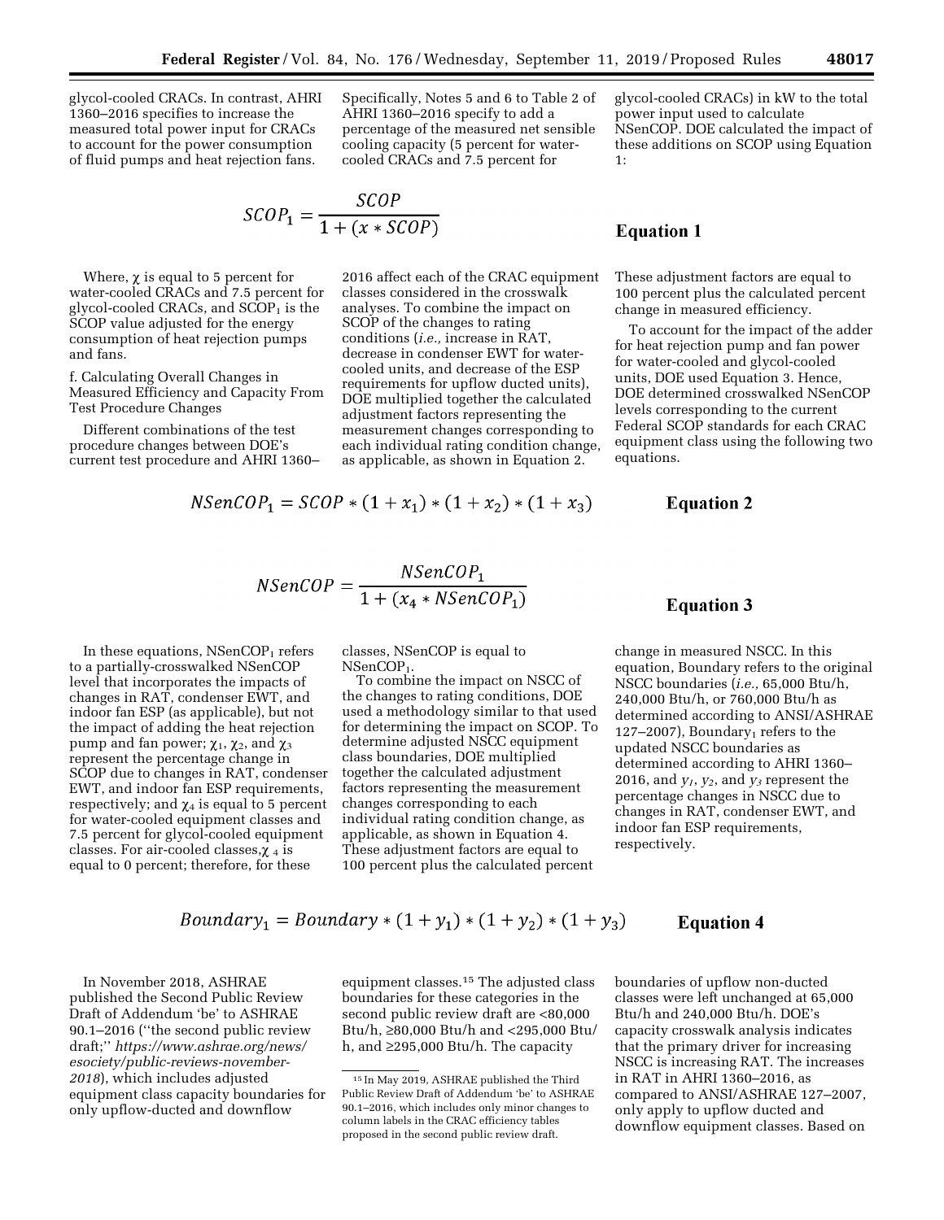glycol-cooled CRACs. In contrast, AHRI 1360–2016 specifies to increase the measured total power input for CRACs to account for the power consumption of fluid pumps and heat rejection fans. Specifically, Notes 5 and 6 to Table 2 of AHRI 1360–2016 specify to add a percentage of the measured net sensible cooling capacity (5 percent for water-cooled CRACs and 7.5 percent for glycol-cooled CRACs) in kW to the total power input used to calculate NSenCOP. DOE calculated the impact of these additions on SCOP using Equation 1:

$$SCOP_1 = \frac{SCOP}{1 + (x * SCOP)}$$

**Equation 1**

Where, $\chi$ is equal to 5 percent for water-cooled CRACs and 7.5 percent for glycol-cooled CRACs, and $SCOP_1$ is the SCOP value adjusted for the energy consumption of heat rejection pumps and fans.

f. Calculating Overall Changes in Measured Efficiency and Capacity From Test Procedure Changes

Different combinations of the test procedure changes between DOE's current test procedure and AHRI 1360–2016 affect each of the CRAC equipment classes considered in the crosswalk analyses. To combine the impact on SCOP of the changes to rating conditions (*i.e.,* increase in RAT, decrease in condenser EWT for water-cooled units, and decrease of the ESP requirements for upflow ducted units), DOE multiplied together the calculated adjustment factors representing the measurement changes corresponding to each individual rating condition change, as applicable, as shown in Equation 2. These adjustment factors are equal to 100 percent plus the calculated percent change in measured efficiency.

To account for the impact of the adder for heat rejection pump and fan power for water-cooled and glycol-cooled units, DOE used Equation 3. Hence, DOE determined crosswalked NSenCOP levels corresponding to the current Federal SCOP standards for each CRAC equipment class using the following two equations.

$$NSenCOP_1 = SCOP * (1 + x_1) * (1 + x_2) * (1 + x_3)$$

**Equation 2**

$$NSenCOP = \frac{NSenCOP_1}{1 + (x_4 * NSenCOP_1)}$$

**Equation 3**

In these equations, $NSenCOP_1$ refers to a partially-crosswalked NSenCOP level that incorporates the impacts of changes in RAT, condenser EWT, and indoor fan ESP (as applicable), but not the impact of adding the heat rejection pump and fan power; $\chi_1$, $\chi_2$, and $\chi_3$ represent the percentage change in SCOP due to changes in RAT, condenser EWT, and indoor fan ESP requirements, respectively; and $\chi_4$ is equal to 5 percent for water-cooled equipment classes and 7.5 percent for glycol-cooled equipment classes. For air-cooled classes, $\chi_4$ is equal to 0 percent; therefore, for these classes, NSenCOP is equal to $NSenCOP_1$.

To combine the impact on NSCC of the changes to rating conditions, DOE used a methodology similar to that used for determining the impact on SCOP. To determine adjusted NSCC equipment class boundaries, DOE multiplied together the calculated adjustment factors representing the measurement changes corresponding to each individual rating condition change, as applicable, as shown in Equation 4. These adjustment factors are equal to 100 percent plus the calculated percent change in measured NSCC. In this equation, Boundary refers to the original NSCC boundaries (*i.e.,* 65,000 Btu/h, 240,000 Btu/h, or 760,000 Btu/h as determined according to ANSI/ASHRAE 127–2007), $Boundary_1$ refers to the updated NSCC boundaries as determined according to AHRI 1360–2016, and $y_1$, $y_2$, and $y_3$ represent the percentage changes in NSCC due to changes in RAT, condenser EWT, and indoor fan ESP requirements, respectively.

$$Boundary_1 = Boundary * (1 + y_1) * (1 + y_2) * (1 + y_3)$$

**Equation 4**

In November 2018, ASHRAE published the Second Public Review Draft of Addendum 'be' to ASHRAE 90.1–2016 (''the second public review draft;'' *https://www.ashrae.org/news/esociety/public-reviews-november-2018*), which includes adjusted equipment class capacity boundaries for only upflow-ducted and downflow equipment classes.[15] The adjusted class boundaries for these categories in the second public review draft are <80,000 Btu/h, ≥80,000 Btu/h and <295,000 Btu/h, and ≥295,000 Btu/h. The capacity boundaries of upflow non-ducted classes were left unchanged at 65,000 Btu/h and 240,000 Btu/h. DOE's capacity crosswalk analysis indicates that the primary driver for increasing NSCC is increasing RAT. The increases in RAT in AHRI 1360–2016, as compared to ANSI/ASHRAE 127–2007, only apply to upflow ducted and downflow equipment classes. Based on

[15] In May 2019, ASHRAE published the Third Public Review Draft of Addendum 'be' to ASHRAE 90.1–2016, which includes only minor changes to column labels in the CRAC efficiency tables proposed in the second public review draft.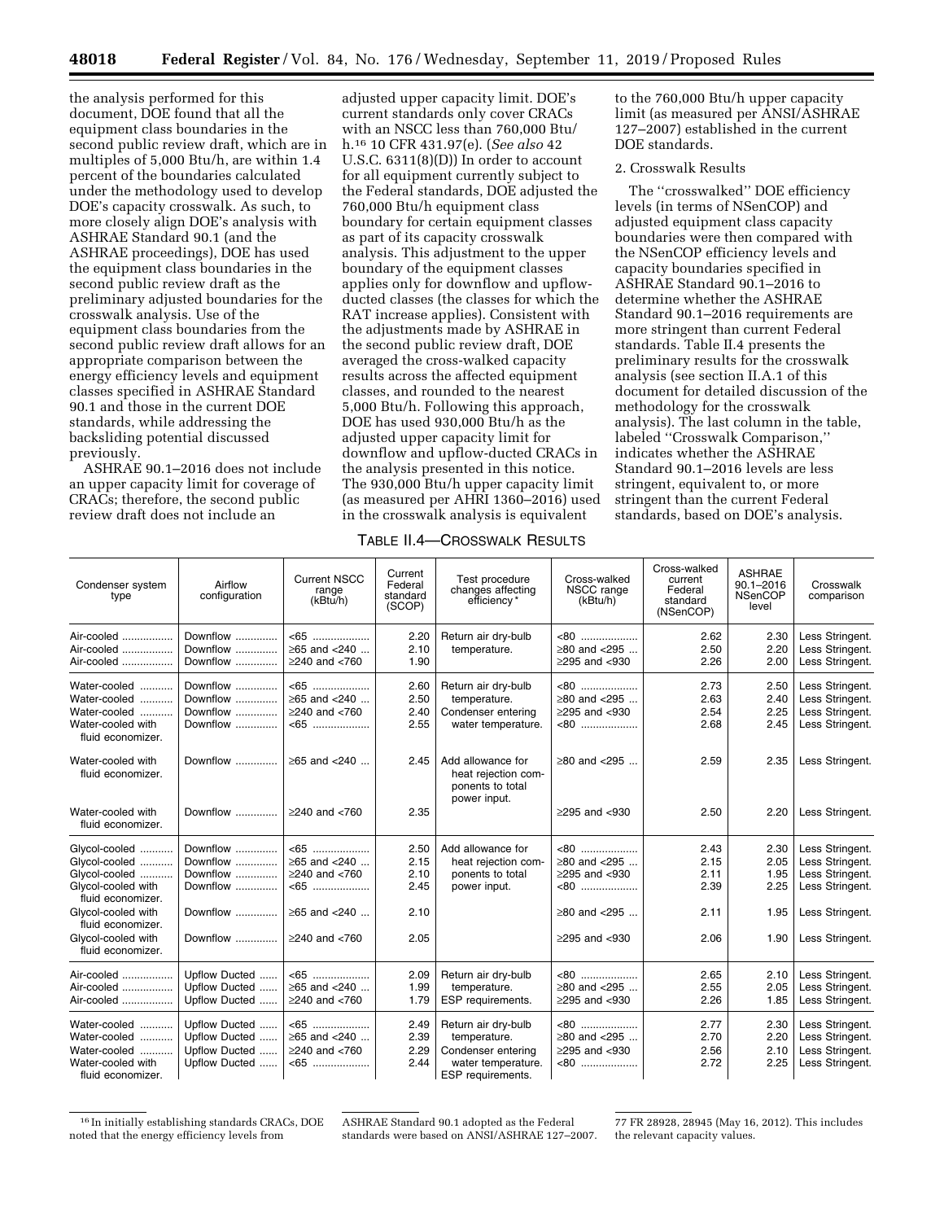the analysis performed for this document, DOE found that all the equipment class boundaries in the second public review draft, which are in multiples of 5,000 Btu/h, are within 1.4 percent of the boundaries calculated under the methodology used to develop DOE's capacity crosswalk. As such, to more closely align DOE's analysis with ASHRAE Standard 90.1 (and the ASHRAE proceedings), DOE has used the equipment class boundaries in the second public review draft as the preliminary adjusted boundaries for the crosswalk analysis. Use of the equipment class boundaries from the second public review draft allows for an appropriate comparison between the energy efficiency levels and equipment classes specified in ASHRAE Standard 90.1 and those in the current DOE standards, while addressing the backsliding potential discussed previously.

ASHRAE 90.1–2016 does not include an upper capacity limit for coverage of CRACs; therefore, the second public review draft does not include an adjusted upper capacity limit. DOE's current standards only cover CRACs with an NSCC less than 760,000 Btu/h.[16] 10 CFR 431.97(e). (*See also* 42 U.S.C. 6311(8)(D)) In order to account for all equipment currently subject to the Federal standards, DOE adjusted the 760,000 Btu/h equipment class boundary for certain equipment classes as part of its capacity crosswalk analysis. This adjustment to the upper boundary of the equipment classes applies only for downflow and upflow-ducted classes (the classes for which the RAT increase applies). Consistent with the adjustments made by ASHRAE in the second public review draft, DOE averaged the cross-walked capacity results across the affected equipment classes, and rounded to the nearest 5,000 Btu/h. Following this approach, DOE has used 930,000 Btu/h as the adjusted upper capacity limit for downflow and upflow-ducted CRACs in the analysis presented in this notice. The 930,000 Btu/h upper capacity limit (as measured per AHRI 1360–2016) used in the crosswalk analysis is equivalent to the 760,000 Btu/h upper capacity limit (as measured per ANSI/ASHRAE 127–2007) established in the current DOE standards.

2. Crosswalk Results

The ''crosswalked'' DOE efficiency levels (in terms of NSenCOP) and adjusted equipment class capacity boundaries were then compared with the NSenCOP efficiency levels and capacity boundaries specified in ASHRAE Standard 90.1–2016 to determine whether the ASHRAE Standard 90.1–2016 requirements are more stringent than current Federal standards. Table II.4 presents the preliminary results for the crosswalk analysis (see section II.A.1 of this document for detailed discussion of the methodology for the crosswalk analysis). The last column in the table, labeled ''Crosswalk Comparison,'' indicates whether the ASHRAE Standard 90.1–2016 levels are less stringent, equivalent to, or more stringent than the current Federal standards, based on DOE's analysis.

TABLE II.4—CROSSWALK RESULTS

| Condenser system type | Airflow configuration | Current NSCC range (kBtu/h) | Current Federal standard (SCOP) | Test procedure changes affecting efficiency * | Cross-walked NSCC range (kBtu/h) | Cross-walked current Federal standard (NSenCOP) | ASHRAE 90.1–2016 NSenCOP level | Crosswalk comparison |
|---|---|---|---|---|---|---|---|---|
| Air-cooled | Downflow | <65 | 2.20 | Return air dry-bulb temperature. | <80 | 2.62 | 2.30 | Less Stringent. |
| Air-cooled | Downflow | ≥65 and <240 | 2.10 | | ≥80 and <295 | 2.50 | 2.20 | Less Stringent. |
| Air-cooled | Downflow | ≥240 and <760 | 1.90 | | ≥295 and <930 | 2.26 | 2.00 | Less Stringent. |
| Water-cooled | Downflow | <65 | 2.60 | Return air dry-bulb temperature. Condenser entering water temperature. | <80 | 2.73 | 2.50 | Less Stringent. |
| Water-cooled | Downflow | ≥65 and <240 | 2.50 | | ≥80 and <295 | 2.63 | 2.40 | Less Stringent. |
| Water-cooled | Downflow | ≥240 and <760 | 2.40 | | ≥295 and <930 | 2.54 | 2.25 | Less Stringent. |
| Water-cooled with fluid economizer. | Downflow | <65 | 2.55 | | <80 | 2.68 | 2.45 | Less Stringent. |
| Water-cooled with fluid economizer. | Downflow | ≥65 and <240 | 2.45 | Add allowance for heat rejection components to total power input. | ≥80 and <295 | 2.59 | 2.35 | Less Stringent. |
| Water-cooled with fluid economizer. | Downflow | ≥240 and <760 | 2.35 | | ≥295 and <930 | 2.50 | 2.20 | Less Stringent. |
| Glycol-cooled | Downflow | <65 | 2.50 | Add allowance for heat rejection components to total power input. | <80 | 2.43 | 2.30 | Less Stringent. |
| Glycol-cooled | Downflow | ≥65 and <240 | 2.15 | | ≥80 and <295 | 2.15 | 2.05 | Less Stringent. |
| Glycol-cooled | Downflow | ≥240 and <760 | 2.10 | | ≥295 and <930 | 2.11 | 1.95 | Less Stringent. |
| Glycol-cooled with fluid economizer. | Downflow | <65 | 2.45 | | <80 | 2.39 | 2.25 | Less Stringent. |
| Glycol-cooled with fluid economizer. | Downflow | ≥65 and <240 | 2.10 | | ≥80 and <295 | 2.11 | 1.95 | Less Stringent. |
| Glycol-cooled with fluid economizer. | Downflow | ≥240 and <760 | 2.05 | | ≥295 and <930 | 2.06 | 1.90 | Less Stringent. |
| Air-cooled | Upflow Ducted | <65 | 2.09 | Return air dry-bulb temperature. ESP requirements. | <80 | 2.65 | 2.10 | Less Stringent. |
| Air-cooled | Upflow Ducted | ≥65 and <240 | 1.99 | | ≥80 and <295 | 2.55 | 2.05 | Less Stringent. |
| Air-cooled | Upflow Ducted | ≥240 and <760 | 1.79 | | ≥295 and <930 | 2.26 | 1.85 | Less Stringent. |
| Water-cooled | Upflow Ducted | <65 | 2.49 | Return air dry-bulb temperature. Condenser entering water temperature. ESP requirements. | <80 | 2.77 | 2.30 | Less Stringent. |
| Water-cooled | Upflow Ducted | ≥65 and <240 | 2.39 | | ≥80 and <295 | 2.70 | 2.20 | Less Stringent. |
| Water-cooled | Upflow Ducted | ≥240 and <760 | 2.29 | | ≥295 and <930 | 2.56 | 2.10 | Less Stringent. |
| Water-cooled with fluid economizer. | Upflow Ducted | <65 | 2.44 | | <80 | 2.72 | 2.25 | Less Stringent. |

[16] In initially establishing standards CRACs, DOE noted that the energy efficiency levels from ASHRAE Standard 90.1 adopted as the Federal standards were based on ANSI/ASHRAE 127–2007. 77 FR 28928, 28945 (May 16, 2012). This includes the relevant capacity values.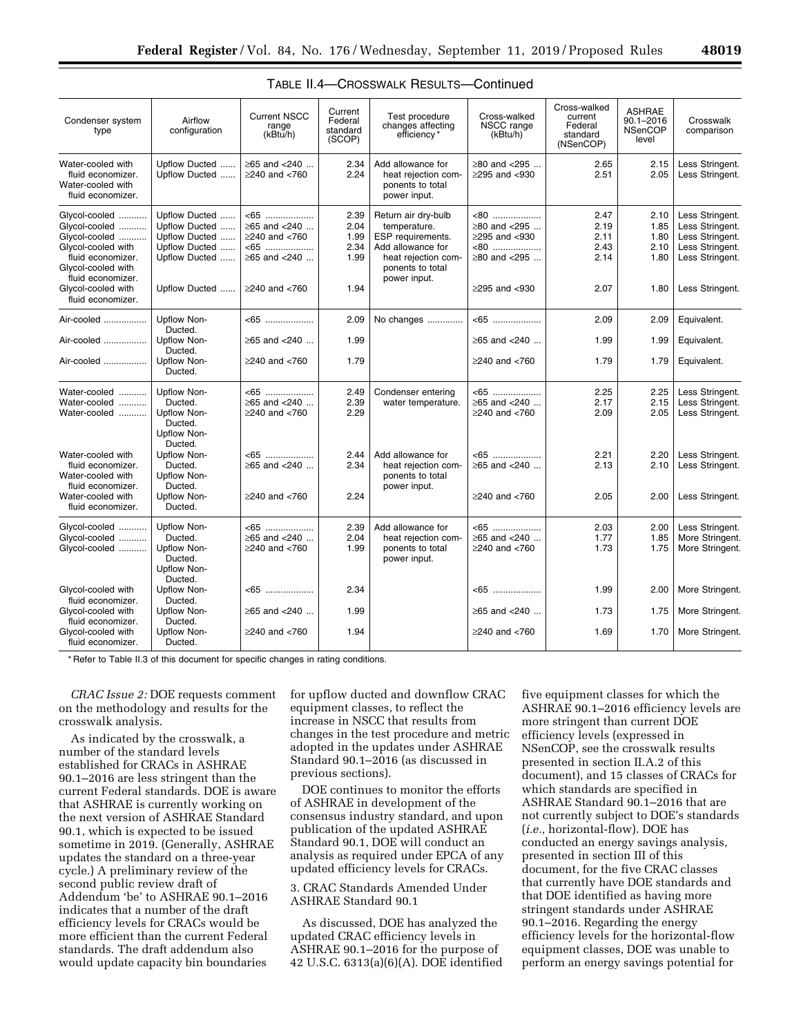TABLE II.4—CROSSWALK RESULTS—Continued

| Condenser system type | Airflow configuration | Current NSCC range (kBtu/h) | Current Federal standard (SCOP) | Test procedure changes affecting efficiency * | Cross-walked NSCC range (kBtu/h) | Cross-walked current Federal standard (NSenCOP) | ASHRAE 90.1–2016 NSenCOP level | Crosswalk comparison |
|---|---|---|---|---|---|---|---|---|
| Water-cooled with fluid economizer. | Upflow Ducted | ≥65 and <240 | 2.34 | Add allowance for heat rejection components to total power input. | ≥80 and <295 | 2.65 | 2.15 | Less Stringent. |
| Water-cooled with fluid economizer. | Upflow Ducted | ≥240 and <760 | 2.24 | | ≥295 and <930 | 2.51 | 2.05 | Less Stringent. |
| Glycol-cooled | Upflow Ducted | <65 | 2.39 | Return air dry-bulb temperature. ESP requirements. Add allowance for heat rejection components to total power input. | <80 | 2.47 | 2.10 | Less Stringent. |
| Glycol-cooled | Upflow Ducted | ≥65 and <240 | 2.04 | | ≥80 and <295 | 2.19 | 1.85 | Less Stringent. |
| Glycol-cooled | Upflow Ducted | ≥240 and <760 | 1.99 | | ≥295 and <930 | 2.11 | 1.80 | Less Stringent. |
| Glycol-cooled with fluid economizer. | Upflow Ducted | <65 | 2.34 | | <80 | 2.43 | 2.10 | Less Stringent. |
| Glycol-cooled with fluid economizer. | Upflow Ducted | ≥65 and <240 | 1.99 | | ≥80 and <295 | 2.14 | 1.80 | Less Stringent. |
| Glycol-cooled with fluid economizer. | Upflow Ducted | ≥240 and <760 | 1.94 | | ≥295 and <930 | 2.07 | 1.80 | Less Stringent. |
| Air-cooled | Upflow Non-Ducted. | <65 | 2.09 | No changes | <65 | 2.09 | 2.09 | Equivalent. |
| Air-cooled | Upflow Non-Ducted. | ≥65 and <240 | 1.99 | | ≥65 and <240 | 1.99 | 1.99 | Equivalent. |
| Air-cooled | Upflow Non-Ducted. | ≥240 and <760 | 1.79 | | ≥240 and <760 | 1.79 | 1.79 | Equivalent. |
| Water-cooled | Upflow Non-Ducted. | <65 | 2.49 | Condenser entering water temperature. | <65 | 2.25 | 2.25 | Less Stringent. |
| Water-cooled | Upflow Non-Ducted. | ≥65 and <240 | 2.39 | | ≥65 and <240 | 2.17 | 2.15 | Less Stringent. |
| Water-cooled | Upflow Non-Ducted. | ≥240 and <760 | 2.29 | | ≥240 and <760 | 2.09 | 2.05 | Less Stringent. |
| Water-cooled with fluid economizer. | Upflow Non-Ducted. | <65 | 2.44 | Add allowance for heat rejection components to total power input. | <65 | 2.21 | 2.20 | Less Stringent. |
| Water-cooled with fluid economizer. | Upflow Non-Ducted. | ≥65 and <240 | 2.34 | | ≥65 and <240 | 2.13 | 2.10 | Less Stringent. |
| Water-cooled with fluid economizer. | Upflow Non-Ducted. | ≥240 and <760 | 2.24 | | ≥240 and <760 | 2.05 | 2.00 | Less Stringent. |
| Glycol-cooled | Upflow Non-Ducted. | <65 | 2.39 | Add allowance for heat rejection components to total power input. | <65 | 2.03 | 2.00 | Less Stringent. |
| Glycol-cooled | Upflow Non-Ducted. | ≥65 and <240 | 2.04 | | ≥65 and <240 | 1.77 | 1.85 | More Stringent. |
| Glycol-cooled | Upflow Non-Ducted. | ≥240 and <760 | 1.99 | | ≥240 and <760 | 1.73 | 1.75 | More Stringent. |
| Glycol-cooled with fluid economizer. | Upflow Non-Ducted. | <65 | 2.34 | | <65 | 1.99 | 2.00 | More Stringent. |
| Glycol-cooled with fluid economizer. | Upflow Non-Ducted. | ≥65 and <240 | 1.99 | | ≥65 and <240 | 1.73 | 1.75 | More Stringent. |
| Glycol-cooled with fluid economizer. | Upflow Non-Ducted. | ≥240 and <760 | 1.94 | | ≥240 and <760 | 1.69 | 1.70 | More Stringent. |

* Refer to Table II.3 of this document for specific changes in rating conditions.

*CRAC Issue 2:* DOE requests comment on the methodology and results for the crosswalk analysis.

As indicated by the crosswalk, a number of the standard levels established for CRACs in ASHRAE 90.1–2016 are less stringent than the current Federal standards. DOE is aware that ASHRAE is currently working on the next version of ASHRAE Standard 90.1, which is expected to be issued sometime in 2019. (Generally, ASHRAE updates the standard on a three-year cycle.) A preliminary review of the second public review draft of Addendum 'be' to ASHRAE 90.1–2016 indicates that a number of the draft efficiency levels for CRACs would be more efficient than the current Federal standards. The draft addendum also would update capacity bin boundaries for upflow ducted and downflow CRAC equipment classes, to reflect the increase in NSCC that results from changes in the test procedure and metric adopted in the updates under ASHRAE Standard 90.1–2016 (as discussed in previous sections).

DOE continues to monitor the efforts of ASHRAE in development of the consensus industry standard, and upon publication of the updated ASHRAE Standard 90.1, DOE will conduct an analysis as required under EPCA of any updated efficiency levels for CRACs.

### 3. CRAC Standards Amended Under ASHRAE Standard 90.1

As discussed, DOE has analyzed the updated CRAC efficiency levels in ASHRAE 90.1–2016 for the purpose of 42 U.S.C. 6313(a)(6)(A). DOE identified five equipment classes for which the ASHRAE 90.1–2016 efficiency levels are more stringent than current DOE efficiency levels (expressed in NSenCOP, see the crosswalk results presented in section II.A.2 of this document), and 15 classes of CRACs for which standards are specified in ASHRAE Standard 90.1–2016 that are not currently subject to DOE's standards (*i.e.,* horizontal-flow). DOE has conducted an energy savings analysis, presented in section III of this document, for the five CRAC classes that currently have DOE standards and that DOE identified as having more stringent standards under ASHRAE 90.1–2016. Regarding the energy efficiency levels for the horizontal-flow equipment classes, DOE was unable to perform an energy savings potential for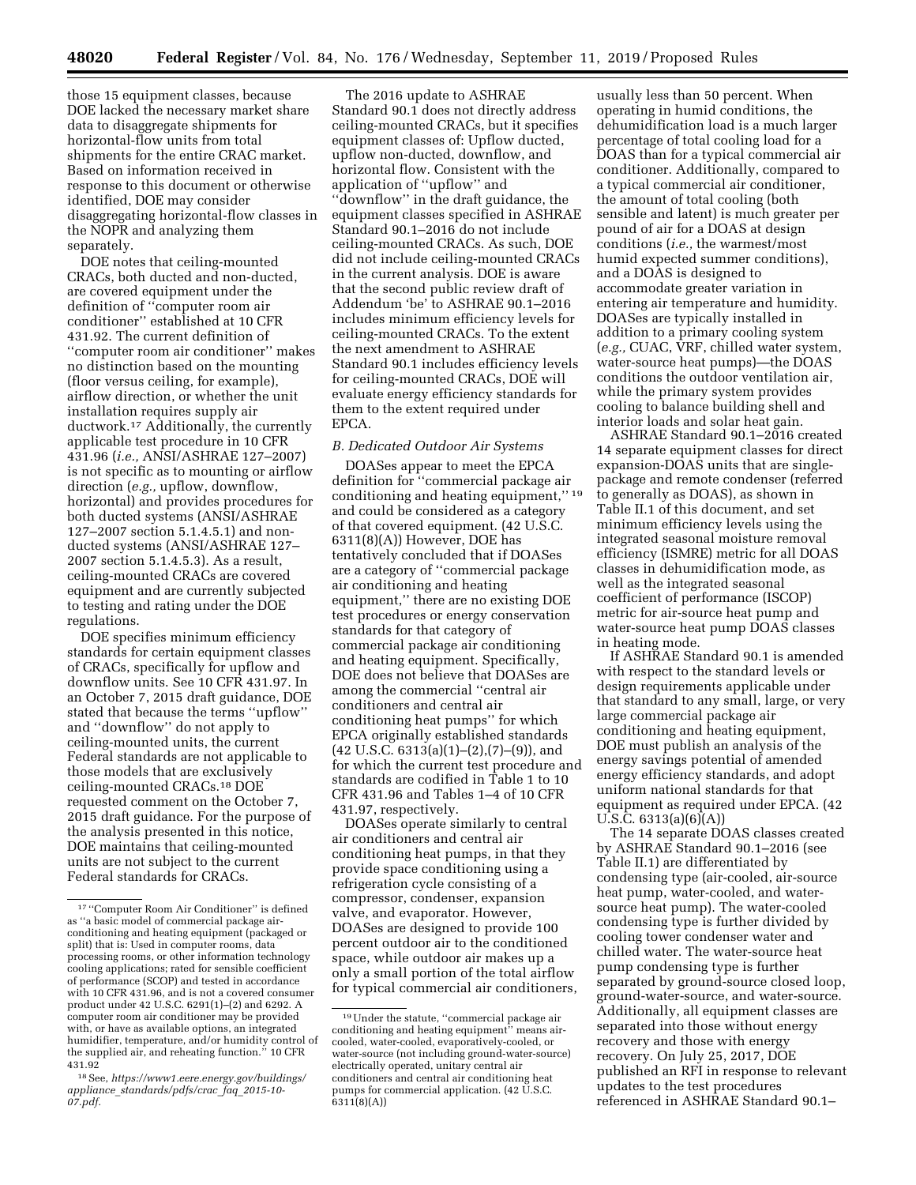those 15 equipment classes, because DOE lacked the necessary market share data to disaggregate shipments for horizontal-flow units from total shipments for the entire CRAC market. Based on information received in response to this document or otherwise identified, DOE may consider disaggregating horizontal-flow classes in the NOPR and analyzing them separately.

DOE notes that ceiling-mounted CRACs, both ducted and non-ducted, are covered equipment under the definition of ''computer room air conditioner'' established at 10 CFR 431.92. The current definition of ''computer room air conditioner'' makes no distinction based on the mounting (floor versus ceiling, for example), airflow direction, or whether the unit installation requires supply air ductwork.[17] Additionally, the currently applicable test procedure in 10 CFR 431.96 (*i.e.,* ANSI/ASHRAE 127–2007) is not specific as to mounting or airflow direction (*e.g.,* upflow, downflow, horizontal) and provides procedures for both ducted systems (ANSI/ASHRAE 127–2007 section 5.1.4.5.1) and non-ducted systems (ANSI/ASHRAE 127–2007 section 5.1.4.5.3). As a result, ceiling-mounted CRACs are covered equipment and are currently subjected to testing and rating under the DOE regulations.

DOE specifies minimum efficiency standards for certain equipment classes of CRACs, specifically for upflow and downflow units. See 10 CFR 431.97. In an October 7, 2015 draft guidance, DOE stated that because the terms ''upflow'' and ''downflow'' do not apply to ceiling-mounted units, the current Federal standards are not applicable to those models that are exclusively ceiling-mounted CRACs.[18] DOE requested comment on the October 7, 2015 draft guidance. For the purpose of the analysis presented in this notice, DOE maintains that ceiling-mounted units are not subject to the current Federal standards for CRACs.

The 2016 update to ASHRAE Standard 90.1 does not directly address ceiling-mounted CRACs, but it specifies equipment classes of: Upflow ducted, upflow non-ducted, downflow, and horizontal flow. Consistent with the application of ''upflow'' and ''downflow'' in the draft guidance, the equipment classes specified in ASHRAE Standard 90.1–2016 do not include ceiling-mounted CRACs. As such, DOE did not include ceiling-mounted CRACs in the current analysis. DOE is aware that the second public review draft of Addendum 'be' to ASHRAE 90.1–2016 includes minimum efficiency levels for ceiling-mounted CRACs. To the extent the next amendment to ASHRAE Standard 90.1 includes efficiency levels for ceiling-mounted CRACs, DOE will evaluate energy efficiency standards for them to the extent required under EPCA.

### *B. Dedicated Outdoor Air Systems*

DOASes appear to meet the EPCA definition for ''commercial package air conditioning and heating equipment,''[19] and could be considered as a category of that covered equipment. (42 U.S.C. 6311(8)(A)) However, DOE has tentatively concluded that if DOASes are a category of ''commercial package air conditioning and heating equipment,'' there are no existing DOE test procedures or energy conservation standards for that category of commercial package air conditioning and heating equipment. Specifically, DOE does not believe that DOASes are among the commercial ''central air conditioners and central air conditioning heat pumps'' for which EPCA originally established standards (42 U.S.C. 6313(a)(1)–(2),(7)–(9)), and for which the current test procedure and standards are codified in Table 1 to 10 CFR 431.96 and Tables 1–4 of 10 CFR 431.97, respectively.

DOASes operate similarly to central air conditioners and central air conditioning heat pumps, in that they provide space conditioning using a refrigeration cycle consisting of a compressor, condenser, expansion valve, and evaporator. However, DOASes are designed to provide 100 percent outdoor air to the conditioned space, while outdoor air makes up a only a small portion of the total airflow for typical commercial air conditioners, usually less than 50 percent. When operating in humid conditions, the dehumidification load is a much larger percentage of total cooling load for a DOAS than for a typical commercial air conditioner. Additionally, compared to a typical commercial air conditioner, the amount of total cooling (both sensible and latent) is much greater per pound of air for a DOAS at design conditions (*i.e.,* the warmest/most humid expected summer conditions), and a DOAS is designed to accommodate greater variation in entering air temperature and humidity. DOASes are typically installed in addition to a primary cooling system (*e.g.,* CUAC, VRF, chilled water system, water-source heat pumps)—the DOAS conditions the outdoor ventilation air, while the primary system provides cooling to balance building shell and interior loads and solar heat gain.

ASHRAE Standard 90.1–2016 created 14 separate equipment classes for direct expansion-DOAS units that are single-package and remote condenser (referred to generally as DOAS), as shown in Table II.1 of this document, and set minimum efficiency levels using the integrated seasonal moisture removal efficiency (ISMRE) metric for all DOAS classes in dehumidification mode, as well as the integrated seasonal coefficient of performance (ISCOP) metric for air-source heat pump and water-source heat pump DOAS classes in heating mode.

If ASHRAE Standard 90.1 is amended with respect to the standard levels or design requirements applicable under that standard to any small, large, or very large commercial package air conditioning and heating equipment, DOE must publish an analysis of the energy savings potential of amended energy efficiency standards, and adopt uniform national standards for that equipment as required under EPCA. (42 U.S.C. 6313(a)(6)(A))

The 14 separate DOAS classes created by ASHRAE Standard 90.1–2016 (see Table II.1) are differentiated by condensing type (air-cooled, air-source heat pump, water-cooled, and water-source heat pump). The water-cooled condensing type is further divided by cooling tower condenser water and chilled water. The water-source heat pump condensing type is further separated by ground-source closed loop, ground-water-source, and water-source. Additionally, all equipment classes are separated into those without energy recovery and those with energy recovery. On July 25, 2017, DOE published an RFI in response to relevant updates to the test procedures referenced in ASHRAE Standard 90.1–

---

[17] ''Computer Room Air Conditioner'' is defined as ''a basic model of commercial package air-conditioning and heating equipment (packaged or split) that is: Used in computer rooms, data processing rooms, or other information technology cooling applications; rated for sensible coefficient of performance (SCOP) and tested in accordance with 10 CFR 431.96, and is not a covered consumer product under 42 U.S.C. 6291(1)–(2) and 6292. A computer room air conditioner may be provided with, or have as available options, an integrated humidifier, temperature, and/or humidity control of the supplied air, and reheating function.'' 10 CFR 431.92

[18] See, *https://www1.eere.energy.gov/buildings/appliance_standards/pdfs/crac_faq_2015-10-07.pdf.*

[19] Under the statute, ''commercial package air conditioning and heating equipment'' means air-cooled, water-cooled, evaporatively-cooled, or water-source (not including ground-water-source) electrically operated, unitary central air conditioners and central air conditioning heat pumps for commercial application. (42 U.S.C. 6311(8)(A))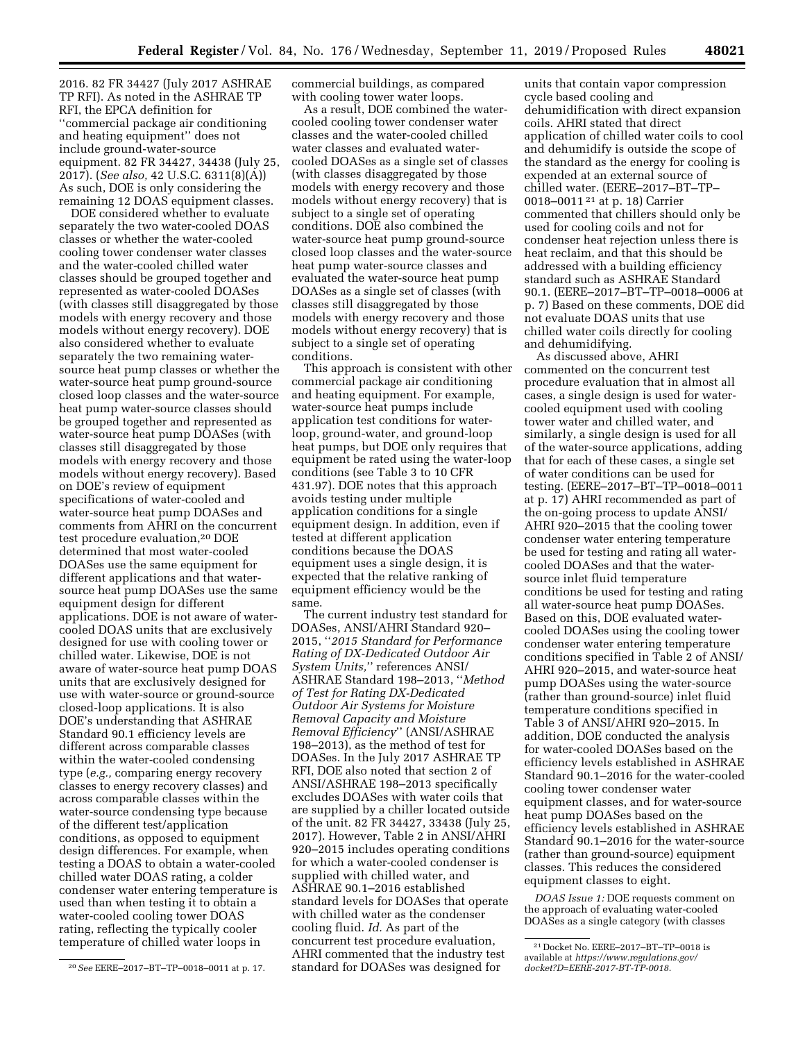2016. 82 FR 34427 (July 2017 ASHRAE TP RFI). As noted in the ASHRAE TP RFI, the EPCA definition for ''commercial package air conditioning and heating equipment'' does not include ground-water-source equipment. 82 FR 34427, 34438 (July 25, 2017). (*See also,* 42 U.S.C. 6311(8)(A)) As such, DOE is only considering the remaining 12 DOAS equipment classes.

DOE considered whether to evaluate separately the two water-cooled DOAS classes or whether the water-cooled cooling tower condenser water classes and the water-cooled chilled water classes should be grouped together and represented as water-cooled DOASes (with classes still disaggregated by those models with energy recovery and those models without energy recovery). DOE also considered whether to evaluate separately the two remaining water-source heat pump classes or whether the water-source heat pump ground-source closed loop classes and the water-source heat pump water-source classes should be grouped together and represented as water-source heat pump DOASes (with classes still disaggregated by those models with energy recovery and those models without energy recovery). Based on DOE's review of equipment specifications of water-cooled and water-source heat pump DOASes and comments from AHRI on the concurrent test procedure evaluation,[20] DOE determined that most water-cooled DOASes use the same equipment for different applications and that water-source heat pump DOASes use the same equipment design for different applications. DOE is not aware of water-cooled DOAS units that are exclusively designed for use with cooling tower or chilled water. Likewise, DOE is not aware of water-source heat pump DOAS units that are exclusively designed for use with water-source or ground-source closed-loop applications. It is also DOE's understanding that ASHRAE Standard 90.1 efficiency levels are different across comparable classes within the water-cooled condensing type (*e.g.,* comparing energy recovery classes to energy recovery classes) and across comparable classes within the water-source condensing type because of the different test/application conditions, as opposed to equipment design differences. For example, when testing a DOAS to obtain a water-cooled chilled water DOAS rating, a colder condenser water entering temperature is used than when testing it to obtain a water-cooled cooling tower DOAS rating, reflecting the typically cooler temperature of chilled water loops in commercial buildings, as compared with cooling tower water loops.

As a result, DOE combined the water-cooled cooling tower condenser water classes and the water-cooled chilled water classes and evaluated water-cooled DOASes as a single set of classes (with classes disaggregated by those models with energy recovery and those models without energy recovery) that is subject to a single set of operating conditions. DOE also combined the water-source heat pump ground-source closed loop classes and the water-source heat pump water-source classes and evaluated the water-source heat pump DOASes as a single set of classes (with classes still disaggregated by those models with energy recovery and those models without energy recovery) that is subject to a single set of operating conditions.

This approach is consistent with other commercial package air conditioning and heating equipment. For example, water-source heat pumps include application test conditions for water-loop, ground-water, and ground-loop heat pumps, but DOE only requires that equipment be rated using the water-loop conditions (see Table 3 to 10 CFR 431.97). DOE notes that this approach avoids testing under multiple application conditions for a single equipment design. In addition, even if tested at different application conditions because the DOAS equipment uses a single design, it is expected that the relative ranking of equipment efficiency would be the same.

The current industry test standard for DOASes, ANSI/AHRI Standard 920–2015, ''*2015 Standard for Performance Rating of DX-Dedicated Outdoor Air System Units,*'' references ANSI/ASHRAE Standard 198–2013, ''*Method of Test for Rating DX-Dedicated Outdoor Air Systems for Moisture Removal Capacity and Moisture Removal Efficiency*'' (ANSI/ASHRAE 198–2013), as the method of test for DOASes. In the July 2017 ASHRAE TP RFI, DOE also noted that section 2 of ANSI/ASHRAE 198–2013 specifically excludes DOASes with water coils that are supplied by a chiller located outside of the unit. 82 FR 34427, 33438 (July 25, 2017). However, Table 2 in ANSI/AHRI 920–2015 includes operating conditions for which a water-cooled condenser is supplied with chilled water, and ASHRAE 90.1–2016 established standard levels for DOASes that operate with chilled water as the condenser cooling fluid. *Id.* As part of the concurrent test procedure evaluation, AHRI commented that the industry test standard for DOASes was designed for units that contain vapor compression cycle based cooling and dehumidification with direct expansion coils. AHRI stated that direct application of chilled water coils to cool and dehumidify is outside the scope of the standard as the energy for cooling is expended at an external source of chilled water. (EERE–2017–BT–TP–0018–0011[21] at p. 18) Carrier commented that chillers should only be used for cooling coils and not for condenser heat rejection unless there is heat reclaim, and that this should be addressed with a building efficiency standard such as ASHRAE Standard 90.1. (EERE–2017–BT–TP–0018–0006 at p. 7) Based on these comments, DOE did not evaluate DOAS units that use chilled water coils directly for cooling and dehumidifying.

As discussed above, AHRI commented on the concurrent test procedure evaluation that in almost all cases, a single design is used for water-cooled equipment used with cooling tower water and chilled water, and similarly, a single design is used for all of the water-source applications, adding that for each of these cases, a single set of water conditions can be used for testing. (EERE–2017–BT–TP–0018–0011 at p. 17) AHRI recommended as part of the on-going process to update ANSI/AHRI 920–2015 that the cooling tower condenser water entering temperature be used for testing and rating all water-cooled DOASes and that the water-source inlet fluid temperature conditions be used for testing and rating all water-source heat pump DOASes. Based on this, DOE evaluated water-cooled DOASes using the cooling tower condenser water entering temperature conditions specified in Table 2 of ANSI/AHRI 920–2015, and water-source heat pump DOASes using the water-source (rather than ground-source) inlet fluid temperature conditions specified in Table 3 of ANSI/AHRI 920–2015. In addition, DOE conducted the analysis for water-cooled DOASes based on the efficiency levels established in ASHRAE Standard 90.1–2016 for the water-cooled cooling tower condenser water equipment classes, and for water-source heat pump DOASes based on the efficiency levels established in ASHRAE Standard 90.1–2016 for the water-source (rather than ground-source) equipment classes. This reduces the considered equipment classes to eight.

*DOAS Issue 1:* DOE requests comment on the approach of evaluating water-cooled DOASes as a single category (with classes

---

[20] *See* EERE–2017–BT–TP–0018–0011 at p. 17.

[21] Docket No. EERE–2017–BT–TP–0018 is available at *https://www.regulations.gov/docket?D=EERE-2017-BT-TP-0018.*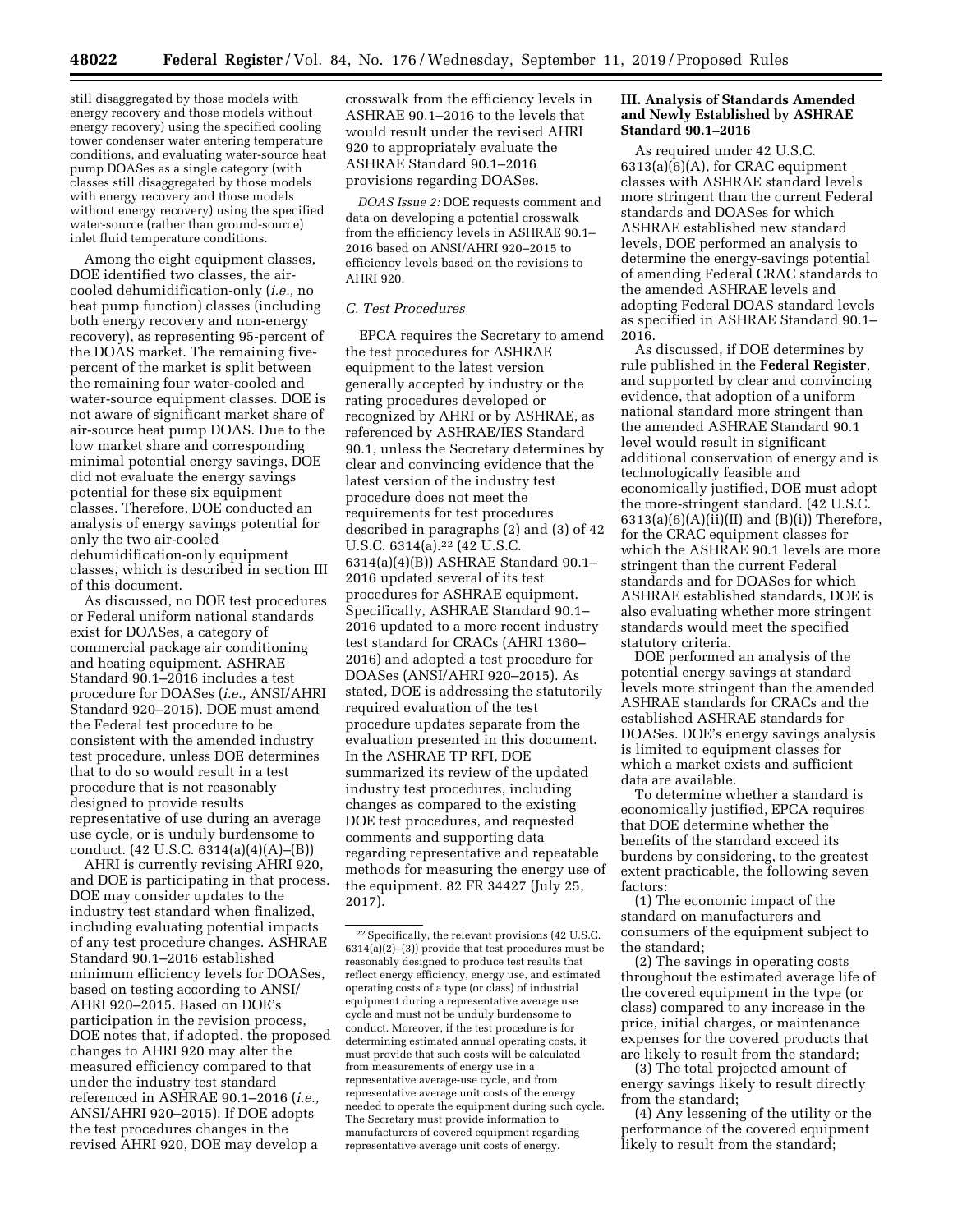still disaggregated by those models with energy recovery and those models without energy recovery) using the specified cooling tower condenser water entering temperature conditions, and evaluating water-source heat pump DOASes as a single category (with classes still disaggregated by those models with energy recovery and those models without energy recovery) using the specified water-source (rather than ground-source) inlet fluid temperature conditions.

Among the eight equipment classes, DOE identified two classes, the air-cooled dehumidification-only (*i.e.,* no heat pump function) classes (including both energy recovery and non-energy recovery), as representing 95-percent of the DOAS market. The remaining five-percent of the market is split between the remaining four water-cooled and water-source equipment classes. DOE is not aware of significant market share of air-source heat pump DOAS. Due to the low market share and corresponding minimal potential energy savings, DOE did not evaluate the energy savings potential for these six equipment classes. Therefore, DOE conducted an analysis of energy savings potential for only the two air-cooled dehumidification-only equipment classes, which is described in section III of this document.

As discussed, no DOE test procedures or Federal uniform national standards exist for DOASes, a category of commercial package air conditioning and heating equipment. ASHRAE Standard 90.1–2016 includes a test procedure for DOASes (*i.e.,* ANSI/AHRI Standard 920–2015). DOE must amend the Federal test procedure to be consistent with the amended industry test procedure, unless DOE determines that to do so would result in a test procedure that is not reasonably designed to provide results representative of use during an average use cycle, or is unduly burdensome to conduct. (42 U.S.C. 6314(a)(4)(A)–(B))

AHRI is currently revising AHRI 920, and DOE is participating in that process. DOE may consider updates to the industry test standard when finalized, including evaluating potential impacts of any test procedure changes. ASHRAE Standard 90.1–2016 established minimum efficiency levels for DOASes, based on testing according to ANSI/AHRI 920–2015. Based on DOE's participation in the revision process, DOE notes that, if adopted, the proposed changes to AHRI 920 may alter the measured efficiency compared to that under the industry test standard referenced in ASHRAE 90.1–2016 (*i.e.,* ANSI/AHRI 920–2015). If DOE adopts the test procedures changes in the revised AHRI 920, DOE may develop a crosswalk from the efficiency levels in ASHRAE 90.1–2016 to the levels that would result under the revised AHRI 920 to appropriately evaluate the ASHRAE Standard 90.1–2016 provisions regarding DOASes.

*DOAS Issue 2:* DOE requests comment and data on developing a potential crosswalk from the efficiency levels in ASHRAE 90.1–2016 based on ANSI/AHRI 920–2015 to efficiency levels based on the revisions to AHRI 920.

### C. Test Procedures

EPCA requires the Secretary to amend the test procedures for ASHRAE equipment to the latest version generally accepted by industry or the rating procedures developed or recognized by AHRI or by ASHRAE, as referenced by ASHRAE/IES Standard 90.1, unless the Secretary determines by clear and convincing evidence that the latest version of the industry test procedure does not meet the requirements for test procedures described in paragraphs (2) and (3) of 42 U.S.C. 6314(a).[22] (42 U.S.C. 6314(a)(4)(B)) ASHRAE Standard 90.1–2016 updated several of its test procedures for ASHRAE equipment. Specifically, ASHRAE Standard 90.1–2016 updated to a more recent industry test standard for CRACs (AHRI 1360–2016) and adopted a test procedure for DOASes (ANSI/AHRI 920–2015). As stated, DOE is addressing the statutorily required evaluation of the test procedure updates separate from the evaluation presented in this document. In the ASHRAE TP RFI, DOE summarized its review of the updated industry test procedures, including changes as compared to the existing DOE test procedures, and requested comments and supporting data regarding representative and repeatable methods for measuring the energy use of the equipment. 82 FR 34427 (July 25, 2017).

[22] Specifically, the relevant provisions (42 U.S.C. 6314(a)(2)–(3)) provide that test procedures must be reasonably designed to produce test results that reflect energy efficiency, energy use, and estimated operating costs of a type (or class) of industrial equipment during a representative average use cycle and must not be unduly burdensome to conduct. Moreover, if the test procedure is for determining estimated annual operating costs, it must provide that such costs will be calculated from measurements of energy use in a representative average-use cycle, and from representative average unit costs of the energy needed to operate the equipment during such cycle. The Secretary must provide information to manufacturers of covered equipment regarding representative average unit costs of energy.

## III. Analysis of Standards Amended and Newly Established by ASHRAE Standard 90.1–2016

As required under 42 U.S.C. 6313(a)(6)(A), for CRAC equipment classes with ASHRAE standard levels more stringent than the current Federal standards and DOASes for which ASHRAE established new standard levels, DOE performed an analysis to determine the energy-savings potential of amending Federal CRAC standards to the amended ASHRAE levels and adopting Federal DOAS standard levels as specified in ASHRAE Standard 90.1–2016.

As discussed, if DOE determines by rule published in the **Federal Register**, and supported by clear and convincing evidence, that adoption of a uniform national standard more stringent than the amended ASHRAE Standard 90.1 level would result in significant additional conservation of energy and is technologically feasible and economically justified, DOE must adopt the more-stringent standard. (42 U.S.C. 6313(a)(6)(A)(ii)(II) and (B)(i)) Therefore, for the CRAC equipment classes for which the ASHRAE 90.1 levels are more stringent than the current Federal standards and for DOASes for which ASHRAE established standards, DOE is also evaluating whether more stringent standards would meet the specified statutory criteria.

DOE performed an analysis of the potential energy savings at standard levels more stringent than the amended ASHRAE standards for CRACs and the established ASHRAE standards for DOASes. DOE's energy savings analysis is limited to equipment classes for which a market exists and sufficient data are available.

To determine whether a standard is economically justified, EPCA requires that DOE determine whether the benefits of the standard exceed its burdens by considering, to the greatest extent practicable, the following seven factors:

(1) The economic impact of the standard on manufacturers and consumers of the equipment subject to the standard;

(2) The savings in operating costs throughout the estimated average life of the covered equipment in the type (or class) compared to any increase in the price, initial charges, or maintenance expenses for the covered products that are likely to result from the standard;

(3) The total projected amount of energy savings likely to result directly from the standard;

(4) Any lessening of the utility or the performance of the covered equipment likely to result from the standard;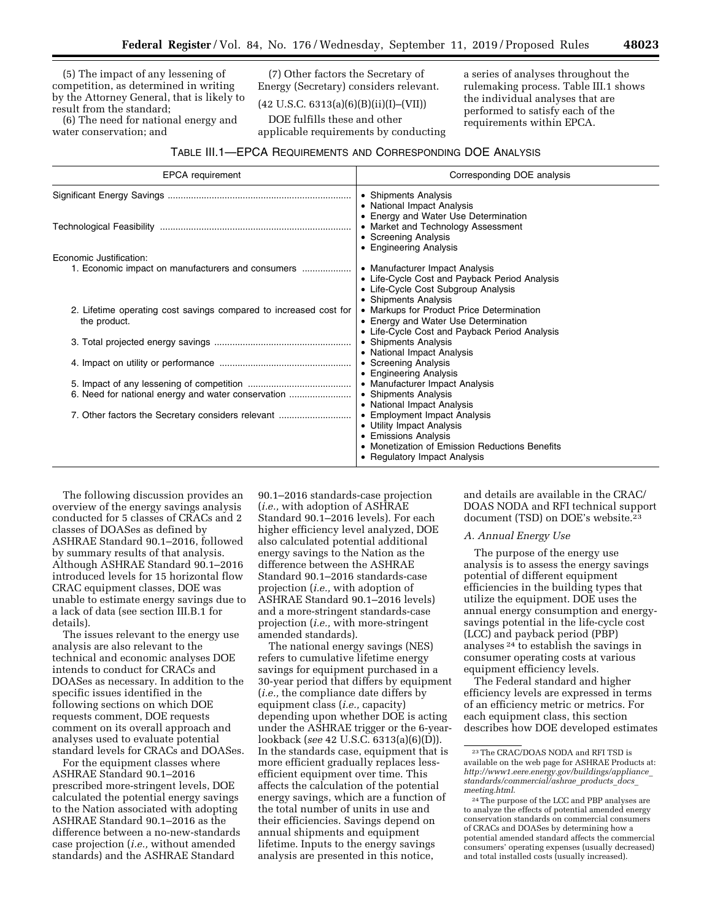(5) The impact of any lessening of competition, as determined in writing by the Attorney General, that is likely to result from the standard;

(6) The need for national energy and water conservation; and

(7) Other factors the Secretary of Energy (Secretary) considers relevant.

(42 U.S.C. 6313(a)(6)(B)(ii)(I)–(VII))

DOE fulfills these and other applicable requirements by conducting a series of analyses throughout the rulemaking process. Table III.1 shows the individual analyses that are performed to satisfy each of the requirements within EPCA.

TABLE III.1—EPCA REQUIREMENTS AND CORRESPONDING DOE ANALYSIS

| EPCA requirement | Corresponding DOE analysis |
|---|---|
| Significant Energy Savings | • Shipments Analysis<br>• National Impact Analysis<br>• Energy and Water Use Determination |
| Technological Feasibility | • Market and Technology Assessment<br>• Screening Analysis<br>• Engineering Analysis |
| Economic Justification: | |
| 1. Economic impact on manufacturers and consumers | • Manufacturer Impact Analysis<br>• Life-Cycle Cost and Payback Period Analysis<br>• Life-Cycle Cost Subgroup Analysis<br>• Shipments Analysis |
| 2. Lifetime operating cost savings compared to increased cost for the product. | • Markups for Product Price Determination<br>• Energy and Water Use Determination<br>• Life-Cycle Cost and Payback Period Analysis |
| 3. Total projected energy savings | • Shipments Analysis<br>• National Impact Analysis |
| 4. Impact on utility or performance | • Screening Analysis<br>• Engineering Analysis |
| 5. Impact of any lessening of competition | • Manufacturer Impact Analysis |
| 6. Need for national energy and water conservation | • Shipments Analysis<br>• National Impact Analysis |
| 7. Other factors the Secretary considers relevant | • Employment Impact Analysis<br>• Utility Impact Analysis<br>• Emissions Analysis<br>• Monetization of Emission Reductions Benefits<br>• Regulatory Impact Analysis |

The following discussion provides an overview of the energy savings analysis conducted for 5 classes of CRACs and 2 classes of DOASes as defined by ASHRAE Standard 90.1–2016, followed by summary results of that analysis. Although ASHRAE Standard 90.1–2016 introduced levels for 15 horizontal flow CRAC equipment classes, DOE was unable to estimate energy savings due to a lack of data (see section III.B.1 for details).

The issues relevant to the energy use analysis are also relevant to the technical and economic analyses DOE intends to conduct for CRACs and DOASes as necessary. In addition to the specific issues identified in the following sections on which DOE requests comment, DOE requests comment on its overall approach and analyses used to evaluate potential standard levels for CRACs and DOASes.

For the equipment classes where ASHRAE Standard 90.1–2016 prescribed more-stringent levels, DOE calculated the potential energy savings to the Nation associated with adopting ASHRAE Standard 90.1–2016 as the difference between a no-new-standards case projection (*i.e.,* without amended standards) and the ASHRAE Standard 90.1–2016 standards-case projection (*i.e.,* with adoption of ASHRAE Standard 90.1–2016 levels). For each higher efficiency level analyzed, DOE also calculated potential additional energy savings to the Nation as the difference between the ASHRAE Standard 90.1–2016 standards-case projection (*i.e.,* with adoption of ASHRAE Standard 90.1–2016 levels) and a more-stringent standards-case projection (*i.e.,* with more-stringent amended standards).

The national energy savings (NES) refers to cumulative lifetime energy savings for equipment purchased in a 30-year period that differs by equipment (*i.e.,* the compliance date differs by equipment class (*i.e.,* capacity) depending upon whether DOE is acting under the ASHRAE trigger or the 6-year-lookback (*see* 42 U.S.C. 6313(a)(6)(D)). In the standards case, equipment that is more efficient gradually replaces less-efficient equipment over time. This affects the calculation of the potential energy savings, which are a function of the total number of units in use and their efficiencies. Savings depend on annual shipments and equipment lifetime. Inputs to the energy savings analysis are presented in this notice, and details are available in the CRAC/DOAS NODA and RFI technical support document (TSD) on DOE's website.[23]

### *A. Annual Energy Use*

The purpose of the energy use analysis is to assess the energy savings potential of different equipment efficiencies in the building types that utilize the equipment. DOE uses the annual energy consumption and energy-savings potential in the life-cycle cost (LCC) and payback period (PBP) analyses [24] to establish the savings in consumer operating costs at various equipment efficiency levels.

The Federal standard and higher efficiency levels are expressed in terms of an efficiency metric or metrics. For each equipment class, this section describes how DOE developed estimates

---

[23] The CRAC/DOAS NODA and RFI TSD is available on the web page for ASHRAE Products at: *http://www1.eere.energy.gov/buildings/appliance_standards/commercial/ashrae_products_docs_meeting.html*.

[24] The purpose of the LCC and PBP analyses are to analyze the effects of potential amended energy conservation standards on commercial consumers of CRACs and DOASes by determining how a potential amended standard affects the commercial consumers' operating expenses (usually decreased) and total installed costs (usually increased).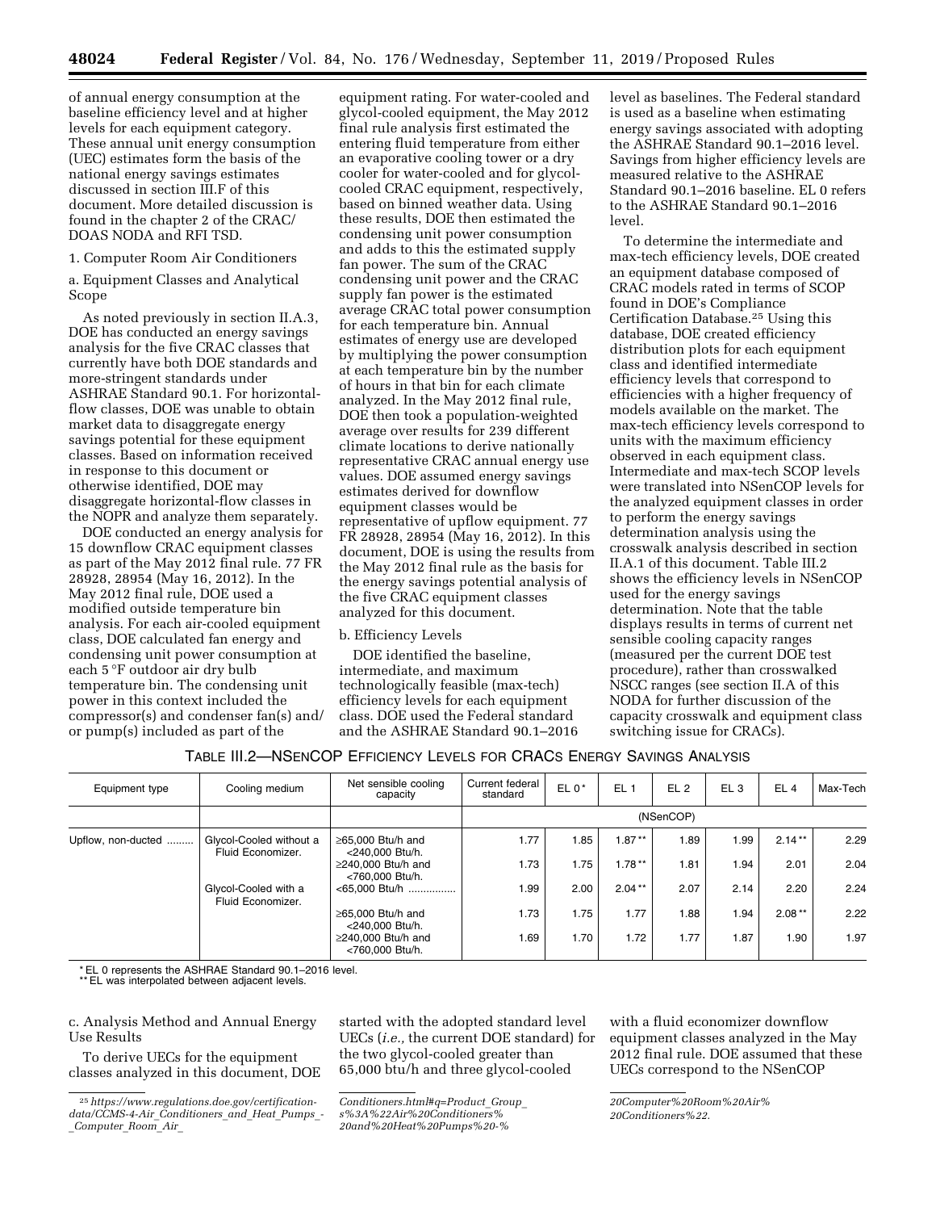of annual energy consumption at the baseline efficiency level and at higher levels for each equipment category. These annual unit energy consumption (UEC) estimates form the basis of the national energy savings estimates discussed in section III.F of this document. More detailed discussion is found in the chapter 2 of the CRAC/DOAS NODA and RFI TSD.

1. Computer Room Air Conditioners

a. Equipment Classes and Analytical Scope

As noted previously in section II.A.3, DOE has conducted an energy savings analysis for the five CRAC classes that currently have both DOE standards and more-stringent standards under ASHRAE Standard 90.1. For horizontal-flow classes, DOE was unable to obtain market data to disaggregate energy savings potential for these equipment classes. Based on information received in response to this document or otherwise identified, DOE may disaggregate horizontal-flow classes in the NOPR and analyze them separately.

DOE conducted an energy analysis for 15 downflow CRAC equipment classes as part of the May 2012 final rule. 77 FR 28928, 28954 (May 16, 2012). In the May 2012 final rule, DOE used a modified outside temperature bin analysis. For each air-cooled equipment class, DOE calculated fan energy and condensing unit power consumption at each 5 °F outdoor air dry bulb temperature bin. The condensing unit power in this context included the compressor(s) and condenser fan(s) and/or pump(s) included as part of the equipment rating. For water-cooled and glycol-cooled equipment, the May 2012 final rule analysis first estimated the entering fluid temperature from either an evaporative cooling tower or a dry cooler for water-cooled and for glycol-cooled CRAC equipment, respectively, based on binned weather data. Using these results, DOE then estimated the condensing unit power consumption and adds to this the estimated supply fan power. The sum of the CRAC condensing unit power and the CRAC supply fan power is the estimated average CRAC total power consumption for each temperature bin. Annual estimates of energy use are developed by multiplying the power consumption at each temperature bin by the number of hours in that bin for each climate analyzed. In the May 2012 final rule, DOE then took a population-weighted average over results for 239 different climate locations to derive nationally representative CRAC annual energy use values. DOE assumed energy savings estimates derived for downflow equipment classes would be representative of upflow equipment. 77 FR 28928, 28954 (May 16, 2012). In this document, DOE is using the results from the May 2012 final rule as the basis for the energy savings potential analysis of the five CRAC equipment classes analyzed for this document.

b. Efficiency Levels

DOE identified the baseline, intermediate, and maximum technologically feasible (max-tech) efficiency levels for each equipment class. DOE used the Federal standard and the ASHRAE Standard 90.1–2016 level as baselines. The Federal standard is used as a baseline when estimating energy savings associated with adopting the ASHRAE Standard 90.1–2016 level. Savings from higher efficiency levels are measured relative to the ASHRAE Standard 90.1–2016 baseline. EL 0 refers to the ASHRAE Standard 90.1–2016 level.

To determine the intermediate and max-tech efficiency levels, DOE created an equipment database composed of CRAC models rated in terms of SCOP found in DOE's Compliance Certification Database.[25] Using this database, DOE created efficiency distribution plots for each equipment class and identified intermediate efficiency levels that correspond to efficiencies with a higher frequency of models available on the market. The max-tech efficiency levels correspond to units with the maximum efficiency observed in each equipment class. Intermediate and max-tech SCOP levels were translated into NSenCOP levels for the analyzed equipment classes in order to perform the energy savings determination analysis using the crosswalk analysis described in section II.A.1 of this document. Table III.2 shows the efficiency levels in NSenCOP used for the energy savings determination. Note that the table displays results in terms of current net sensible cooling capacity ranges (measured per the current DOE test procedure), rather than crosswalked NSCC ranges (see section II.A of this NODA for further discussion of the capacity crosswalk and equipment class switching issue for CRACs).

TABLE III.2—NSENCOP EFFICIENCY LEVELS FOR CRACS ENERGY SAVINGS ANALYSIS

| Equipment type | Cooling medium | Net sensible cooling capacity | Current federal standard | EL 0* | EL 1 | EL 2 | EL 3 | EL 4 | Max-Tech |
|---|---|---|---|---|---|---|---|---|---|
| | | | (NSenCOP) | | | | | | |
| Upflow, non-ducted | Glycol-Cooled without a Fluid Economizer. | ≥65,000 Btu/h and <240,000 Btu/h. | 1.77 | 1.85 | 1.87** | 1.89 | 1.99 | 2.14** | 2.29 |
| | | ≥240,000 Btu/h and <760,000 Btu/h. | 1.73 | 1.75 | 1.78** | 1.81 | 1.94 | 2.01 | 2.04 |
| | Glycol-Cooled with a Fluid Economizer. | <65,000 Btu/h | 1.99 | 2.00 | 2.04** | 2.07 | 2.14 | 2.20 | 2.24 |
| | | ≥65,000 Btu/h and <240,000 Btu/h. | 1.73 | 1.75 | 1.77 | 1.88 | 1.94 | 2.08** | 2.22 |
| | | ≥240,000 Btu/h and <760,000 Btu/h. | 1.69 | 1.70 | 1.72 | 1.77 | 1.87 | 1.90 | 1.97 |

* EL 0 represents the ASHRAE Standard 90.1–2016 level.
** EL was interpolated between adjacent levels.

c. Analysis Method and Annual Energy Use Results

To derive UECs for the equipment classes analyzed in this document, DOE started with the adopted standard level UECs (*i.e.,* the current DOE standard) for the two glycol-cooled greater than 65,000 btu/h and three glycol-cooled with a fluid economizer downflow equipment classes analyzed in the May 2012 final rule. DOE assumed that these UECs correspond to the NSenCOP

[25] *https://www.regulations.doe.gov/certification-data/CCMS-4-Air_Conditioners_and_Heat_Pumps_-_Computer_Room_Air_Conditioners.html#q=Product_Group_s%3A%22Air%20Conditioners%20and%20Heat%20Pumps%20-%20Computer%20Room%20Air%20Conditioners%22.*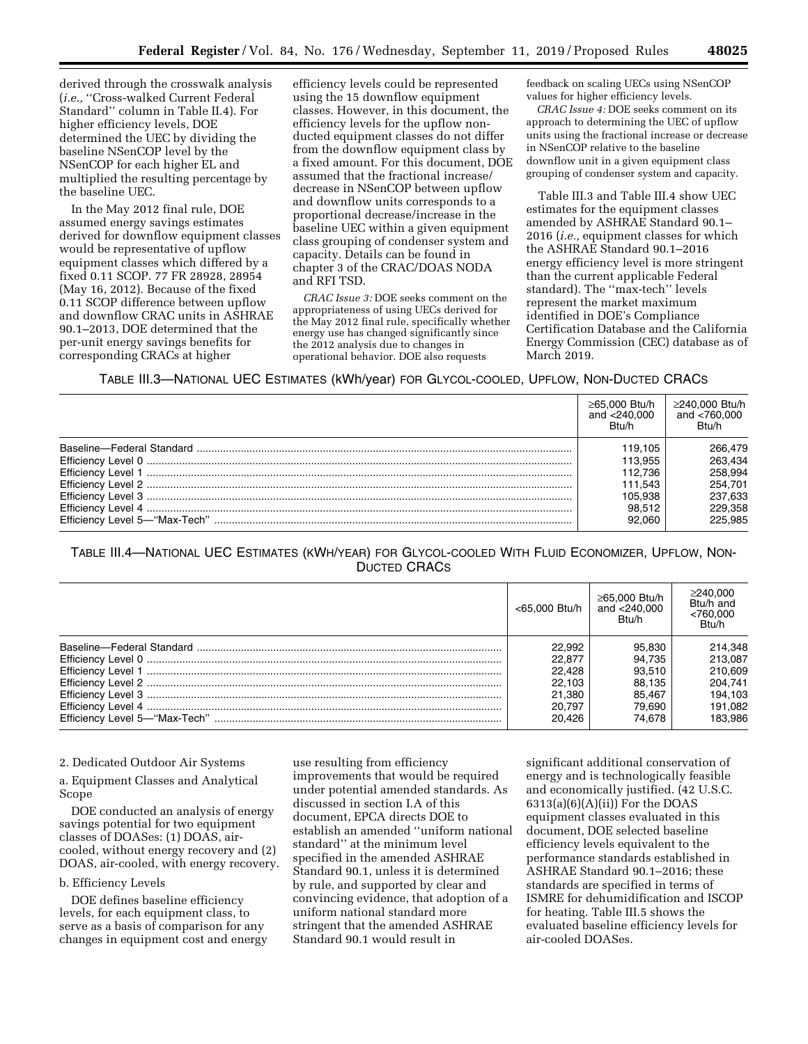derived through the crosswalk analysis (*i.e.,* ''Cross-walked Current Federal Standard'' column in Table II.4). For higher efficiency levels, DOE determined the UEC by dividing the baseline NSenCOP level by the NSenCOP for each higher EL and multiplied the resulting percentage by the baseline UEC.

In the May 2012 final rule, DOE assumed energy savings estimates derived for downflow equipment classes would be representative of upflow equipment classes which differed by a fixed 0.11 SCOP. 77 FR 28928, 28954 (May 16, 2012). Because of the fixed 0.11 SCOP difference between upflow and downflow CRAC units in ASHRAE 90.1–2013, DOE determined that the per-unit energy savings benefits for corresponding CRACs at higher efficiency levels could be represented using the 15 downflow equipment classes. However, in this document, the efficiency levels for the upflow non-ducted equipment classes do not differ from the downflow equipment class by a fixed amount. For this document, DOE assumed that the fractional increase/decrease in NSenCOP between upflow and downflow units corresponds to a proportional decrease/increase in the baseline UEC within a given equipment class grouping of condenser system and capacity. Details can be found in chapter 3 of the CRAC/DOAS NODA and RFI TSD.

*CRAC Issue 3:* DOE seeks comment on the appropriateness of using UECs derived for the May 2012 final rule, specifically whether energy use has changed significantly since the 2012 analysis due to changes in operational behavior. DOE also requests feedback on scaling UECs using NSenCOP values for higher efficiency levels.

*CRAC Issue 4:* DOE seeks comment on its approach to determining the UEC of upflow units using the fractional increase or decrease in NSenCOP relative to the baseline downflow unit in a given equipment class grouping of condenser system and capacity.

Table III.3 and Table III.4 show UEC estimates for the equipment classes amended by ASHRAE Standard 90.1–2016 (*i.e.,* equipment classes for which the ASHRAE Standard 90.1–2016 energy efficiency level is more stringent than the current applicable Federal standard). The ''max-tech'' levels represent the market maximum identified in DOE's Compliance Certification Database and the California Energy Commission (CEC) database as of March 2019.

TABLE III.3—NATIONAL UEC ESTIMATES (kWh/year) FOR GLYCOL-COOLED, UPFLOW, NON-DUCTED CRACS

| | ≥65,000 Btu/h and <240,000 Btu/h | ≥240,000 Btu/h and <760,000 Btu/h |
|---|---|---|
| Baseline—Federal Standard | 119,105 | 266,479 |
| Efficiency Level 0 | 113,955 | 263,434 |
| Efficiency Level 1 | 112,736 | 258,994 |
| Efficiency Level 2 | 111,543 | 254,701 |
| Efficiency Level 3 | 105,938 | 237,633 |
| Efficiency Level 4 | 98,512 | 229,358 |
| Efficiency Level 5—''Max-Tech'' | 92,060 | 225,985 |

TABLE III.4—NATIONAL UEC ESTIMATES (KWH/YEAR) FOR GLYCOL-COOLED WITH FLUID ECONOMIZER, UPFLOW, NON-DUCTED CRACS

| | <65,000 Btu/h | ≥65,000 Btu/h and <240,000 Btu/h | ≥240,000 Btu/h and <760,000 Btu/h |
|---|---|---|---|
| Baseline—Federal Standard | 22,992 | 95,830 | 214,348 |
| Efficiency Level 0 | 22,877 | 94,735 | 213,087 |
| Efficiency Level 1 | 22,428 | 93,510 | 210,609 |
| Efficiency Level 2 | 22,103 | 88,135 | 204,741 |
| Efficiency Level 3 | 21,380 | 85,467 | 194,103 |
| Efficiency Level 4 | 20,797 | 79,690 | 191,082 |
| Efficiency Level 5—''Max-Tech'' | 20,426 | 74,678 | 183,986 |

2. Dedicated Outdoor Air Systems

a. Equipment Classes and Analytical Scope

DOE conducted an analysis of energy savings potential for two equipment classes of DOASes: (1) DOAS, air-cooled, without energy recovery and (2) DOAS, air-cooled, with energy recovery.

b. Efficiency Levels

DOE defines baseline efficiency levels, for each equipment class, to serve as a basis of comparison for any changes in equipment cost and energy use resulting from efficiency improvements that would be required under potential amended standards. As discussed in section I.A of this document, EPCA directs DOE to establish an amended ''uniform national standard'' at the minimum level specified in the amended ASHRAE Standard 90.1, unless it is determined by rule, and supported by clear and convincing evidence, that adoption of a uniform national standard more stringent that the amended ASHRAE Standard 90.1 would result in significant additional conservation of energy and is technologically feasible and economically justified. (42 U.S.C. 6313(a)(6)(A)(ii)) For the DOAS equipment classes evaluated in this document, DOE selected baseline efficiency levels equivalent to the performance standards established in ASHRAE Standard 90.1–2016; these standards are specified in terms of ISMRE for dehumidification and ISCOP for heating. Table III.5 shows the evaluated baseline efficiency levels for air-cooled DOASes.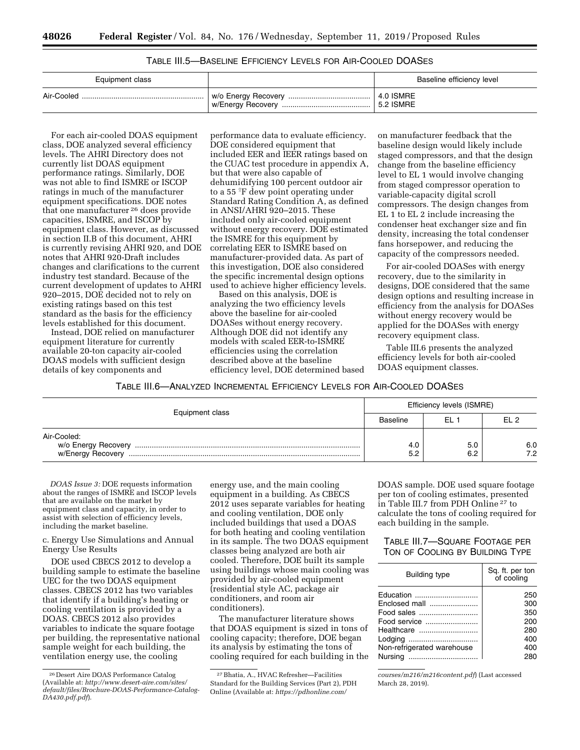TABLE III.5—BASELINE EFFICIENCY LEVELS FOR AIR-COOLED DOASES

| Equipment class | | Baseline efficiency level |
| --- | --- | --- |
| Air-Cooled | w/o Energy Recovery | 4.0 ISMRE |
| | w/Energy Recovery | 5.2 ISMRE |

For each air-cooled DOAS equipment class, DOE analyzed several efficiency levels. The AHRI Directory does not currently list DOAS equipment performance ratings. Similarly, DOE was not able to find ISMRE or ISCOP ratings in much of the manufacturer equipment specifications. DOE notes that one manufacturer [26] does provide capacities, ISMRE, and ISCOP by equipment class. However, as discussed in section II.B of this document, AHRI is currently revising AHRI 920, and DOE notes that AHRI 920-Draft includes changes and clarifications to the current industry test standard. Because of the current development of updates to AHRI 920–2015, DOE decided not to rely on existing ratings based on this test standard as the basis for the efficiency levels established for this document.

Instead, DOE relied on manufacturer equipment literature for currently available 20-ton capacity air-cooled DOAS models with sufficient design details of key components and performance data to evaluate efficiency. DOE considered equipment that included EER and IEER ratings based on the CUAC test procedure in appendix A, but that were also capable of dehumidifying 100 percent outdoor air to a 55 °F dew point operating under Standard Rating Condition A, as defined in ANSI/AHRI 920–2015. These included only air-cooled equipment without energy recovery. DOE estimated the ISMRE for this equipment by correlating EER to ISMRE based on manufacturer-provided data. As part of this investigation, DOE also considered the specific incremental design options used to achieve higher efficiency levels.

Based on this analysis, DOE is analyzing the two efficiency levels above the baseline for air-cooled DOASes without energy recovery. Although DOE did not identify any models with scaled EER-to-ISMRE efficiencies using the correlation described above at the baseline efficiency level, DOE determined based on manufacturer feedback that the baseline design would likely include staged compressors, and that the design change from the baseline efficiency level to EL 1 would involve changing from staged compressor operation to variable-capacity digital scroll compressors. The design changes from EL 1 to EL 2 include increasing the condenser heat exchanger size and fin density, increasing the total condenser fans horsepower, and reducing the capacity of the compressors needed.

For air-cooled DOASes with energy recovery, due to the similarity in designs, DOE considered that the same design options and resulting increase in efficiency from the analysis for DOASes without energy recovery would be applied for the DOASes with energy recovery equipment class.

Table III.6 presents the analyzed efficiency levels for both air-cooled DOAS equipment classes.

TABLE III.6—ANALYZED INCREMENTAL EFFICIENCY LEVELS FOR AIR-COOLED DOASES

| Equipment class | Efficiency levels (ISMRE) | | |
| --- | --- | --- | --- |
| | Baseline | EL 1 | EL 2 |
| Air-Cooled: | | | |
| w/o Energy Recovery | 4.0 | 5.0 | 6.0 |
| w/Energy Recovery | 5.2 | 6.2 | 7.2 |

*DOAS Issue 3:* DOE requests information about the ranges of ISMRE and ISCOP levels that are available on the market by equipment class and capacity, in order to assist with selection of efficiency levels, including the market baseline.

c. Energy Use Simulations and Annual Energy Use Results

DOE used CBECS 2012 to develop a building sample to estimate the baseline UEC for the two DOAS equipment classes. CBECS 2012 has two variables that identify if a building's heating or cooling ventilation is provided by a DOAS. CBECS 2012 also provides variables to indicate the square footage per building, the representative national sample weight for each building, the ventilation energy use, the cooling energy use, and the main cooling equipment in a building. As CBECS 2012 uses separate variables for heating and cooling ventilation, DOE only included buildings that used a DOAS for both heating and cooling ventilation in its sample. The two DOAS equipment classes being analyzed are both air cooled. Therefore, DOE built its sample using buildings whose main cooling was provided by air-cooled equipment (residential style AC, package air conditioners, and room air conditioners).

The manufacturer literature shows that DOAS equipment is sized in tons of cooling capacity; therefore, DOE began its analysis by estimating the tons of cooling required for each building in the DOAS sample. DOE used square footage per ton of cooling estimates, presented in Table III.7 from PDH Online [27] to calculate the tons of cooling required for each building in the sample.

TABLE III.7—SQUARE FOOTAGE PER TON OF COOLING BY BUILDING TYPE

| Building type | Sq. ft. per ton of cooling |
| --- | --- |
| Education | 250 |
| Enclosed mall | 300 |
| Food sales | 350 |
| Food service | 200 |
| Healthcare | 280 |
| Lodging | 400 |
| Non-refrigerated warehouse | 400 |
| Nursing | 280 |

[26] Desert Aire DOAS Performance Catalog (Available at: *http://www.desert-aire.com/sites/default/files/Brochure-DOAS-Performance-Catalog-DA430.pdf.pdf*).

[27] Bhatia, A., HVAC Refresher—Facilities Standard for the Building Services (Part 2), PDH Online (Available at: *https://pdhonline.com/courses/m216/m216content.pdf*) (Last accessed March 28, 2019).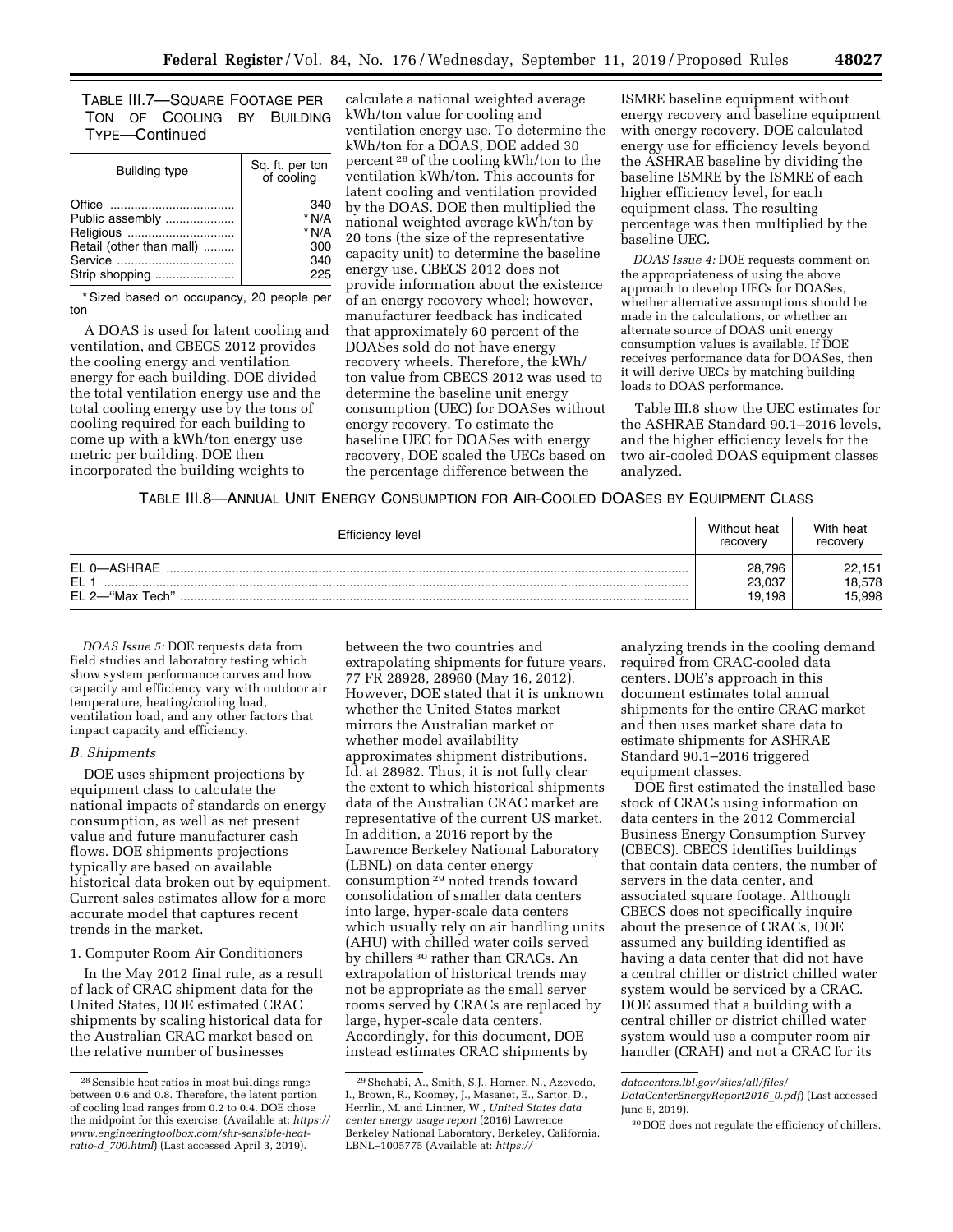TABLE III.7—SQUARE FOOTAGE PER TON OF COOLING BY BUILDING TYPE—Continued

| Building type | Sq. ft. per ton of cooling |
|---|---|
| Office | 340 |
| Public assembly | * N/A |
| Religious | * N/A |
| Retail (other than mall) | 300 |
| Service | 340 |
| Strip shopping | 225 |

\* Sized based on occupancy, 20 people per ton

A DOAS is used for latent cooling and ventilation, and CBECS 2012 provides the cooling energy and ventilation energy for each building. DOE divided the total ventilation energy use and the total cooling energy use by the tons of cooling required for each building to come up with a kWh/ton energy use metric per building. DOE then incorporated the building weights to calculate a national weighted average kWh/ton value for cooling and ventilation energy use. To determine the kWh/ton for a DOAS, DOE added 30 percent [28] of the cooling kWh/ton to the ventilation kWh/ton. This accounts for latent cooling and ventilation provided by the DOAS. DOE then multiplied the national weighted average kWh/ton by 20 tons (the size of the representative capacity unit) to determine the baseline energy use. CBECS 2012 does not provide information about the existence of an energy recovery wheel; however, manufacturer feedback has indicated that approximately 60 percent of the DOASes sold do not have energy recovery wheels. Therefore, the kWh/ton value from CBECS 2012 was used to determine the baseline unit energy consumption (UEC) for DOASes without energy recovery. To estimate the baseline UEC for DOASes with energy recovery, DOE scaled the UECs based on the percentage difference between the ISMRE baseline equipment without energy recovery and baseline equipment with energy recovery. DOE calculated energy use for efficiency levels beyond the ASHRAE baseline by dividing the baseline ISMRE by the ISMRE of each higher efficiency level, for each equipment class. The resulting percentage was then multiplied by the baseline UEC.

*DOAS Issue 4:* DOE requests comment on the appropriateness of using the above approach to develop UECs for DOASes, whether alternative assumptions should be made in the calculations, or whether an alternate source of DOAS unit energy consumption values is available. If DOE receives performance data for DOASes, then it will derive UECs by matching building loads to DOAS performance.

Table III.8 show the UEC estimates for the ASHRAE Standard 90.1–2016 levels, and the higher efficiency levels for the two air-cooled DOAS equipment classes analyzed.

TABLE III.8—ANNUAL UNIT ENERGY CONSUMPTION FOR AIR-COOLED DOASES BY EQUIPMENT CLASS

| Efficiency level | Without heat recovery | With heat recovery |
|---|---|---|
| EL 0—ASHRAE | 28,796 | 22,151 |
| EL 1 | 23,037 | 18,578 |
| EL 2—"Max Tech" | 19,198 | 15,998 |

*DOAS Issue 5:* DOE requests data from field studies and laboratory testing which show system performance curves and how capacity and efficiency vary with outdoor air temperature, heating/cooling load, ventilation load, and any other factors that impact capacity and efficiency.

### B. Shipments

DOE uses shipment projections by equipment class to calculate the national impacts of standards on energy consumption, as well as net present value and future manufacturer cash flows. DOE shipments projections typically are based on available historical data broken out by equipment. Current sales estimates allow for a more accurate model that captures recent trends in the market.

#### 1. Computer Room Air Conditioners

In the May 2012 final rule, as a result of lack of CRAC shipment data for the United States, DOE estimated CRAC shipments by scaling historical data for the Australian CRAC market based on the relative number of businesses between the two countries and extrapolating shipments for future years. 77 FR 28928, 28960 (May 16, 2012). However, DOE stated that it is unknown whether the United States market mirrors the Australian market or whether model availability approximates shipment distributions. Id. at 28982. Thus, it is not fully clear the extent to which historical shipments data of the Australian CRAC market are representative of the current US market. In addition, a 2016 report by the Lawrence Berkeley National Laboratory (LBNL) on data center energy consumption [29] noted trends toward consolidation of smaller data centers into large, hyper-scale data centers which usually rely on air handling units (AHU) with chilled water coils served by chillers [30] rather than CRACs. An extrapolation of historical trends may not be appropriate as the small server rooms served by CRACs are replaced by large, hyper-scale data centers. Accordingly, for this document, DOE instead estimates CRAC shipments by analyzing trends in the cooling demand required from CRAC-cooled data centers. DOE's approach in this document estimates total annual shipments for the entire CRAC market and then uses market share data to estimate shipments for ASHRAE Standard 90.1–2016 triggered equipment classes.

DOE first estimated the installed base stock of CRACs using information on data centers in the 2012 Commercial Business Energy Consumption Survey (CBECS). CBECS identifies buildings that contain data centers, the number of servers in the data center, and associated square footage. Although CBECS does not specifically inquire about the presence of CRACs, DOE assumed any building identified as having a data center that did not have a central chiller or district chilled water system would be serviced by a CRAC. DOE assumed that a building with a central chiller or district chilled water system would use a computer room air handler (CRAH) and not a CRAC for its

---

[28] Sensible heat ratios in most buildings range between 0.6 and 0.8. Therefore, the latent portion of cooling loads ranges from 0.2 to 0.4. DOE chose the midpoint for this exercise. (Available at: *https://www.engineeringtoolbox.com/shr-sensible-heat-ratio-d_700.html*) (Last accessed April 3, 2019).

[29] Shehabi, A., Smith, S.J., Horner, N., Azevedo, I., Brown, R., Koomey, J., Masanet, E., Sartor, D., Herrlin, M. and Lintner, W., *United States data center energy usage report* (2016) Lawrence Berkeley National Laboratory, Berkeley, California. LBNL–1005775 (Available at: *https://datacenters.lbl.gov/sites/all/files/DataCenterEnergyReport2016_0.pdf*) (Last accessed June 6, 2019).

[30] DOE does not regulate the efficiency of chillers.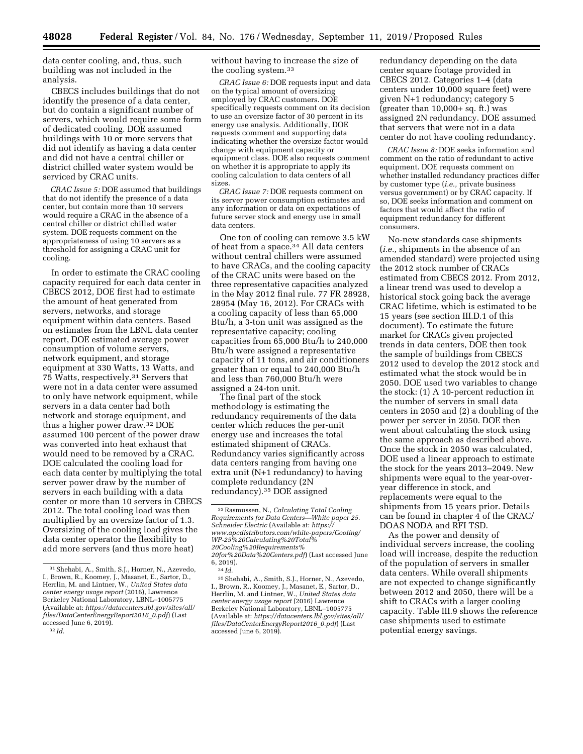data center cooling, and, thus, such building was not included in the analysis.

CBECS includes buildings that do not identify the presence of a data center, but do contain a significant number of servers, which would require some form of dedicated cooling. DOE assumed buildings with 10 or more servers that did not identify as having a data center and did not have a central chiller or district chilled water system would be serviced by CRAC units.

*CRAC Issue 5:* DOE assumed that buildings that do not identify the presence of a data center, but contain more than 10 servers would require a CRAC in the absence of a central chiller or district chilled water system. DOE requests comment on the appropriateness of using 10 servers as a threshold for assigning a CRAC unit for cooling.

In order to estimate the CRAC cooling capacity required for each data center in CBECS 2012, DOE first had to estimate the amount of heat generated from servers, networks, and storage equipment within data centers. Based on estimates from the LBNL data center report, DOE estimated average power consumption of volume servers, network equipment, and storage equipment at 330 Watts, 13 Watts, and 75 Watts, respectively.[31] Servers that were not in a data center were assumed to only have network equipment, while servers in a data center had both network and storage equipment, and thus a higher power draw.[32] DOE assumed 100 percent of the power draw was converted into heat exhaust that would need to be removed by a CRAC. DOE calculated the cooling load for each data center by multiplying the total server power draw by the number of servers in each building with a data center or more than 10 servers in CBECS 2012. The total cooling load was then multiplied by an oversize factor of 1.3. Oversizing of the cooling load gives the data center operator the flexibility to add more servers (and thus more heat) without having to increase the size of the cooling system.[33]

*CRAC Issue 6:* DOE requests input and data on the typical amount of oversizing employed by CRAC customers. DOE specifically requests comment on its decision to use an oversize factor of 30 percent in its energy use analysis. Additionally, DOE requests comment and supporting data indicating whether the oversize factor would change with equipment capacity or equipment class. DOE also requests comment on whether it is appropriate to apply its cooling calculation to data centers of all sizes.

*CRAC Issue 7:* DOE requests comment on its server power consumption estimates and any information or data on expectations of future server stock and energy use in small data centers.

One ton of cooling can remove 3.5 kW of heat from a space.[34] All data centers without central chillers were assumed to have CRACs, and the cooling capacity of the CRAC units were based on the three representative capacities analyzed in the May 2012 final rule. 77 FR 28928, 28954 (May 16, 2012). For CRACs with a cooling capacity of less than 65,000 Btu/h, a 3-ton unit was assigned as the representative capacity; cooling capacities from 65,000 Btu/h to 240,000 Btu/h were assigned a representative capacity of 11 tons, and air conditioners greater than or equal to 240,000 Btu/h and less than 760,000 Btu/h were assigned a 24-ton unit.

The final part of the stock methodology is estimating the redundancy requirements of the data center which reduces the per-unit energy use and increases the total estimated shipment of CRACs. Redundancy varies significantly across data centers ranging from having one extra unit (N+1 redundancy) to having complete redundancy (2N redundancy).[35] DOE assigned redundancy depending on the data center square footage provided in CBECS 2012. Categories 1–4 (data centers under 10,000 square feet) were given N+1 redundancy; category 5 (greater than 10,000+ sq. ft.) was assigned 2N redundancy. DOE assumed that servers that were not in a data center do not have cooling redundancy.

*CRAC Issue 8:* DOE seeks information and comment on the ratio of redundant to active equipment. DOE requests comment on whether installed redundancy practices differ by customer type (*i.e.,* private business versus government) or by CRAC capacity. If so, DOE seeks information and comment on factors that would affect the ratio of equipment redundancy for different consumers.

No-new standards case shipments (*i.e.,* shipments in the absence of an amended standard) were projected using the 2012 stock number of CRACs estimated from CBECS 2012. From 2012, a linear trend was used to develop a historical stock going back the average CRAC lifetime, which is estimated to be 15 years (see section III.D.1 of this document). To estimate the future market for CRACs given projected trends in data centers, DOE then took the sample of buildings from CBECS 2012 used to develop the 2012 stock and estimated what the stock would be in 2050. DOE used two variables to change the stock: (1) A 10-percent reduction in the number of servers in small data centers in 2050 and (2) a doubling of the power per server in 2050. DOE then went about calculating the stock using the same approach as described above. Once the stock in 2050 was calculated, DOE used a linear approach to estimate the stock for the years 2013–2049. New shipments were equal to the year-over-year difference in stock, and replacements were equal to the shipments from 15 years prior. Details can be found in chapter 4 of the CRAC/DOAS NODA and RFI TSD.

As the power and density of individual servers increase, the cooling load will increase, despite the reduction of the population of servers in smaller data centers. While overall shipments are not expected to change significantly between 2012 and 2050, there will be a shift to CRACs with a larger cooling capacity. Table III.9 shows the reference case shipments used to estimate potential energy savings.

---

[31] Shehabi, A., Smith, S.J., Horner, N., Azevedo, I., Brown, R., Koomey, J., Masanet, E., Sartor, D., Herrlin, M. and Lintner, W., *United States data center energy usage report* (2016), Lawrence Berkeley National Laboratory, LBNL–1005775 (Available at: *https://datacenters.lbl.gov/sites/all/files/DataCenterEnergyReport2016_0.pdf*) (Last accessed June 6, 2019).

[32] *Id.*

[33] Rasmussen, N., *Calculating Total Cooling Requirements for Data Centers—White paper 25. Schneider Electric* (Available at: *https://www.apcdistributors.com/white-papers/Cooling/WP-25%20Calculating%20Total%20Cooling%20Requirements%20for%20Data%20Centers.pdf*) (Last accessed June 6, 2019).

[34] *Id.*

[35] Shehabi, A., Smith, S.J., Horner, N., Azevedo, I., Brown, R., Koomey, J., Masanet, E., Sartor, D., Herrlin, M. and Lintner, W., *United States data center energy usage report* (2016) Lawrence Berkeley National Laboratory, LBNL–1005775 (Available at: *https://datacenters.lbl.gov/sites/all/files/DataCenterEnergyReport2016_0.pdf*) (Last accessed June 6, 2019).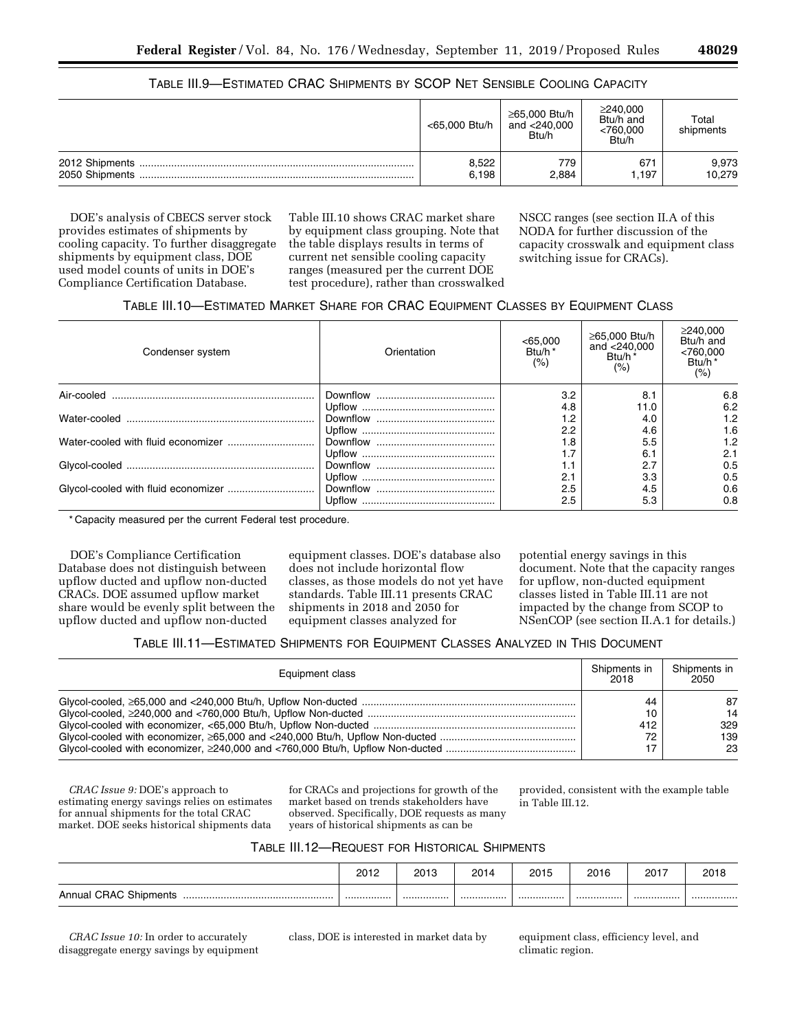### TABLE III.9—ESTIMATED CRAC SHIPMENTS BY SCOP NET SENSIBLE COOLING CAPACITY

| | <65,000 Btu/h | ≥65,000 Btu/h and <240,000 Btu/h | ≥240,000 Btu/h and <760,000 Btu/h | Total shipments |
|---|---|---|---|---|
| 2012 Shipments | 8,522 | 779 | 671 | 9,973 |
| 2050 Shipments | 6,198 | 2,884 | 1,197 | 10,279 |

DOE's analysis of CBECS server stock provides estimates of shipments by cooling capacity. To further disaggregate shipments by equipment class, DOE used model counts of units in DOE's Compliance Certification Database. Table III.10 shows CRAC market share by equipment class grouping. Note that the table displays results in terms of current net sensible cooling capacity ranges (measured per the current DOE test procedure), rather than crosswalked NSCC ranges (see section II.A of this NODA for further discussion of the capacity crosswalk and equipment class switching issue for CRACs).

### TABLE III.10—ESTIMATED MARKET SHARE FOR CRAC EQUIPMENT CLASSES BY EQUIPMENT CLASS

| Condenser system | Orientation | <65,000 Btu/h* (%) | ≥65,000 Btu/h and <240,000 Btu/h* (%) | ≥240,000 Btu/h and <760,000 Btu/h* (%) |
|---|---|---|---|---|
| Air-cooled | Downflow | 3.2 | 8.1 | 6.8 |
| | Upflow | 4.8 | 11.0 | 6.2 |
| Water-cooled | Downflow | 1.2 | 4.0 | 1.2 |
| | Upflow | 2.2 | 4.6 | 1.6 |
| Water-cooled with fluid economizer | Downflow | 1.8 | 5.5 | 1.2 |
| | Upflow | 1.7 | 6.1 | 2.1 |
| Glycol-cooled | Downflow | 1.1 | 2.7 | 0.5 |
| | Upflow | 2.1 | 3.3 | 0.5 |
| Glycol-cooled with fluid economizer | Downflow | 2.5 | 4.5 | 0.6 |
| | Upflow | 2.5 | 5.3 | 0.8 |

\* Capacity measured per the current Federal test procedure.

DOE's Compliance Certification Database does not distinguish between upflow ducted and upflow non-ducted CRACs. DOE assumed upflow market share would be evenly split between the upflow ducted and upflow non-ducted equipment classes. DOE's database also does not include horizontal flow classes, as those models do not yet have standards. Table III.11 presents CRAC shipments in 2018 and 2050 for equipment classes analyzed for potential energy savings in this document. Note that the capacity ranges for upflow, non-ducted equipment classes listed in Table III.11 are not impacted by the change from SCOP to NSenCOP (see section II.A.1 for details.)

### TABLE III.11—ESTIMATED SHIPMENTS FOR EQUIPMENT CLASSES ANALYZED IN THIS DOCUMENT

| Equipment class | Shipments in 2018 | Shipments in 2050 |
|---|---|---|
| Glycol-cooled, ≥65,000 and <240,000 Btu/h, Upflow Non-ducted | 44 | 87 |
| Glycol-cooled, ≥240,000 and <760,000 Btu/h, Upflow Non-ducted | 10 | 14 |
| Glycol-cooled with economizer, <65,000 Btu/h, Upflow Non-ducted | 412 | 329 |
| Glycol-cooled with economizer, ≥65,000 and <240,000 Btu/h, Upflow Non-ducted | 72 | 139 |
| Glycol-cooled with economizer, ≥240,000 and <760,000 Btu/h, Upflow Non-ducted | 17 | 23 |

*CRAC Issue 9:* DOE's approach to estimating energy savings relies on estimates for annual shipments for the total CRAC market. DOE seeks historical shipments data for CRACs and projections for growth of the market based on trends stakeholders have observed. Specifically, DOE requests as many years of historical shipments as can be provided, consistent with the example table in Table III.12.

### TABLE III.12—REQUEST FOR HISTORICAL SHIPMENTS

| | 2012 | 2013 | 2014 | 2015 | 2016 | 2017 | 2018 |
|---|---|---|---|---|---|---|---|
| Annual CRAC Shipments | ................ | ................ | ................ | ................ | ................ | ................ | ................ |

*CRAC Issue 10:* In order to accurately disaggregate energy savings by equipment class, DOE is interested in market data by equipment class, efficiency level, and climatic region.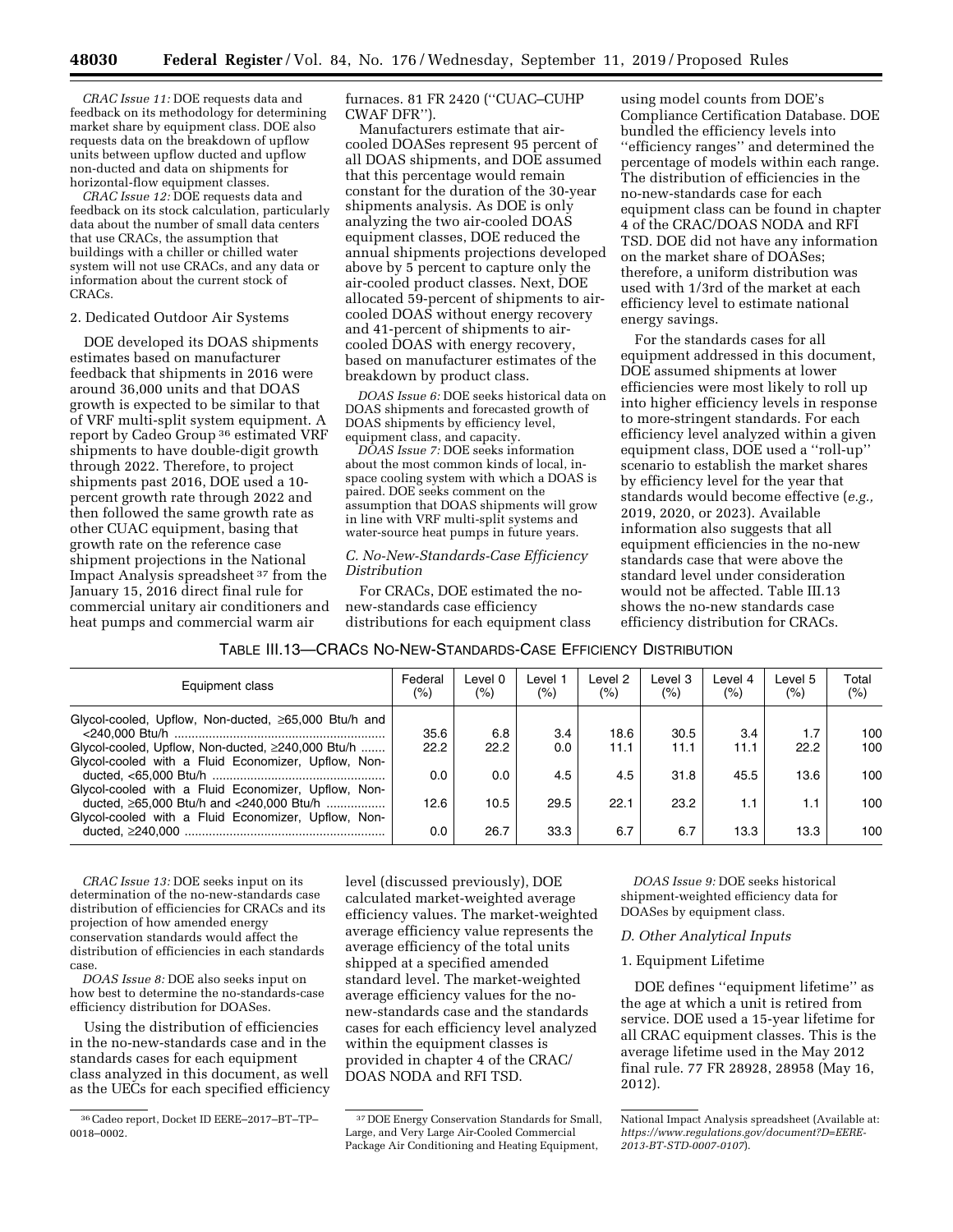*CRAC Issue 11:* DOE requests data and feedback on its methodology for determining market share by equipment class. DOE also requests data on the breakdown of upflow units between upflow ducted and upflow non-ducted and data on shipments for horizontal-flow equipment classes.

*CRAC Issue 12:* DOE requests data and feedback on its stock calculation, particularly data about the number of small data centers that use CRACs, the assumption that buildings with a chiller or chilled water system will not use CRACs, and any data or information about the current stock of CRACs.

2. Dedicated Outdoor Air Systems

DOE developed its DOAS shipments estimates based on manufacturer feedback that shipments in 2016 were around 36,000 units and that DOAS growth is expected to be similar to that of VRF multi-split system equipment. A report by Cadeo Group [36] estimated VRF shipments to have double-digit growth through 2022. Therefore, to project shipments past 2016, DOE used a 10-percent growth rate through 2022 and then followed the same growth rate as other CUAC equipment, basing that growth rate on the reference case shipment projections in the National Impact Analysis spreadsheet [37] from the January 15, 2016 direct final rule for commercial unitary air conditioners and heat pumps and commercial warm air furnaces. 81 FR 2420 (''CUAC–CUHP CWAF DFR'').

Manufacturers estimate that air-cooled DOASes represent 95 percent of all DOAS shipments, and DOE assumed that this percentage would remain constant for the duration of the 30-year shipments analysis. As DOE is only analyzing the two air-cooled DOAS equipment classes, DOE reduced the annual shipments projections developed above by 5 percent to capture only the air-cooled product classes. Next, DOE allocated 59-percent of shipments to air-cooled DOAS without energy recovery and 41-percent of shipments to air-cooled DOAS with energy recovery, based on manufacturer estimates of the breakdown by product class.

*DOAS Issue 6:* DOE seeks historical data on DOAS shipments and forecasted growth of DOAS shipments by efficiency level, equipment class, and capacity.

*DOAS Issue 7:* DOE seeks information about the most common kinds of local, in-space cooling system with which a DOAS is paired. DOE seeks comment on the assumption that DOAS shipments will grow in line with VRF multi-split systems and water-source heat pumps in future years.

### C. No-New-Standards-Case Efficiency Distribution

For CRACs, DOE estimated the no-new-standards case efficiency distributions for each equipment class using model counts from DOE's Compliance Certification Database. DOE bundled the efficiency levels into ''efficiency ranges'' and determined the percentage of models within each range. The distribution of efficiencies in the no-new-standards case for each equipment class can be found in chapter 4 of the CRAC/DOAS NODA and RFI TSD. DOE did not have any information on the market share of DOASes; therefore, a uniform distribution was used with 1/3rd of the market at each efficiency level to estimate national energy savings.

For the standards cases for all equipment addressed in this document, DOE assumed shipments at lower efficiencies were most likely to roll up into higher efficiency levels in response to more-stringent standards. For each efficiency level analyzed within a given equipment class, DOE used a ''roll-up'' scenario to establish the market shares by efficiency level for the year that standards would become effective (*e.g.,* 2019, 2020, or 2023). Available information also suggests that all equipment efficiencies in the no-new standards case that were above the standard level under consideration would not be affected. Table III.13 shows the no-new standards case efficiency distribution for CRACs.

TABLE III.13—CRACS NO-NEW-STANDARDS-CASE EFFICIENCY DISTRIBUTION

| Equipment class | Federal (%) | Level 0 (%) | Level 1 (%) | Level 2 (%) | Level 3 (%) | Level 4 (%) | Level 5 (%) | Total (%) |
|---|---|---|---|---|---|---|---|---|
| Glycol-cooled, Upflow, Non-ducted, ≥65,000 Btu/h and <240,000 Btu/h | 35.6 | 6.8 | 3.4 | 18.6 | 30.5 | 3.4 | 1.7 | 100 |
| Glycol-cooled, Upflow, Non-ducted, ≥240,000 Btu/h | 22.2 | 22.2 | 0.0 | 11.1 | 11.1 | 11.1 | 22.2 | 100 |
| Glycol-cooled with a Fluid Economizer, Upflow, Non-ducted, <65,000 Btu/h | 0.0 | 0.0 | 4.5 | 4.5 | 31.8 | 45.5 | 13.6 | 100 |
| Glycol-cooled with a Fluid Economizer, Upflow, Non-ducted, ≥65,000 Btu/h and <240,000 Btu/h | 12.6 | 10.5 | 29.5 | 22.1 | 23.2 | 1.1 | 1.1 | 100 |
| Glycol-cooled with a Fluid Economizer, Upflow, Non-ducted, ≥240,000 | 0.0 | 26.7 | 33.3 | 6.7 | 6.7 | 13.3 | 13.3 | 100 |

*CRAC Issue 13:* DOE seeks input on its determination of the no-new-standards case distribution of efficiencies for CRACs and its projection of how amended energy conservation standards would affect the distribution of efficiencies in each standards case.

*DOAS Issue 8:* DOE also seeks input on how best to determine the no-standards-case efficiency distribution for DOASes.

Using the distribution of efficiencies in the no-new-standards case and in the standards cases for each equipment class analyzed in this document, as well as the UECs for each specified efficiency level (discussed previously), DOE calculated market-weighted average efficiency values. The market-weighted average efficiency value represents the average efficiency of the total units shipped at a specified amended standard level. The market-weighted average efficiency values for the no-new-standards case and the standards cases for each efficiency level analyzed within the equipment classes is provided in chapter 4 of the CRAC/DOAS NODA and RFI TSD.

*DOAS Issue 9:* DOE seeks historical shipment-weighted efficiency data for DOASes by equipment class.

### D. Other Analytical Inputs

1. Equipment Lifetime

DOE defines ''equipment lifetime'' as the age at which a unit is retired from service. DOE used a 15-year lifetime for all CRAC equipment classes. This is the average lifetime used in the May 2012 final rule. 77 FR 28928, 28958 (May 16, 2012).

---

[36] Cadeo report, Docket ID EERE–2017–BT–TP–0018–0002.

[37] DOE Energy Conservation Standards for Small, Large, and Very Large Air-Cooled Commercial Package Air Conditioning and Heating Equipment, National Impact Analysis spreadsheet (Available at: *https://www.regulations.gov/document?D=EERE-2013-BT-STD-0007-0107*).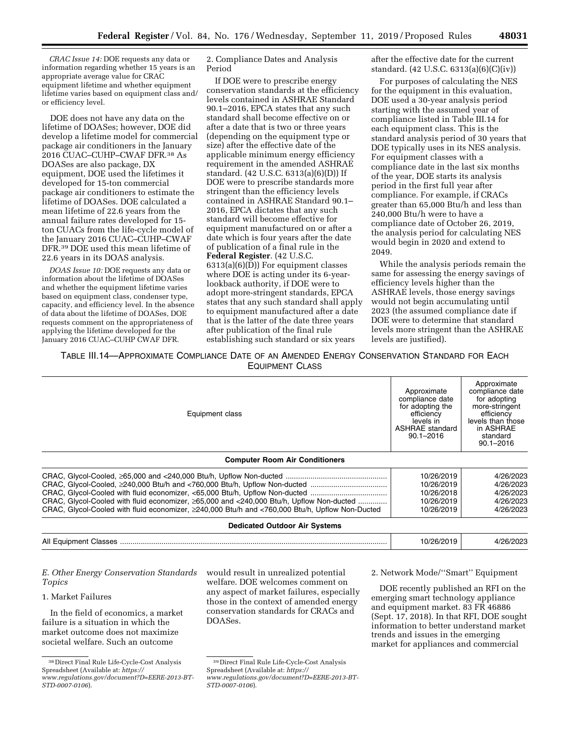*CRAC Issue 14:* DOE requests any data or information regarding whether 15 years is an appropriate average value for CRAC equipment lifetime and whether equipment lifetime varies based on equipment class and/or efficiency level.

DOE does not have any data on the lifetime of DOASes; however, DOE did develop a lifetime model for commercial package air conditioners in the January 2016 CUAC–CUHP–CWAF DFR.[38] As DOASes are also package, DX equipment, DOE used the lifetimes it developed for 15-ton commercial package air conditioners to estimate the lifetime of DOASes. DOE calculated a mean lifetime of 22.6 years from the annual failure rates developed for 15-ton CUACs from the life-cycle model of the January 2016 CUAC–CUHP–CWAF DFR.[39] DOE used this mean lifetime of 22.6 years in its DOAS analysis.

*DOAS Issue 10:* DOE requests any data or information about the lifetime of DOASes and whether the equipment lifetime varies based on equipment class, condenser type, capacity, and efficiency level. In the absence of data about the lifetime of DOASes, DOE requests comment on the appropriateness of applying the lifetime developed for the January 2016 CUAC–CUHP CWAF DFR.

2. Compliance Dates and Analysis Period

If DOE were to prescribe energy conservation standards at the efficiency levels contained in ASHRAE Standard 90.1–2016, EPCA states that any such standard shall become effective on or after a date that is two or three years (depending on the equipment type or size) after the effective date of the applicable minimum energy efficiency requirement in the amended ASHRAE standard. (42 U.S.C. 6313(a)(6)(D)) If DOE were to prescribe standards more stringent than the efficiency levels contained in ASHRAE Standard 90.1–2016, EPCA dictates that any such standard will become effective for equipment manufactured on or after a date which is four years after the date of publication of a final rule in the **Federal Register**. (42 U.S.C. 6313(a)(6)(D)) For equipment classes where DOE is acting under its 6-year-lookback authority, if DOE were to adopt more-stringent standards, EPCA states that any such standard shall apply to equipment manufactured after a date that is the latter of the date three years after publication of the final rule establishing such standard or six years after the effective date for the current standard. (42 U.S.C. 6313(a)(6)(C)(iv))

For purposes of calculating the NES for the equipment in this evaluation, DOE used a 30-year analysis period starting with the assumed year of compliance listed in Table III.14 for each equipment class. This is the standard analysis period of 30 years that DOE typically uses in its NES analysis. For equipment classes with a compliance date in the last six months of the year, DOE starts its analysis period in the first full year after compliance. For example, if CRACs greater than 65,000 Btu/h and less than 240,000 Btu/h were to have a compliance date of October 26, 2019, the analysis period for calculating NES would begin in 2020 and extend to 2049.

While the analysis periods remain the same for assessing the energy savings of efficiency levels higher than the ASHRAE levels, those energy savings would not begin accumulating until 2023 (the assumed compliance date if DOE were to determine that standard levels more stringent than the ASHRAE levels are justified).

TABLE III.14—APPROXIMATE COMPLIANCE DATE OF AN AMENDED ENERGY CONSERVATION STANDARD FOR EACH EQUIPMENT CLASS

| Equipment class | Approximate compliance date for adopting the efficiency levels in ASHRAE standard 90.1–2016 | Approximate compliance date for adopting more-stringent efficiency levels than those in ASHRAE standard 90.1–2016 |
|---|---|---|
| **Computer Room Air Conditioners** | | |
| CRAC, Glycol-Cooled, ≥65,000 and <240,000 Btu/h, Upflow Non-ducted | 10/26/2019 | 4/26/2023 |
| CRAC, Glycol-Cooled, ≥240,000 Btu/h and <760,000 Btu/h, Upflow Non-ducted | 10/26/2019 | 4/26/2023 |
| CRAC, Glycol-Cooled with fluid economizer, <65,000 Btu/h, Upflow Non-ducted | 10/26/2018 | 4/26/2023 |
| CRAC, Glycol-Cooled with fluid economizer, ≥65,000 and <240,000 Btu/h, Upflow Non-ducted | 10/26/2019 | 4/26/2023 |
| CRAC, Glycol-Cooled with fluid economizer, ≥240,000 Btu/h and <760,000 Btu/h, Upflow Non-Ducted | 10/26/2019 | 4/26/2023 |
| **Dedicated Outdoor Air Systems** | | |
| All Equipment Classes | 10/26/2019 | 4/26/2023 |

*E. Other Energy Conservation Standards Topics*

1. Market Failures

In the field of economics, a market failure is a situation in which the market outcome does not maximize societal welfare. Such an outcome would result in unrealized potential welfare. DOE welcomes comment on any aspect of market failures, especially those in the context of amended energy conservation standards for CRACs and DOASes.

2. Network Mode/"Smart" Equipment

DOE recently published an RFI on the emerging smart technology appliance and equipment market. 83 FR 46886 (Sept. 17, 2018). In that RFI, DOE sought information to better understand market trends and issues in the emerging market for appliances and commercial

[38] Direct Final Rule Life-Cycle-Cost Analysis Spreadsheet (Available at: *https://www.regulations.gov/document?D=EERE-2013-BT-STD-0007-0106*).

[39] Direct Final Rule Life-Cycle-Cost Analysis Spreadsheet (Available at: *https://www.regulations.gov/document?D=EERE-2013-BT-STD-0007-0106*).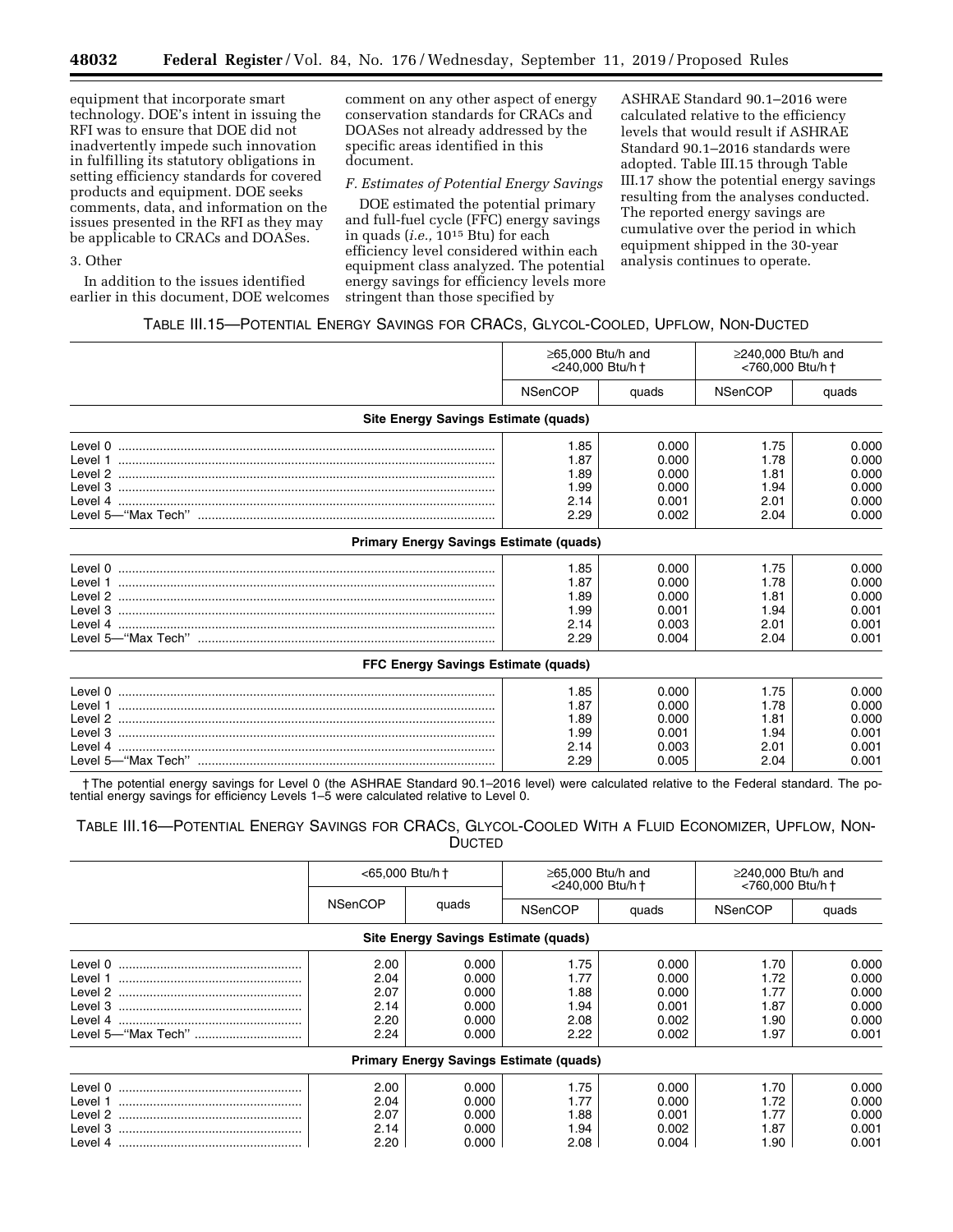equipment that incorporate smart technology. DOE's intent in issuing the RFI was to ensure that DOE did not inadvertently impede such innovation in fulfilling its statutory obligations in setting efficiency standards for covered products and equipment. DOE seeks comments, data, and information on the issues presented in the RFI as they may be applicable to CRACs and DOASes.

3. Other

In addition to the issues identified earlier in this document, DOE welcomes comment on any other aspect of energy conservation standards for CRACs and DOASes not already addressed by the specific areas identified in this document.

*F. Estimates of Potential Energy Savings*

DOE estimated the potential primary and full-fuel cycle (FFC) energy savings in quads (*i.e.,* $10^{15}$ Btu) for each efficiency level considered within each equipment class analyzed. The potential energy savings for efficiency levels more stringent than those specified by ASHRAE Standard 90.1–2016 were calculated relative to the efficiency levels that would result if ASHRAE Standard 90.1–2016 standards were adopted. Table III.15 through Table III.17 show the potential energy savings resulting from the analyses conducted. The reported energy savings are cumulative over the period in which equipment shipped in the 30-year analysis continues to operate.

TABLE III.15—POTENTIAL ENERGY SAVINGS FOR CRACS, GLYCOL-COOLED, UPFLOW, NON-DUCTED

| | ≥65,000 Btu/h and <240,000 Btu/h † | | ≥240,000 Btu/h and <760,000 Btu/h † | |
|---|---|---|---|---|
| | NSenCOP | quads | NSenCOP | quads |
| **Site Energy Savings Estimate (quads)** | | | | |
| Level 0 | 1.85 | 0.000 | 1.75 | 0.000 |
| Level 1 | 1.87 | 0.000 | 1.78 | 0.000 |
| Level 2 | 1.89 | 0.000 | 1.81 | 0.000 |
| Level 3 | 1.99 | 0.000 | 1.94 | 0.000 |
| Level 4 | 2.14 | 0.001 | 2.01 | 0.000 |
| Level 5—"Max Tech" | 2.29 | 0.002 | 2.04 | 0.000 |
| **Primary Energy Savings Estimate (quads)** | | | | |
| Level 0 | 1.85 | 0.000 | 1.75 | 0.000 |
| Level 1 | 1.87 | 0.000 | 1.78 | 0.000 |
| Level 2 | 1.89 | 0.000 | 1.81 | 0.000 |
| Level 3 | 1.99 | 0.001 | 1.94 | 0.001 |
| Level 4 | 2.14 | 0.003 | 2.01 | 0.001 |
| Level 5—"Max Tech" | 2.29 | 0.004 | 2.04 | 0.001 |
| **FFC Energy Savings Estimate (quads)** | | | | |
| Level 0 | 1.85 | 0.000 | 1.75 | 0.000 |
| Level 1 | 1.87 | 0.000 | 1.78 | 0.000 |
| Level 2 | 1.89 | 0.000 | 1.81 | 0.000 |
| Level 3 | 1.99 | 0.001 | 1.94 | 0.001 |
| Level 4 | 2.14 | 0.003 | 2.01 | 0.001 |
| Level 5—"Max Tech" | 2.29 | 0.005 | 2.04 | 0.001 |

† The potential energy savings for Level 0 (the ASHRAE Standard 90.1–2016 level) were calculated relative to the Federal standard. The potential energy savings for efficiency Levels 1–5 were calculated relative to Level 0.

TABLE III.16—POTENTIAL ENERGY SAVINGS FOR CRACS, GLYCOL-COOLED WITH A FLUID ECONOMIZER, UPFLOW, NON-DUCTED

| | <65,000 Btu/h † | | ≥65,000 Btu/h and <240,000 Btu/h † | | ≥240,000 Btu/h and <760,000 Btu/h † | |
|---|---|---|---|---|---|---|
| | NSenCOP | quads | NSenCOP | quads | NSenCOP | quads |
| **Site Energy Savings Estimate (quads)** | | | | | | |
| Level 0 | 2.00 | 0.000 | 1.75 | 0.000 | 1.70 | 0.000 |
| Level 1 | 2.04 | 0.000 | 1.77 | 0.000 | 1.72 | 0.000 |
| Level 2 | 2.07 | 0.000 | 1.88 | 0.000 | 1.77 | 0.000 |
| Level 3 | 2.14 | 0.000 | 1.94 | 0.001 | 1.87 | 0.000 |
| Level 4 | 2.20 | 0.000 | 2.08 | 0.002 | 1.90 | 0.000 |
| Level 5—"Max Tech" | 2.24 | 0.000 | 2.22 | 0.002 | 1.97 | 0.001 |
| **Primary Energy Savings Estimate (quads)** | | | | | | |
| Level 0 | 2.00 | 0.000 | 1.75 | 0.000 | 1.70 | 0.000 |
| Level 1 | 2.04 | 0.000 | 1.77 | 0.000 | 1.72 | 0.000 |
| Level 2 | 2.07 | 0.000 | 1.88 | 0.001 | 1.77 | 0.000 |
| Level 3 | 2.14 | 0.000 | 1.94 | 0.002 | 1.87 | 0.001 |
| Level 4 | 2.20 | 0.000 | 2.08 | 0.004 | 1.90 | 0.001 |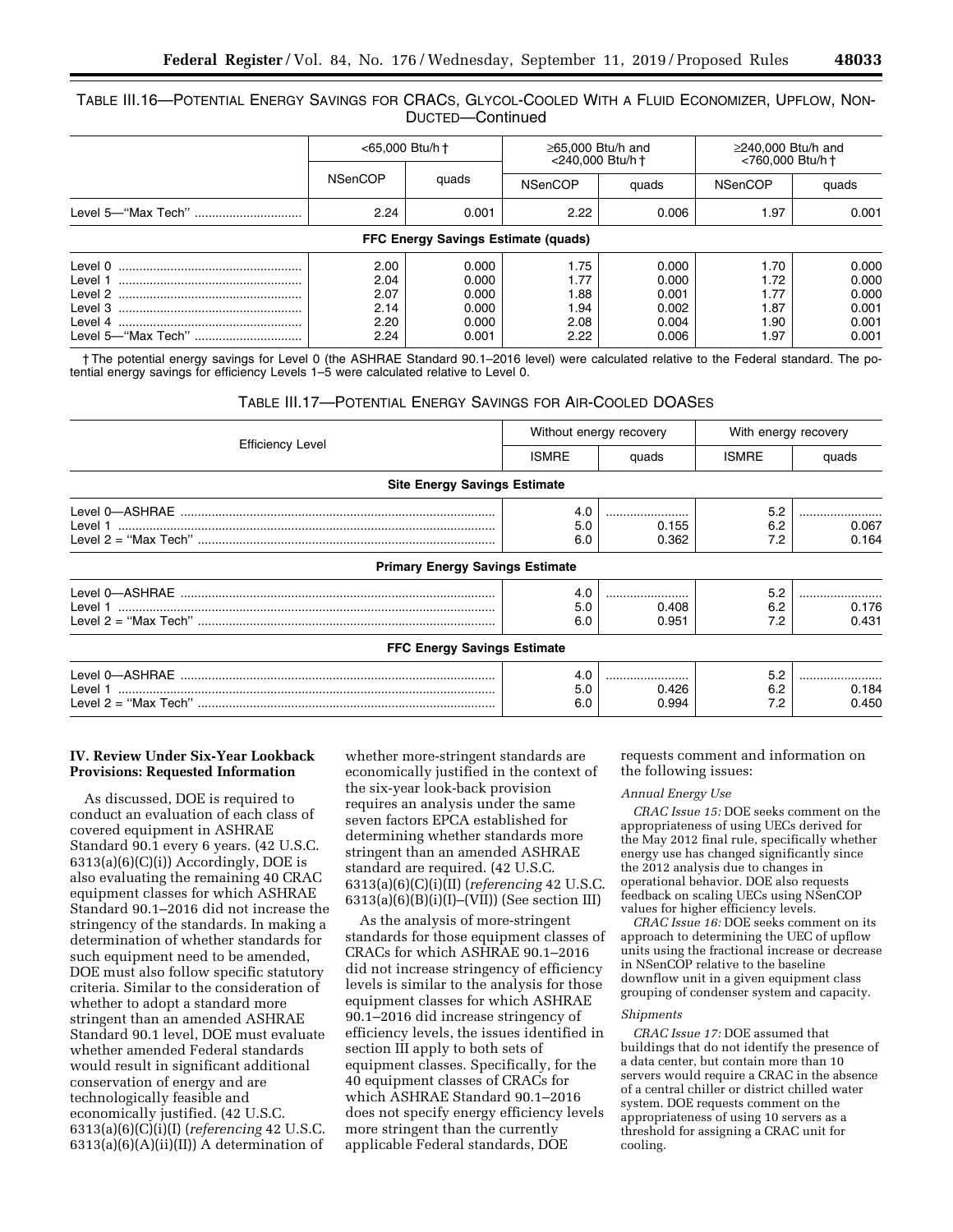TABLE III.16—POTENTIAL ENERGY SAVINGS FOR CRACS, GLYCOL-COOLED WITH A FLUID ECONOMIZER, UPFLOW, NON-DUCTED—Continued

| | <65,000 Btu/h † | | ≥65,000 Btu/h and <240,000 Btu/h † | | ≥240,000 Btu/h and <760,000 Btu/h † | |
|---|---|---|---|---|---|---|
| | NSenCOP | quads | NSenCOP | quads | NSenCOP | quads |
| Level 5—"Max Tech" | 2.24 | 0.001 | 2.22 | 0.006 | 1.97 | 0.001 |
| **FFC Energy Savings Estimate (quads)** | | | | | | |
| Level 0 | 2.00 | 0.000 | 1.75 | 0.000 | 1.70 | 0.000 |
| Level 1 | 2.04 | 0.000 | 1.77 | 0.000 | 1.72 | 0.000 |
| Level 2 | 2.07 | 0.000 | 1.88 | 0.001 | 1.77 | 0.000 |
| Level 3 | 2.14 | 0.000 | 1.94 | 0.002 | 1.87 | 0.001 |
| Level 4 | 2.20 | 0.000 | 2.08 | 0.004 | 1.90 | 0.001 |
| Level 5—"Max Tech" | 2.24 | 0.001 | 2.22 | 0.006 | 1.97 | 0.001 |

† The potential energy savings for Level 0 (the ASHRAE Standard 90.1–2016 level) were calculated relative to the Federal standard. The potential energy savings for efficiency Levels 1–5 were calculated relative to Level 0.

TABLE III.17—POTENTIAL ENERGY SAVINGS FOR AIR-COOLED DOASES

| Efficiency Level | Without energy recovery | | With energy recovery | |
|---|---|---|---|---|
| | ISMRE | quads | ISMRE | quads |
| **Site Energy Savings Estimate** | | | | |
| Level 0—ASHRAE | 4.0 | | 5.2 | |
| Level 1 | 5.0 | 0.155 | 6.2 | 0.067 |
| Level 2 = "Max Tech" | 6.0 | 0.362 | 7.2 | 0.164 |
| **Primary Energy Savings Estimate** | | | | |
| Level 0—ASHRAE | 4.0 | | 5.2 | |
| Level 1 | 5.0 | 0.408 | 6.2 | 0.176 |
| Level 2 = "Max Tech" | 6.0 | 0.951 | 7.2 | 0.431 |
| **FFC Energy Savings Estimate** | | | | |
| Level 0—ASHRAE | 4.0 | | 5.2 | |
| Level 1 | 5.0 | 0.426 | 6.2 | 0.184 |
| Level 2 = "Max Tech" | 6.0 | 0.994 | 7.2 | 0.450 |

## IV. Review Under Six-Year Lookback Provisions: Requested Information

As discussed, DOE is required to conduct an evaluation of each class of covered equipment in ASHRAE Standard 90.1 every 6 years. (42 U.S.C. 6313(a)(6)(C)(i)) Accordingly, DOE is also evaluating the remaining 40 CRAC equipment classes for which ASHRAE Standard 90.1–2016 did not increase the stringency of the standards. In making a determination of whether standards for such equipment need to be amended, DOE must also follow specific statutory criteria. Similar to the consideration of whether to adopt a standard more stringent than an amended ASHRAE Standard 90.1 level, DOE must evaluate whether amended Federal standards would result in significant additional conservation of energy and are technologically feasible and economically justified. (42 U.S.C. 6313(a)(6)(C)(i)(I) (*referencing* 42 U.S.C. 6313(a)(6)(A)(ii)(II)) A determination of whether more-stringent standards are economically justified in the context of the six-year look-back provision requires an analysis under the same seven factors EPCA established for determining whether standards more stringent than an amended ASHRAE standard are required. (42 U.S.C. 6313(a)(6)(C)(i)(II) (*referencing* 42 U.S.C. 6313(a)(6)(B)(i)(I)–(VII)) (See section III)

As the analysis of more-stringent standards for those equipment classes of CRACs for which ASHRAE 90.1–2016 did not increase stringency of efficiency levels is similar to the analysis for those equipment classes for which ASHRAE 90.1–2016 did increase stringency of efficiency levels, the issues identified in section III apply to both sets of equipment classes. Specifically, for the 40 equipment classes of CRACs for which ASHRAE Standard 90.1–2016 does not specify energy efficiency levels more stringent than the currently applicable Federal standards, DOE requests comment and information on the following issues:

*Annual Energy Use*

*CRAC Issue 15:* DOE seeks comment on the appropriateness of using UECs derived for the May 2012 final rule, specifically whether energy use has changed significantly since the 2012 analysis due to changes in operational behavior. DOE also requests feedback on scaling UECs using NSenCOP values for higher efficiency levels.

*CRAC Issue 16:* DOE seeks comment on its approach to determining the UEC of upflow units using the fractional increase or decrease in NSenCOP relative to the baseline downflow unit in a given equipment class grouping of condenser system and capacity.

*Shipments*

*CRAC Issue 17:* DOE assumed that buildings that do not identify the presence of a data center, but contain more than 10 servers would require a CRAC in the absence of a central chiller or district chilled water system. DOE requests comment on the appropriateness of using 10 servers as a threshold for assigning a CRAC unit for cooling.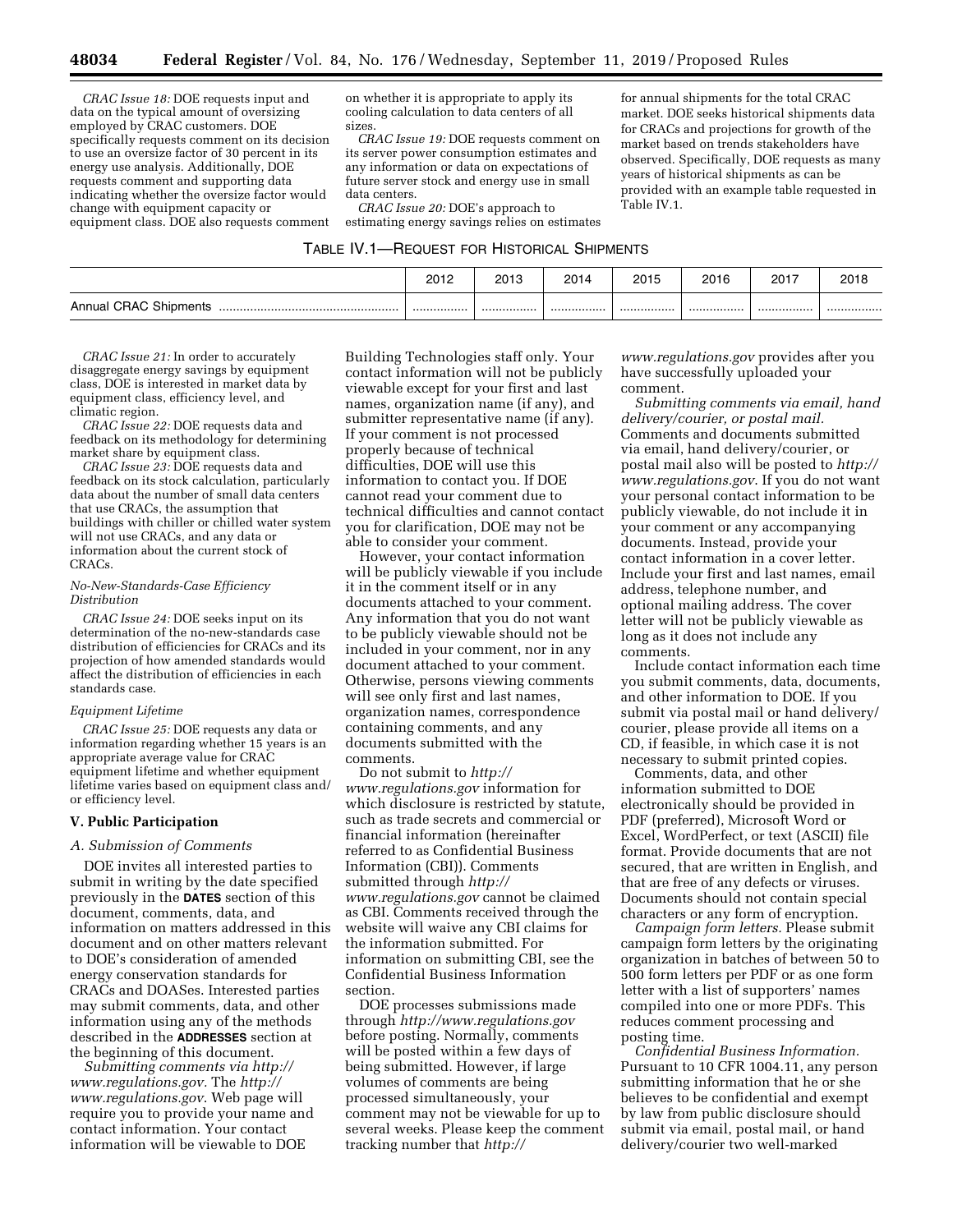*CRAC Issue 18:* DOE requests input and data on the typical amount of oversizing employed by CRAC customers. DOE specifically requests comment on its decision to use an oversize factor of 30 percent in its energy use analysis. Additionally, DOE requests comment and supporting data indicating whether the oversize factor would change with equipment capacity or equipment class. DOE also requests comment on whether it is appropriate to apply its cooling calculation to data centers of all sizes.

*CRAC Issue 19:* DOE requests comment on its server power consumption estimates and any information or data on expectations of future server stock and energy use in small data centers.

*CRAC Issue 20:* DOE's approach to estimating energy savings relies on estimates for annual shipments for the total CRAC market. DOE seeks historical shipments data for CRACs and projections for growth of the market based on trends stakeholders have observed. Specifically, DOE requests as many years of historical shipments as can be provided with an example table requested in Table IV.1.

TABLE IV.1—REQUEST FOR HISTORICAL SHIPMENTS

| | 2012 | 2013 | 2014 | 2015 | 2016 | 2017 | 2018 |
|---|---|---|---|---|---|---|---|
| Annual CRAC Shipments | ................ | ................ | ................ | ................ | ................ | ................ | ................ |

*CRAC Issue 21:* In order to accurately disaggregate energy savings by equipment class, DOE is interested in market data by equipment class, efficiency level, and climatic region.

*CRAC Issue 22:* DOE requests data and feedback on its methodology for determining market share by equipment class.

*CRAC Issue 23:* DOE requests data and feedback on its stock calculation, particularly data about the number of small data centers that use CRACs, the assumption that buildings with chiller or chilled water system will not use CRACs, and any data or information about the current stock of CRACs.

#### *No-New-Standards-Case Efficiency Distribution*

*CRAC Issue 24:* DOE seeks input on its determination of the no-new-standards case distribution of efficiencies for CRACs and its projection of how amended standards would affect the distribution of efficiencies in each standards case.

#### *Equipment Lifetime*

*CRAC Issue 25:* DOE requests any data or information regarding whether 15 years is an appropriate average value for CRAC equipment lifetime and whether equipment lifetime varies based on equipment class and/or efficiency level.

## V. Public Participation

### *A. Submission of Comments*

DOE invites all interested parties to submit in writing by the date specified previously in the **DATES** section of this document, comments, data, and information on matters addressed in this document and on other matters relevant to DOE's consideration of amended energy conservation standards for CRACs and DOASes. Interested parties may submit comments, data, and other information using any of the methods described in the **ADDRESSES** section at the beginning of this document.

*Submitting comments via http://www.regulations.gov.* The *http://www.regulations.gov*. Web page will require you to provide your name and contact information. Your contact information will be viewable to DOE Building Technologies staff only. Your contact information will not be publicly viewable except for your first and last names, organization name (if any), and submitter representative name (if any). If your comment is not processed properly because of technical difficulties, DOE will use this information to contact you. If DOE cannot read your comment due to technical difficulties and cannot contact you for clarification, DOE may not be able to consider your comment.

However, your contact information will be publicly viewable if you include it in the comment itself or in any documents attached to your comment. Any information that you do not want to be publicly viewable should not be included in your comment, nor in any document attached to your comment. Otherwise, persons viewing comments will see only first and last names, organization names, correspondence containing comments, and any documents submitted with the comments.

Do not submit to *http://www.regulations.gov* information for which disclosure is restricted by statute, such as trade secrets and commercial or financial information (hereinafter referred to as Confidential Business Information (CBI)). Comments submitted through *http://www.regulations.gov* cannot be claimed as CBI. Comments received through the website will waive any CBI claims for the information submitted. For information on submitting CBI, see the Confidential Business Information section.

DOE processes submissions made through *http://www.regulations.gov* before posting. Normally, comments will be posted within a few days of being submitted. However, if large volumes of comments are being processed simultaneously, your comment may not be viewable for up to several weeks. Please keep the comment tracking number that *http://www.regulations.gov* provides after you have successfully uploaded your comment.

*Submitting comments via email, hand delivery/courier, or postal mail.* Comments and documents submitted via email, hand delivery/courier, or postal mail also will be posted to *http://www.regulations.gov*. If you do not want your personal contact information to be publicly viewable, do not include it in your comment or any accompanying documents. Instead, provide your contact information in a cover letter. Include your first and last names, email address, telephone number, and optional mailing address. The cover letter will not be publicly viewable as long as it does not include any comments.

Include contact information each time you submit comments, data, documents, and other information to DOE. If you submit via postal mail or hand delivery/courier, please provide all items on a CD, if feasible, in which case it is not necessary to submit printed copies.

Comments, data, and other information submitted to DOE electronically should be provided in PDF (preferred), Microsoft Word or Excel, WordPerfect, or text (ASCII) file format. Provide documents that are not secured, that are written in English, and that are free of any defects or viruses. Documents should not contain special characters or any form of encryption.

*Campaign form letters.* Please submit campaign form letters by the originating organization in batches of between 50 to 500 form letters per PDF or as one form letter with a list of supporters' names compiled into one or more PDFs. This reduces comment processing and posting time.

*Confidential Business Information.* Pursuant to 10 CFR 1004.11, any person submitting information that he or she believes to be confidential and exempt by law from public disclosure should submit via email, postal mail, or hand delivery/courier two well-marked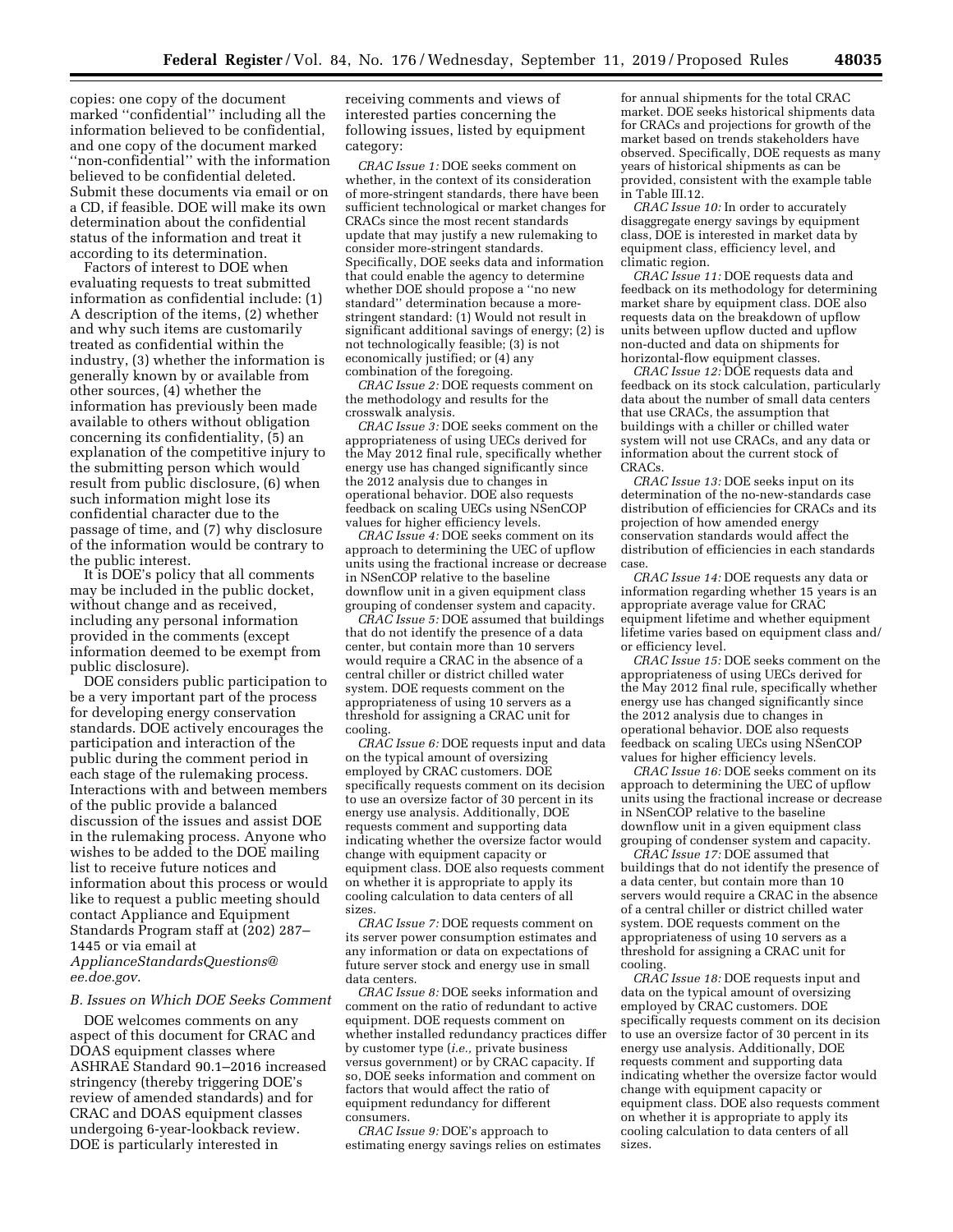copies: one copy of the document marked ''confidential'' including all the information believed to be confidential, and one copy of the document marked ''non-confidential'' with the information believed to be confidential deleted. Submit these documents via email or on a CD, if feasible. DOE will make its own determination about the confidential status of the information and treat it according to its determination.

Factors of interest to DOE when evaluating requests to treat submitted information as confidential include: (1) A description of the items, (2) whether and why such items are customarily treated as confidential within the industry, (3) whether the information is generally known by or available from other sources, (4) whether the information has previously been made available to others without obligation concerning its confidentiality, (5) an explanation of the competitive injury to the submitting person which would result from public disclosure, (6) when such information might lose its confidential character due to the passage of time, and (7) why disclosure of the information would be contrary to the public interest.

It is DOE's policy that all comments may be included in the public docket, without change and as received, including any personal information provided in the comments (except information deemed to be exempt from public disclosure).

DOE considers public participation to be a very important part of the process for developing energy conservation standards. DOE actively encourages the participation and interaction of the public during the comment period in each stage of the rulemaking process. Interactions with and between members of the public provide a balanced discussion of the issues and assist DOE in the rulemaking process. Anyone who wishes to be added to the DOE mailing list to receive future notices and information about this process or would like to request a public meeting should contact Appliance and Equipment Standards Program staff at (202) 287–1445 or via email at *ApplianceStandardsQuestions@ee.doe.gov*.

### *B. Issues on Which DOE Seeks Comment*

DOE welcomes comments on any aspect of this document for CRAC and DOAS equipment classes where ASHRAE Standard 90.1–2016 increased stringency (thereby triggering DOE's review of amended standards) and for CRAC and DOAS equipment classes undergoing 6-year-lookback review. DOE is particularly interested in receiving comments and views of interested parties concerning the following issues, listed by equipment category:

*CRAC Issue 1:* DOE seeks comment on whether, in the context of its consideration of more-stringent standards, there have been sufficient technological or market changes for CRACs since the most recent standards update that may justify a new rulemaking to consider more-stringent standards. Specifically, DOE seeks data and information that could enable the agency to determine whether DOE should propose a ''no new standard'' determination because a more-stringent standard: (1) Would not result in significant additional savings of energy; (2) is not technologically feasible; (3) is not economically justified; or (4) any combination of the foregoing.

*CRAC Issue 2:* DOE requests comment on the methodology and results for the crosswalk analysis.

*CRAC Issue 3:* DOE seeks comment on the appropriateness of using UECs derived for the May 2012 final rule, specifically whether energy use has changed significantly since the 2012 analysis due to changes in operational behavior. DOE also requests feedback on scaling UECs using NSenCOP values for higher efficiency levels.

*CRAC Issue 4:* DOE seeks comment on its approach to determining the UEC of upflow units using the fractional increase or decrease in NSenCOP relative to the baseline downflow unit in a given equipment class grouping of condenser system and capacity.

*CRAC Issue 5:* DOE assumed that buildings that do not identify the presence of a data center, but contain more than 10 servers would require a CRAC in the absence of a central chiller or district chilled water system. DOE requests comment on the appropriateness of using 10 servers as a threshold for assigning a CRAC unit for cooling.

*CRAC Issue 6:* DOE requests input and data on the typical amount of oversizing employed by CRAC customers. DOE specifically requests comment on its decision to use an oversize factor of 30 percent in its energy use analysis. Additionally, DOE requests comment and supporting data indicating whether the oversize factor would change with equipment capacity or equipment class. DOE also requests comment on whether it is appropriate to apply its cooling calculation to data centers of all sizes.

*CRAC Issue 7:* DOE requests comment on its server power consumption estimates and any information or data on expectations of future server stock and energy use in small data centers.

*CRAC Issue 8:* DOE seeks information and comment on the ratio of redundant to active equipment. DOE requests comment on whether installed redundancy practices differ by customer type (*i.e.,* private business versus government) or by CRAC capacity. If so, DOE seeks information and comment on factors that would affect the ratio of equipment redundancy for different consumers.

*CRAC Issue 9:* DOE's approach to estimating energy savings relies on estimates for annual shipments for the total CRAC market. DOE seeks historical shipments data for CRACs and projections for growth of the market based on trends stakeholders have observed. Specifically, DOE requests as many years of historical shipments as can be provided, consistent with the example table in Table III.12.

*CRAC Issue 10:* In order to accurately disaggregate energy savings by equipment class, DOE is interested in market data by equipment class, efficiency level, and climatic region.

*CRAC Issue 11:* DOE requests data and feedback on its methodology for determining market share by equipment class. DOE also requests data on the breakdown of upflow units between upflow ducted and upflow non-ducted and data on shipments for horizontal-flow equipment classes.

*CRAC Issue 12:* DOE requests data and feedback on its stock calculation, particularly data about the number of small data centers that use CRACs, the assumption that buildings with a chiller or chilled water system will not use CRACs, and any data or information about the current stock of CRACs.

*CRAC Issue 13:* DOE seeks input on its determination of the no-new-standards case distribution of efficiencies for CRACs and its projection of how amended energy conservation standards would affect the distribution of efficiencies in each standards case.

*CRAC Issue 14:* DOE requests any data or information regarding whether 15 years is an appropriate average value for CRAC equipment lifetime and whether equipment lifetime varies based on equipment class and/or efficiency level.

*CRAC Issue 15:* DOE seeks comment on the appropriateness of using UECs derived for the May 2012 final rule, specifically whether energy use has changed significantly since the 2012 analysis due to changes in operational behavior. DOE also requests feedback on scaling UECs using NSenCOP values for higher efficiency levels.

*CRAC Issue 16:* DOE seeks comment on its approach to determining the UEC of upflow units using the fractional increase or decrease in NSenCOP relative to the baseline downflow unit in a given equipment class grouping of condenser system and capacity.

*CRAC Issue 17:* DOE assumed that buildings that do not identify the presence of a data center, but contain more than 10 servers would require a CRAC in the absence of a central chiller or district chilled water system. DOE requests comment on the appropriateness of using 10 servers as a threshold for assigning a CRAC unit for cooling.

*CRAC Issue 18:* DOE requests input and data on the typical amount of oversizing employed by CRAC customers. DOE specifically requests comment on its decision to use an oversize factor of 30 percent in its energy use analysis. Additionally, DOE requests comment and supporting data indicating whether the oversize factor would change with equipment capacity or equipment class. DOE also requests comment on whether it is appropriate to apply its cooling calculation to data centers of all sizes.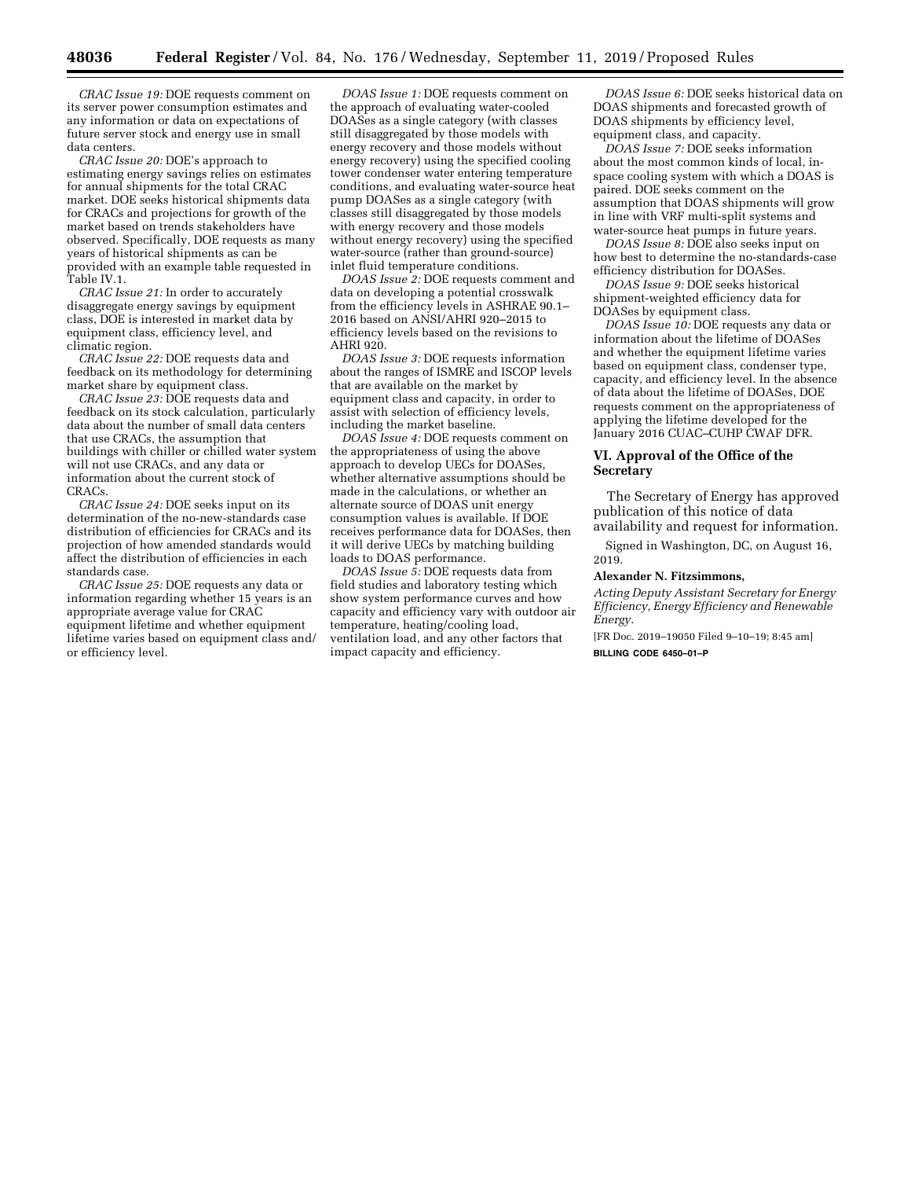*CRAC Issue 19:* DOE requests comment on its server power consumption estimates and any information or data on expectations of future server stock and energy use in small data centers.

*CRAC Issue 20:* DOE's approach to estimating energy savings relies on estimates for annual shipments for the total CRAC market. DOE seeks historical shipments data for CRACs and projections for growth of the market based on trends stakeholders have observed. Specifically, DOE requests as many years of historical shipments as can be provided with an example table requested in Table IV.1.

*CRAC Issue 21:* In order to accurately disaggregate energy savings by equipment class, DOE is interested in market data by equipment class, efficiency level, and climatic region.

*CRAC Issue 22:* DOE requests data and feedback on its methodology for determining market share by equipment class.

*CRAC Issue 23:* DOE requests data and feedback on its stock calculation, particularly data about the number of small data centers that use CRACs, the assumption that buildings with chiller or chilled water system will not use CRACs, and any data or information about the current stock of CRACs.

*CRAC Issue 24:* DOE seeks input on its determination of the no-new-standards case distribution of efficiencies for CRACs and its projection of how amended standards would affect the distribution of efficiencies in each standards case.

*CRAC Issue 25:* DOE requests any data or information regarding whether 15 years is an appropriate average value for CRAC equipment lifetime and whether equipment lifetime varies based on equipment class and/or efficiency level.

*DOAS Issue 1:* DOE requests comment on the approach of evaluating water-cooled DOASes as a single category (with classes still disaggregated by those models with energy recovery and those models without energy recovery) using the specified cooling tower condenser water entering temperature conditions, and evaluating water-source heat pump DOASes as a single category (with classes still disaggregated by those models with energy recovery and those models without energy recovery) using the specified water-source (rather than ground-source) inlet fluid temperature conditions.

*DOAS Issue 2:* DOE requests comment and data on developing a potential crosswalk from the efficiency levels in ASHRAE 90.1–2016 based on ANSI/AHRI 920–2015 to efficiency levels based on the revisions to AHRI 920.

*DOAS Issue 3:* DOE requests information about the ranges of ISMRE and ISCOP levels that are available on the market by equipment class and capacity, in order to assist with selection of efficiency levels, including the market baseline.

*DOAS Issue 4:* DOE requests comment on the appropriateness of using the above approach to develop UECs for DOASes, whether alternative assumptions should be made in the calculations, or whether an alternate source of DOAS unit energy consumption values is available. If DOE receives performance data for DOASes, then it will derive UECs by matching building loads to DOAS performance.

*DOAS Issue 5:* DOE requests data from field studies and laboratory testing which show system performance curves and how capacity and efficiency vary with outdoor air temperature, heating/cooling load, ventilation load, and any other factors that impact capacity and efficiency.

*DOAS Issue 6:* DOE seeks historical data on DOAS shipments and forecasted growth of DOAS shipments by efficiency level, equipment class, and capacity.

*DOAS Issue 7:* DOE seeks information about the most common kinds of local, in-space cooling system with which a DOAS is paired. DOE seeks comment on the assumption that DOAS shipments will grow in line with VRF multi-split systems and water-source heat pumps in future years.

*DOAS Issue 8:* DOE also seeks input on how best to determine the no-standards-case efficiency distribution for DOASes.

*DOAS Issue 9:* DOE seeks historical shipment-weighted efficiency data for DOASes by equipment class.

*DOAS Issue 10:* DOE requests any data or information about the lifetime of DOASes and whether the equipment lifetime varies based on equipment class, condenser type, capacity, and efficiency level. In the absence of data about the lifetime of DOASes, DOE requests comment on the appropriateness of applying the lifetime developed for the January 2016 CUAC–CUHP CWAF DFR.

## VI. Approval of the Office of the Secretary

The Secretary of Energy has approved publication of this notice of data availability and request for information.

Signed in Washington, DC, on August 16, 2019.

**Alexander N. Fitzsimmons,**

*Acting Deputy Assistant Secretary for Energy Efficiency, Energy Efficiency and Renewable Energy.*

[FR Doc. 2019–19050 Filed 9–10–19; 8:45 am]

**BILLING CODE 6450–01–P**